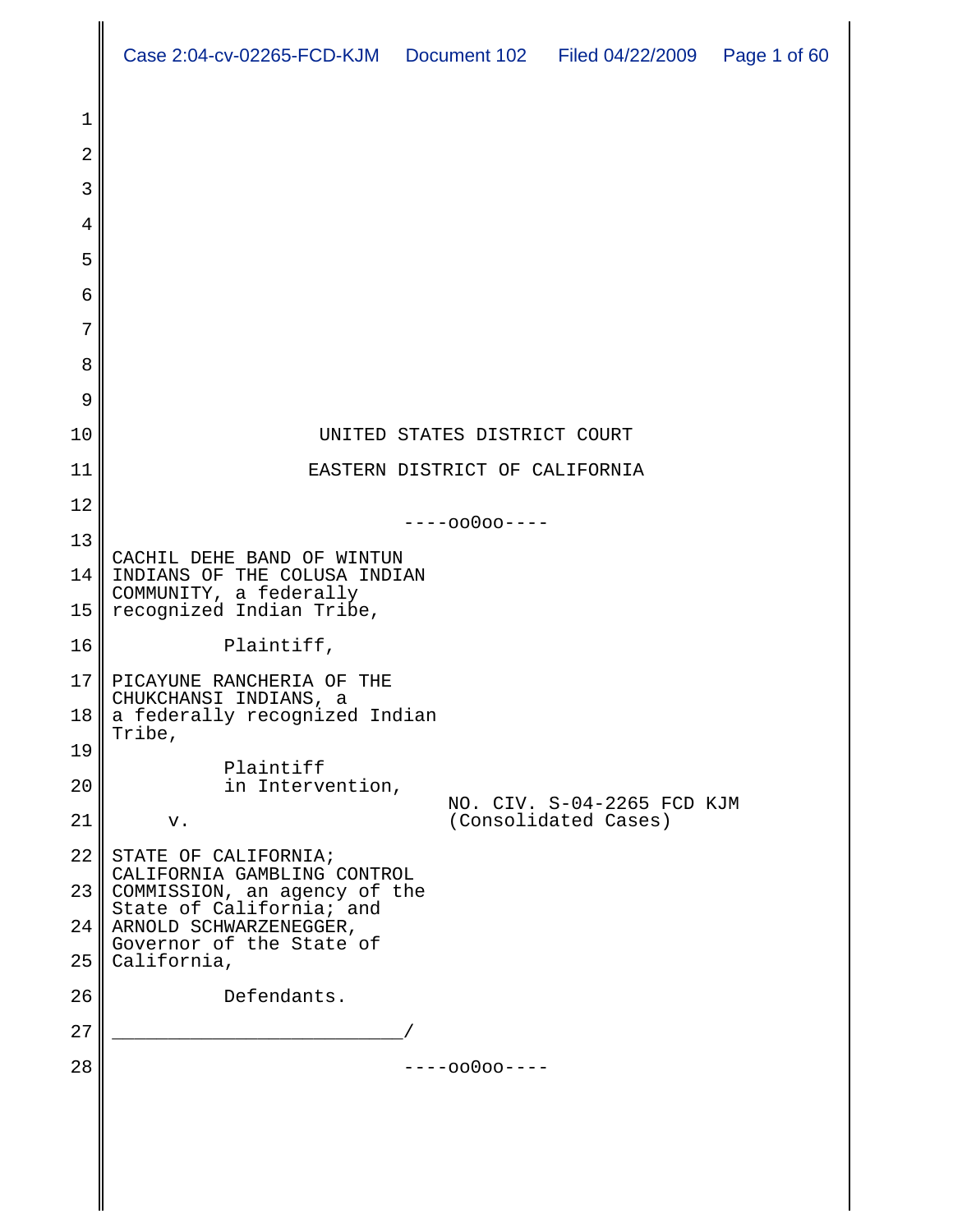UNITED STATES DISTRICT COURT

EASTERN DISTRICT OF CALIFORNIA

----oo0oo----

CACHIL DEHE BAND OF WINTUN INDIANS OF THE COLUSA INDIAN COMMUNITY, a federally recognized Indian Tribe,

Plaintiff,

PICAYUNE RANCHERIA OF THE CHUKCHANSI INDIANS, a a federally recognized Indian Tribe,

Plaintiff in Intervention,

v.

NO. CIV. S-04-2265 FCD KJM
(Consolidated Cases)

STATE OF CALIFORNIA; CALIFORNIA GAMBLING CONTROL COMMISSION, an agency of the State of California; and ARNOLD SCHWARZENEGGER, Governor of the State of California,

Defendants.

_________________________/

----oo0oo----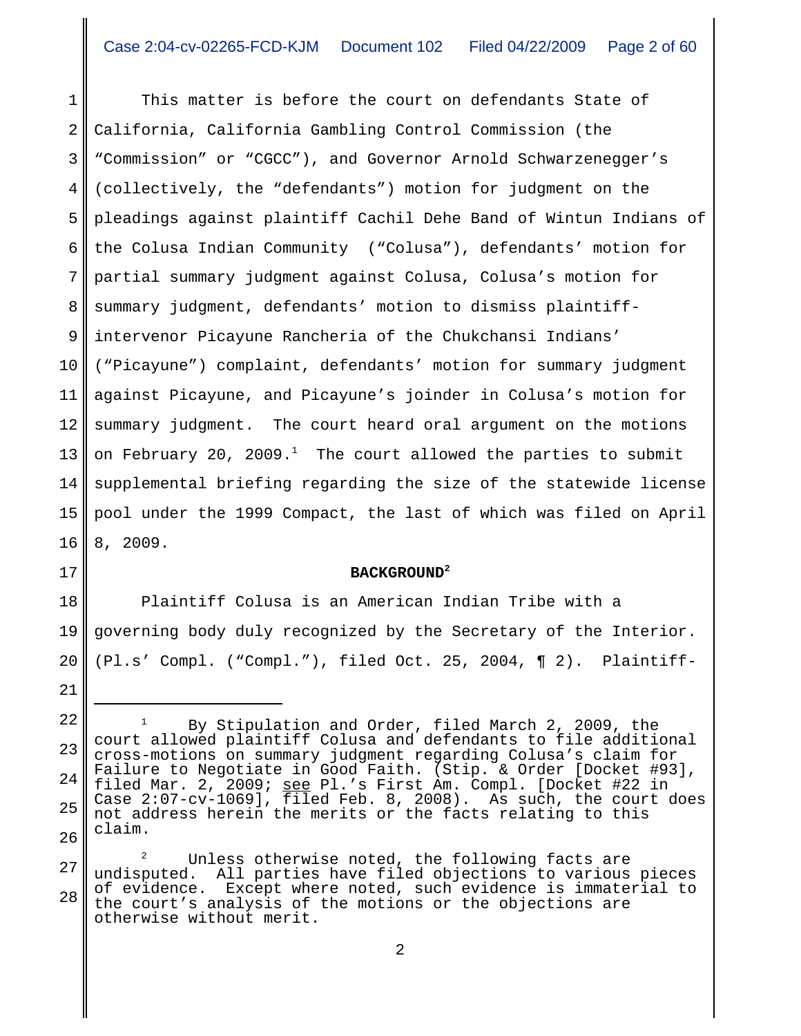This matter is before the court on defendants State of California, California Gambling Control Commission (the "Commission" or "CGCC"), and Governor Arnold Schwarzenegger's (collectively, the "defendants") motion for judgment on the pleadings against plaintiff Cachil Dehe Band of Wintun Indians of the Colusa Indian Community ("Colusa"), defendants' motion for partial summary judgment against Colusa, Colusa's motion for summary judgment, defendants' motion to dismiss plaintiff-intervenor Picayune Rancheria of the Chukchansi Indians' ("Picayune") complaint, defendants' motion for summary judgment against Picayune, and Picayune's joinder in Colusa's motion for summary judgment. The court heard oral argument on the motions on February 20, 2009.[1] The court allowed the parties to submit supplemental briefing regarding the size of the statewide license pool under the 1999 Compact, the last of which was filed on April 8, 2009.

## BACKGROUND[2]

Plaintiff Colusa is an American Indian Tribe with a governing body duly recognized by the Secretary of the Interior. (Pl.s' Compl. ("Compl."), filed Oct. 25, 2004, ¶ 2). Plaintiff-

---

[1] By Stipulation and Order, filed March 2, 2009, the court allowed plaintiff Colusa and defendants to file additional cross-motions on summary judgment regarding Colusa's claim for Failure to Negotiate in Good Faith. (Stip. & Order [Docket #93], filed Mar. 2, 2009; see Pl.'s First Am. Compl. [Docket #22 in Case 2:07-cv-1069], filed Feb. 8, 2008). As such, the court does not address herein the merits or the facts relating to this claim.

[2] Unless otherwise noted, the following facts are undisputed. All parties have filed objections to various pieces of evidence. Except where noted, such evidence is immaterial to the court's analysis of the motions or the objections are otherwise without merit.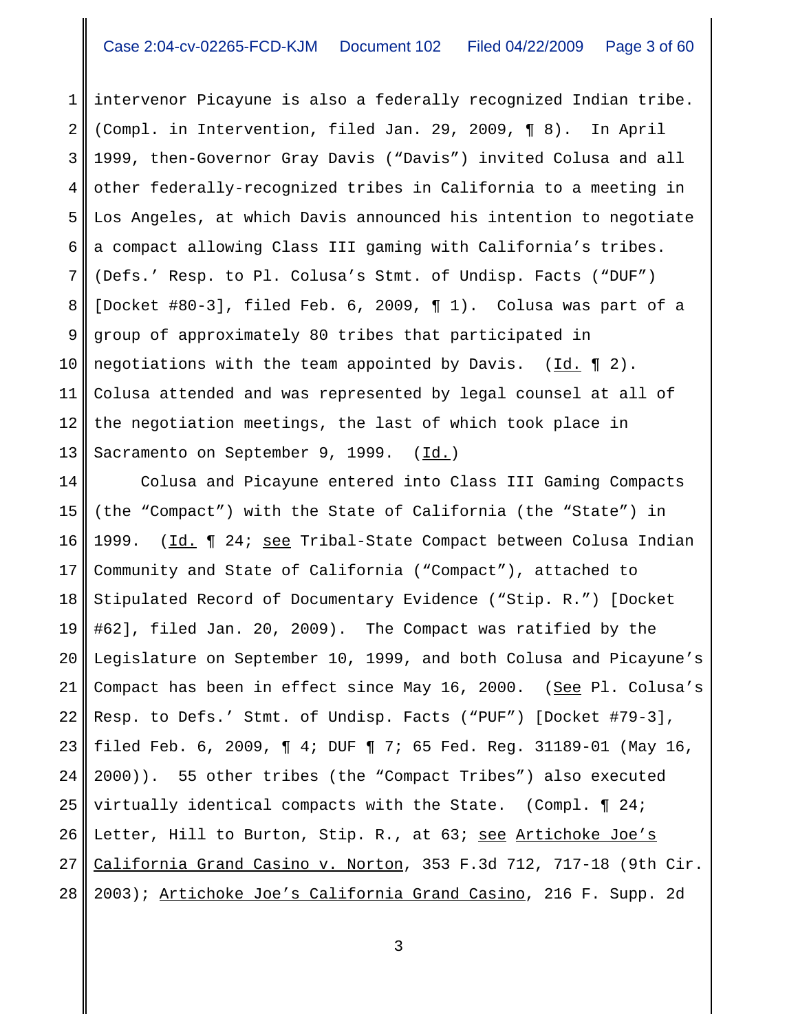intervenor Picayune is also a federally recognized Indian tribe. (Compl. in Intervention, filed Jan. 29, 2009, ¶ 8). In April 1999, then-Governor Gray Davis ("Davis") invited Colusa and all other federally-recognized tribes in California to a meeting in Los Angeles, at which Davis announced his intention to negotiate a compact allowing Class III gaming with California's tribes. (Defs.' Resp. to Pl. Colusa's Stmt. of Undisp. Facts ("DUF") [Docket #80-3], filed Feb. 6, 2009, ¶ 1). Colusa was part of a group of approximately 80 tribes that participated in negotiations with the team appointed by Davis. (Id. ¶ 2). Colusa attended and was represented by legal counsel at all of the negotiation meetings, the last of which took place in Sacramento on September 9, 1999. (Id.)

Colusa and Picayune entered into Class III Gaming Compacts (the "Compact") with the State of California (the "State") in 1999. (Id. ¶ 24; see Tribal-State Compact between Colusa Indian Community and State of California ("Compact"), attached to Stipulated Record of Documentary Evidence ("Stip. R.") [Docket #62], filed Jan. 20, 2009). The Compact was ratified by the Legislature on September 10, 1999, and both Colusa and Picayune's Compact has been in effect since May 16, 2000. (See Pl. Colusa's Resp. to Defs.' Stmt. of Undisp. Facts ("PUF") [Docket #79-3], filed Feb. 6, 2009, ¶ 4; DUF ¶ 7; 65 Fed. Reg. 31189-01 (May 16, 2000)). 55 other tribes (the "Compact Tribes") also executed virtually identical compacts with the State. (Compl. ¶ 24; Letter, Hill to Burton, Stip. R., at 63; see Artichoke Joe's California Grand Casino v. Norton, 353 F.3d 712, 717-18 (9th Cir. 2003); Artichoke Joe's California Grand Casino, 216 F. Supp. 2d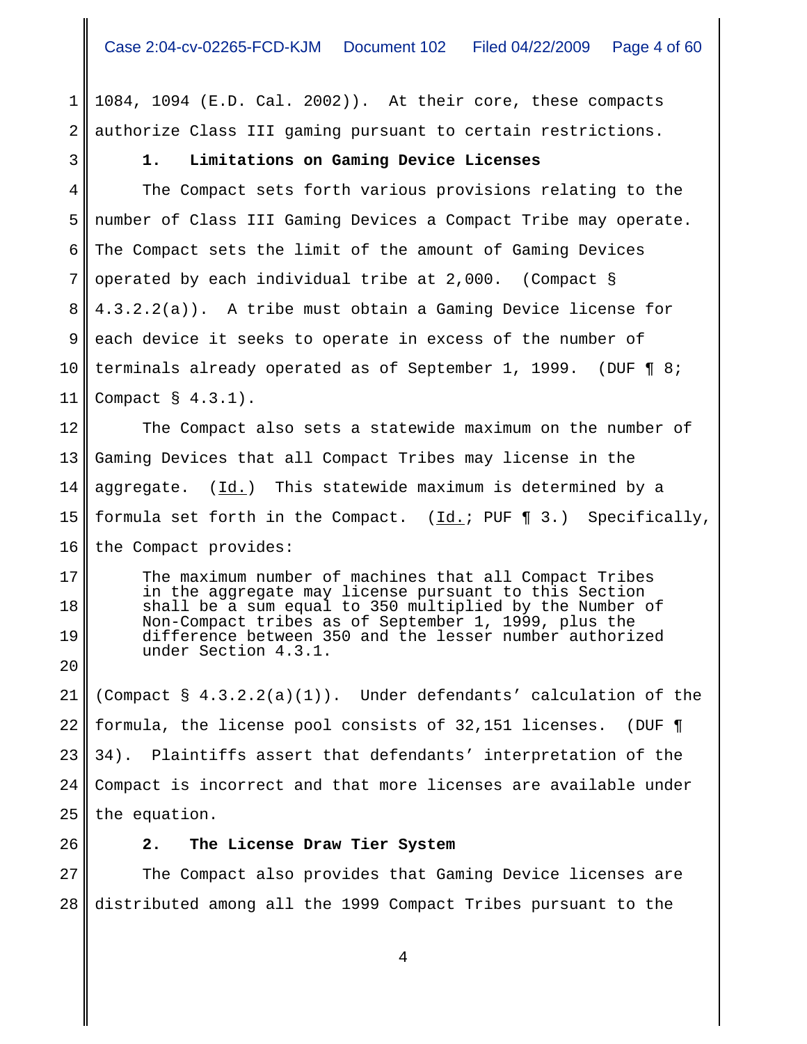1084, 1094 (E.D. Cal. 2002)). At their core, these compacts authorize Class III gaming pursuant to certain restrictions.

### 1. Limitations on Gaming Device Licenses

The Compact sets forth various provisions relating to the number of Class III Gaming Devices a Compact Tribe may operate. The Compact sets the limit of the amount of Gaming Devices operated by each individual tribe at 2,000. (Compact § 4.3.2.2(a)). A tribe must obtain a Gaming Device license for each device it seeks to operate in excess of the number of terminals already operated as of September 1, 1999. (DUF ¶ 8; Compact § 4.3.1).

The Compact also sets a statewide maximum on the number of Gaming Devices that all Compact Tribes may license in the aggregate. (Id.) This statewide maximum is determined by a formula set forth in the Compact. (Id.; PUF ¶ 3.) Specifically, the Compact provides:

> The maximum number of machines that all Compact Tribes in the aggregate may license pursuant to this Section shall be a sum equal to 350 multiplied by the Number of Non-Compact tribes as of September 1, 1999, plus the difference between 350 and the lesser number authorized under Section 4.3.1.

(Compact § 4.3.2.2(a)(1)). Under defendants' calculation of the formula, the license pool consists of 32,151 licenses. (DUF ¶ 34). Plaintiffs assert that defendants' interpretation of the Compact is incorrect and that more licenses are available under the equation.

### 2. The License Draw Tier System

The Compact also provides that Gaming Device licenses are distributed among all the 1999 Compact Tribes pursuant to the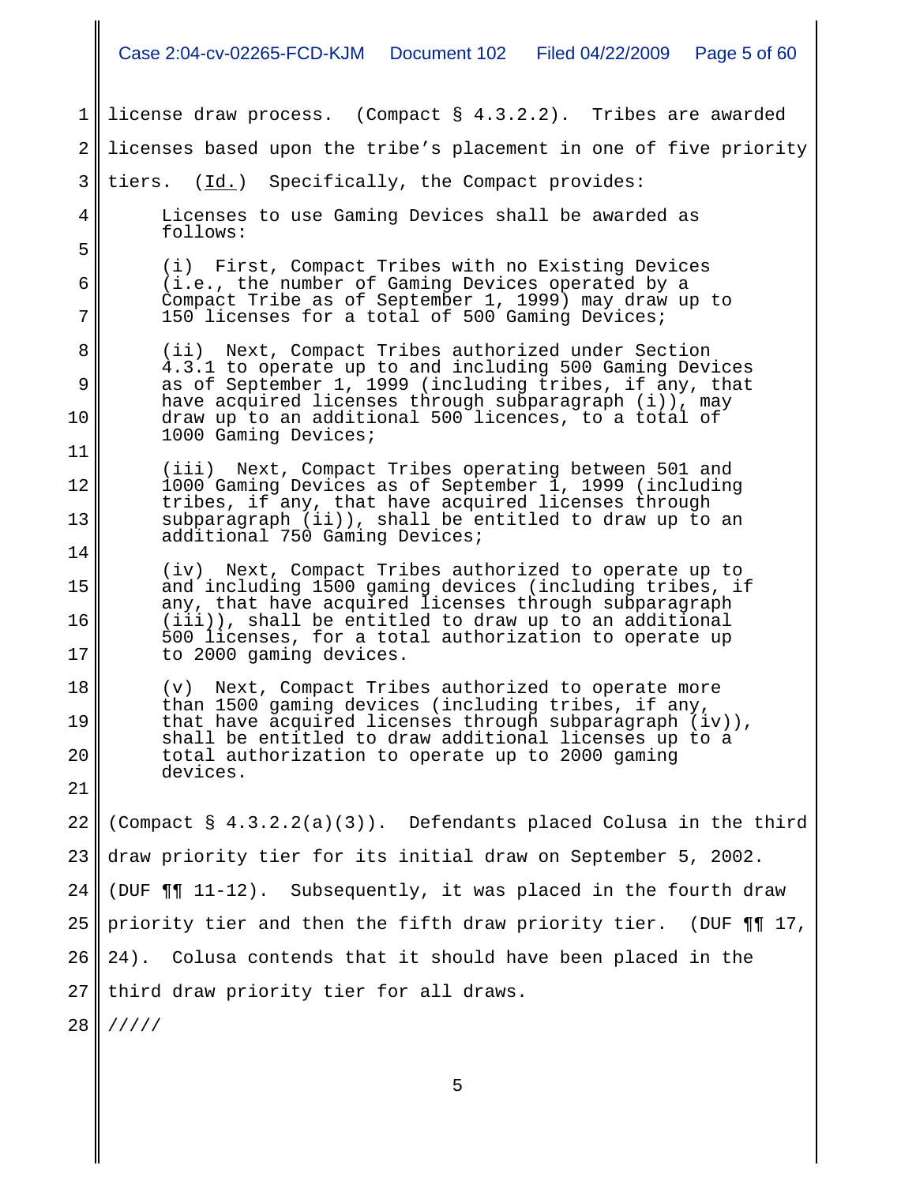license draw process. (Compact § 4.3.2.2). Tribes are awarded licenses based upon the tribe's placement in one of five priority tiers. (Id.) Specifically, the Compact provides:

> Licenses to use Gaming Devices shall be awarded as follows:
>
> (i) First, Compact Tribes with no Existing Devices (i.e., the number of Gaming Devices operated by a Compact Tribe as of September 1, 1999) may draw up to 150 licenses for a total of 500 Gaming Devices;
>
> (ii) Next, Compact Tribes authorized under Section 4.3.1 to operate up to and including 500 Gaming Devices as of September 1, 1999 (including tribes, if any, that have acquired licenses through subparagraph (i)), may draw up to an additional 500 licences, to a total of 1000 Gaming Devices;
>
> (iii) Next, Compact Tribes operating between 501 and 1000 Gaming Devices as of September 1, 1999 (including tribes, if any, that have acquired licenses through subparagraph (ii)), shall be entitled to draw up to an additional 750 Gaming Devices;
>
> (iv) Next, Compact Tribes authorized to operate up to and including 1500 gaming devices (including tribes, if any, that have acquired licenses through subparagraph (iii)), shall be entitled to draw up to an additional 500 licenses, for a total authorization to operate up to 2000 gaming devices.
>
> (v) Next, Compact Tribes authorized to operate more than 1500 gaming devices (including tribes, if any, that have acquired licenses through subparagraph (iv)), shall be entitled to draw additional licenses up to a total authorization to operate up to 2000 gaming devices.

(Compact § 4.3.2.2(a)(3)). Defendants placed Colusa in the third draw priority tier for its initial draw on September 5, 2002. (DUF ¶¶ 11-12). Subsequently, it was placed in the fourth draw priority tier and then the fifth draw priority tier. (DUF ¶¶ 17, 24). Colusa contends that it should have been placed in the third draw priority tier for all draws.

/////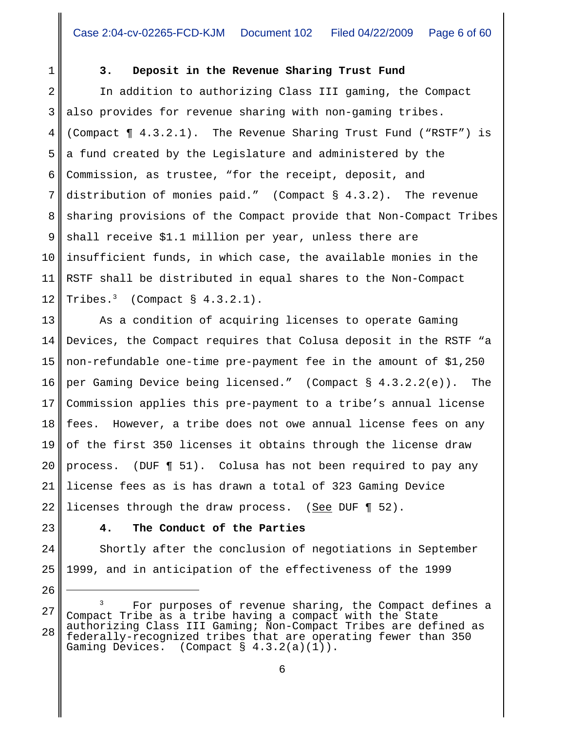### 3. Deposit in the Revenue Sharing Trust Fund

In addition to authorizing Class III gaming, the Compact also provides for revenue sharing with non-gaming tribes. (Compact ¶ 4.3.2.1). The Revenue Sharing Trust Fund ("RSTF") is a fund created by the Legislature and administered by the Commission, as trustee, "for the receipt, deposit, and distribution of monies paid." (Compact § 4.3.2). The revenue sharing provisions of the Compact provide that Non-Compact Tribes shall receive $1.1 million per year, unless there are insufficient funds, in which case, the available monies in the RSTF shall be distributed in equal shares to the Non-Compact Tribes.[3] (Compact § 4.3.2.1).

As a condition of acquiring licenses to operate Gaming Devices, the Compact requires that Colusa deposit in the RSTF "a non-refundable one-time pre-payment fee in the amount of $1,250 per Gaming Device being licensed." (Compact § 4.3.2.2(e)). The Commission applies this pre-payment to a tribe's annual license fees. However, a tribe does not owe annual license fees on any of the first 350 licenses it obtains through the license draw process. (DUF ¶ 51). Colusa has not been required to pay any license fees as is has drawn a total of 323 Gaming Device licenses through the draw process. (See DUF ¶ 52).

### 4. The Conduct of the Parties

Shortly after the conclusion of negotiations in September 1999, and in anticipation of the effectiveness of the 1999

---

[3] For purposes of revenue sharing, the Compact defines a Compact Tribe as a tribe having a compact with the State authorizing Class III Gaming; Non-Compact Tribes are defined as federally-recognized tribes that are operating fewer than 350 Gaming Devices. (Compact § 4.3.2(a)(1)).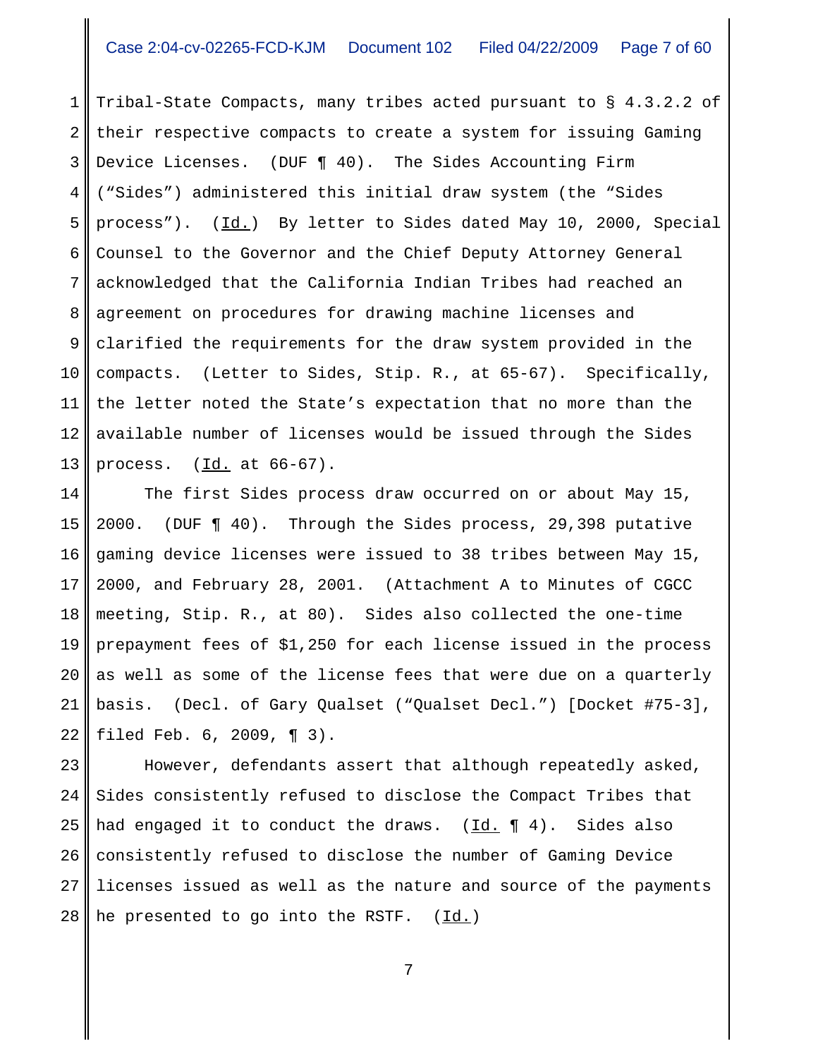Tribal-State Compacts, many tribes acted pursuant to § 4.3.2.2 of their respective compacts to create a system for issuing Gaming Device Licenses. (DUF ¶ 40). The Sides Accounting Firm ("Sides") administered this initial draw system (the "Sides process"). (Id.) By letter to Sides dated May 10, 2000, Special Counsel to the Governor and the Chief Deputy Attorney General acknowledged that the California Indian Tribes had reached an agreement on procedures for drawing machine licenses and clarified the requirements for the draw system provided in the compacts. (Letter to Sides, Stip. R., at 65-67). Specifically, the letter noted the State's expectation that no more than the available number of licenses would be issued through the Sides process. (Id. at 66-67).

The first Sides process draw occurred on or about May 15, 2000. (DUF ¶ 40). Through the Sides process, 29,398 putative gaming device licenses were issued to 38 tribes between May 15, 2000, and February 28, 2001. (Attachment A to Minutes of CGCC meeting, Stip. R., at 80). Sides also collected the one-time prepayment fees of $1,250 for each license issued in the process as well as some of the license fees that were due on a quarterly basis. (Decl. of Gary Qualset ("Qualset Decl.") [Docket #75-3], filed Feb. 6, 2009, ¶ 3).

However, defendants assert that although repeatedly asked, Sides consistently refused to disclose the Compact Tribes that had engaged it to conduct the draws. (Id. ¶ 4). Sides also consistently refused to disclose the number of Gaming Device licenses issued as well as the nature and source of the payments he presented to go into the RSTF. (Id.)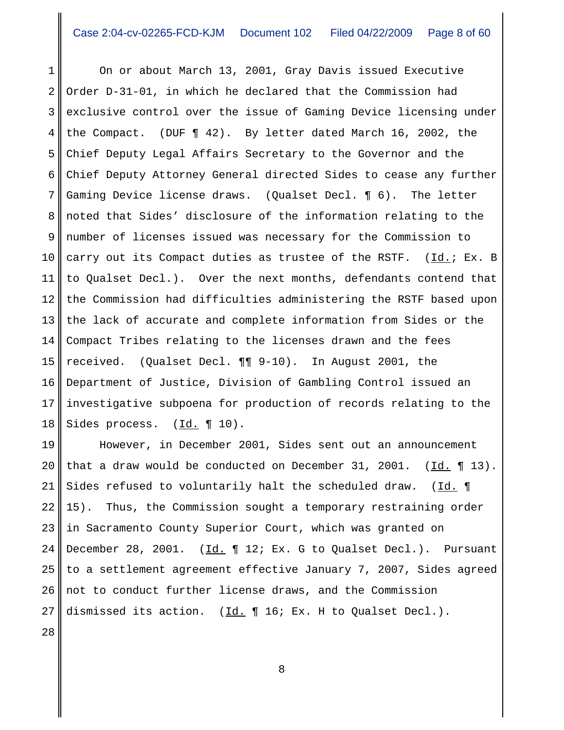On or about March 13, 2001, Gray Davis issued Executive Order D-31-01, in which he declared that the Commission had exclusive control over the issue of Gaming Device licensing under the Compact. (DUF ¶ 42). By letter dated March 16, 2002, the Chief Deputy Legal Affairs Secretary to the Governor and the Chief Deputy Attorney General directed Sides to cease any further Gaming Device license draws. (Qualset Decl. ¶ 6). The letter noted that Sides' disclosure of the information relating to the number of licenses issued was necessary for the Commission to carry out its Compact duties as trustee of the RSTF. (Id.; Ex. B to Qualset Decl.). Over the next months, defendants contend that the Commission had difficulties administering the RSTF based upon the lack of accurate and complete information from Sides or the Compact Tribes relating to the licenses drawn and the fees received. (Qualset Decl. ¶¶ 9-10). In August 2001, the Department of Justice, Division of Gambling Control issued an investigative subpoena for production of records relating to the Sides process. (Id. ¶ 10).

However, in December 2001, Sides sent out an announcement that a draw would be conducted on December 31, 2001. (Id. ¶ 13). Sides refused to voluntarily halt the scheduled draw. (Id. ¶ 15). Thus, the Commission sought a temporary restraining order in Sacramento County Superior Court, which was granted on December 28, 2001. (Id. ¶ 12; Ex. G to Qualset Decl.). Pursuant to a settlement agreement effective January 7, 2007, Sides agreed not to conduct further license draws, and the Commission dismissed its action. (Id. ¶ 16; Ex. H to Qualset Decl.).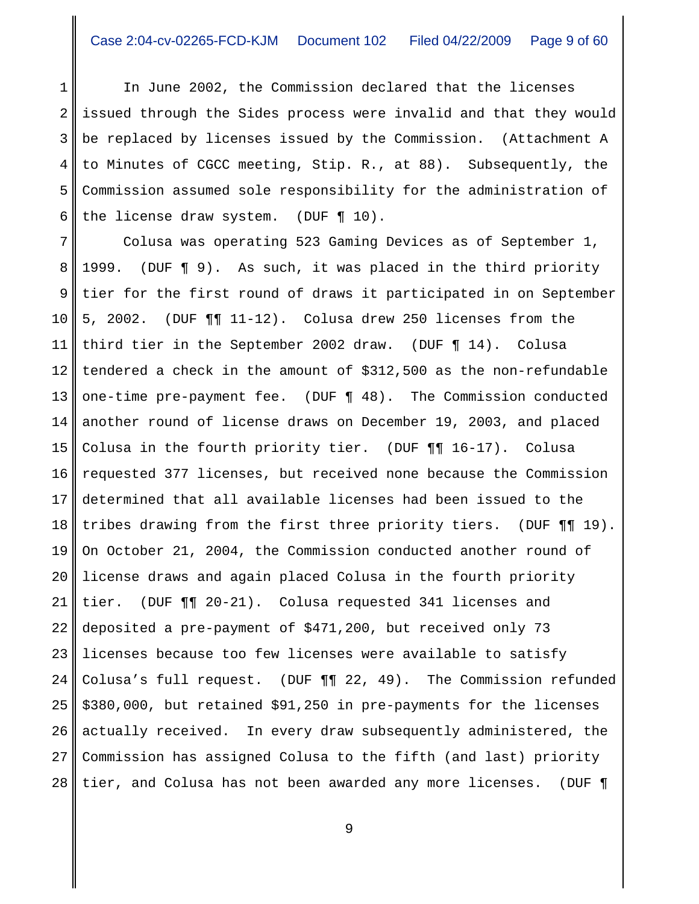In June 2002, the Commission declared that the licenses issued through the Sides process were invalid and that they would be replaced by licenses issued by the Commission. (Attachment A to Minutes of CGCC meeting, Stip. R., at 88). Subsequently, the Commission assumed sole responsibility for the administration of the license draw system. (DUF ¶ 10).

Colusa was operating 523 Gaming Devices as of September 1, 1999. (DUF ¶ 9). As such, it was placed in the third priority tier for the first round of draws it participated in on September 5, 2002. (DUF ¶¶ 11-12). Colusa drew 250 licenses from the third tier in the September 2002 draw. (DUF ¶ 14). Colusa tendered a check in the amount of $312,500 as the non-refundable one-time pre-payment fee. (DUF ¶ 48). The Commission conducted another round of license draws on December 19, 2003, and placed Colusa in the fourth priority tier. (DUF ¶¶ 16-17). Colusa requested 377 licenses, but received none because the Commission determined that all available licenses had been issued to the tribes drawing from the first three priority tiers. (DUF ¶¶ 19). On October 21, 2004, the Commission conducted another round of license draws and again placed Colusa in the fourth priority tier. (DUF ¶¶ 20-21). Colusa requested 341 licenses and deposited a pre-payment of $471,200, but received only 73 licenses because too few licenses were available to satisfy Colusa's full request. (DUF ¶¶ 22, 49). The Commission refunded $380,000, but retained $91,250 in pre-payments for the licenses actually received. In every draw subsequently administered, the Commission has assigned Colusa to the fifth (and last) priority tier, and Colusa has not been awarded any more licenses. (DUF ¶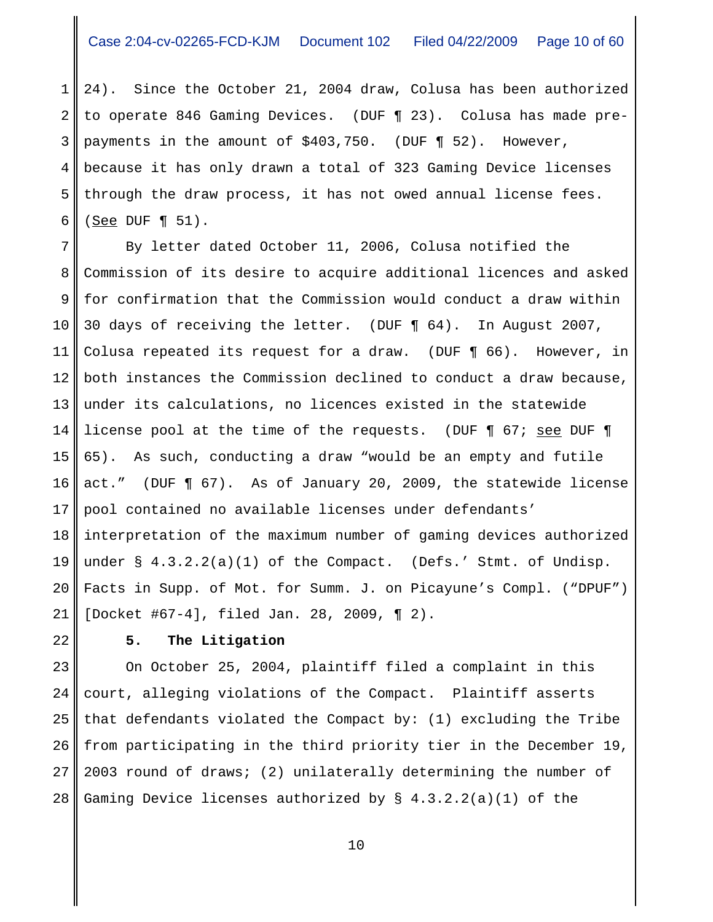24). Since the October 21, 2004 draw, Colusa has been authorized to operate 846 Gaming Devices. (DUF ¶ 23). Colusa has made pre-payments in the amount of $403,750. (DUF ¶ 52). However, because it has only drawn a total of 323 Gaming Device licenses through the draw process, it has not owed annual license fees. (See DUF ¶ 51).

By letter dated October 11, 2006, Colusa notified the Commission of its desire to acquire additional licences and asked for confirmation that the Commission would conduct a draw within 30 days of receiving the letter. (DUF ¶ 64). In August 2007, Colusa repeated its request for a draw. (DUF ¶ 66). However, in both instances the Commission declined to conduct a draw because, under its calculations, no licences existed in the statewide license pool at the time of the requests. (DUF ¶ 67; see DUF ¶ 65). As such, conducting a draw "would be an empty and futile act." (DUF ¶ 67). As of January 20, 2009, the statewide license pool contained no available licenses under defendants' interpretation of the maximum number of gaming devices authorized under § 4.3.2.2(a)(1) of the Compact. (Defs.' Stmt. of Undisp. Facts in Supp. of Mot. for Summ. J. on Picayune's Compl. ("DPUF") [Docket #67-4], filed Jan. 28, 2009, ¶ 2).

**5. The Litigation**

On October 25, 2004, plaintiff filed a complaint in this court, alleging violations of the Compact. Plaintiff asserts that defendants violated the Compact by: (1) excluding the Tribe from participating in the third priority tier in the December 19, 2003 round of draws; (2) unilaterally determining the number of Gaming Device licenses authorized by § 4.3.2.2(a)(1) of the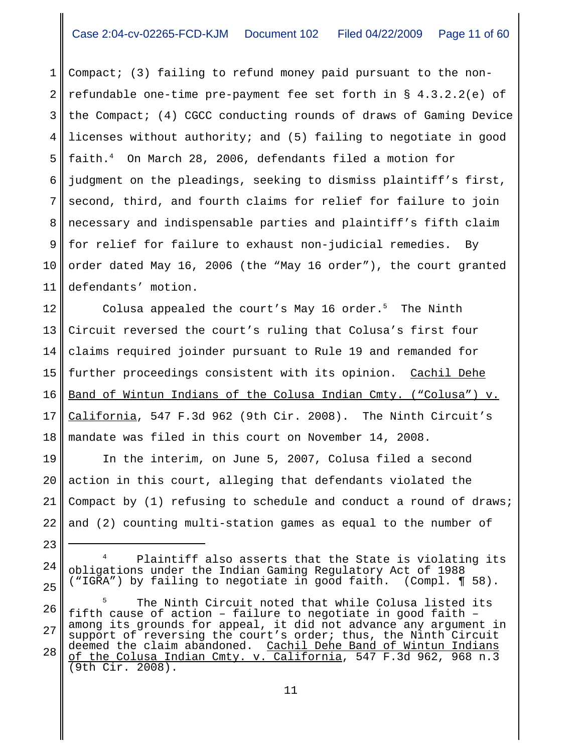Compact; (3) failing to refund money paid pursuant to the non-refundable one-time pre-payment fee set forth in § 4.3.2.2(e) of the Compact; (4) CGCC conducting rounds of draws of Gaming Device licenses without authority; and (5) failing to negotiate in good faith.[4] On March 28, 2006, defendants filed a motion for judgment on the pleadings, seeking to dismiss plaintiff's first, second, third, and fourth claims for relief for failure to join necessary and indispensable parties and plaintiff's fifth claim for relief for failure to exhaust non-judicial remedies. By order dated May 16, 2006 (the "May 16 order"), the court granted defendants' motion.

Colusa appealed the court's May 16 order.[5] The Ninth Circuit reversed the court's ruling that Colusa's first four claims required joinder pursuant to Rule 19 and remanded for further proceedings consistent with its opinion. Cachil Dehe Band of Wintun Indians of the Colusa Indian Cmty. ("Colusa") v. California, 547 F.3d 962 (9th Cir. 2008). The Ninth Circuit's mandate was filed in this court on November 14, 2008.

In the interim, on June 5, 2007, Colusa filed a second action in this court, alleging that defendants violated the Compact by (1) refusing to schedule and conduct a round of draws; and (2) counting multi-station games as equal to the number of

---

[4] Plaintiff also asserts that the State is violating its obligations under the Indian Gaming Regulatory Act of 1988 ("IGRA") by failing to negotiate in good faith. (Compl. ¶ 58).

[5] The Ninth Circuit noted that while Colusa listed its fifth cause of action – failure to negotiate in good faith – among its grounds for appeal, it did not advance any argument in support of reversing the court's order; thus, the Ninth Circuit deemed the claim abandoned. Cachil Dehe Band of Wintun Indians of the Colusa Indian Cmty. v. California, 547 F.3d 962, 968 n.3 (9th Cir. 2008).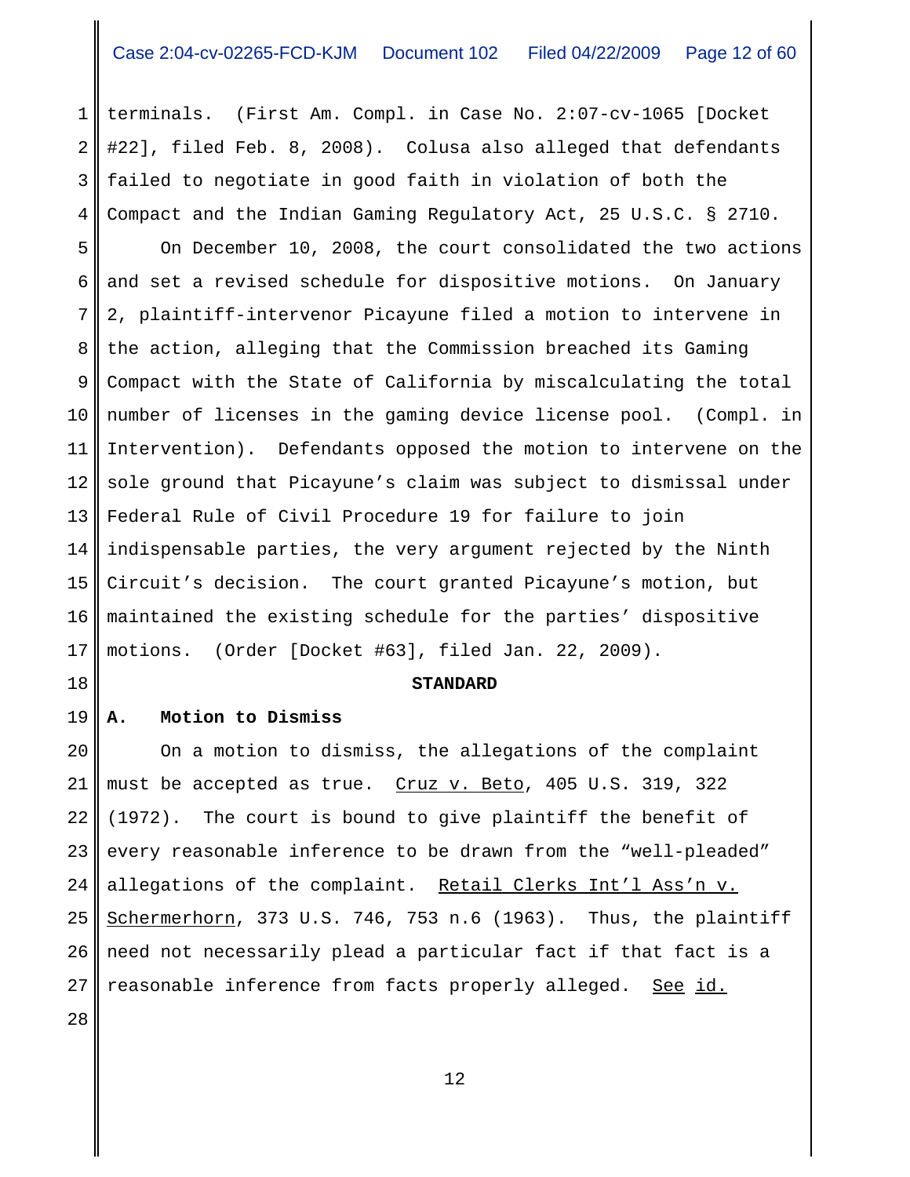terminals. (First Am. Compl. in Case No. 2:07-cv-1065 [Docket #22], filed Feb. 8, 2008). Colusa also alleged that defendants failed to negotiate in good faith in violation of both the Compact and the Indian Gaming Regulatory Act, 25 U.S.C. § 2710.

On December 10, 2008, the court consolidated the two actions and set a revised schedule for dispositive motions. On January 2, plaintiff-intervenor Picayune filed a motion to intervene in the action, alleging that the Commission breached its Gaming Compact with the State of California by miscalculating the total number of licenses in the gaming device license pool. (Compl. in Intervention). Defendants opposed the motion to intervene on the sole ground that Picayune's claim was subject to dismissal under Federal Rule of Civil Procedure 19 for failure to join indispensable parties, the very argument rejected by the Ninth Circuit's decision. The court granted Picayune's motion, but maintained the existing schedule for the parties' dispositive motions. (Order [Docket #63], filed Jan. 22, 2009).

## STANDARD

### A. Motion to Dismiss

On a motion to dismiss, the allegations of the complaint must be accepted as true. Cruz v. Beto, 405 U.S. 319, 322 (1972). The court is bound to give plaintiff the benefit of every reasonable inference to be drawn from the "well-pleaded" allegations of the complaint. Retail Clerks Int'l Ass'n v. Schermerhorn, 373 U.S. 746, 753 n.6 (1963). Thus, the plaintiff need not necessarily plead a particular fact if that fact is a reasonable inference from facts properly alleged. See id.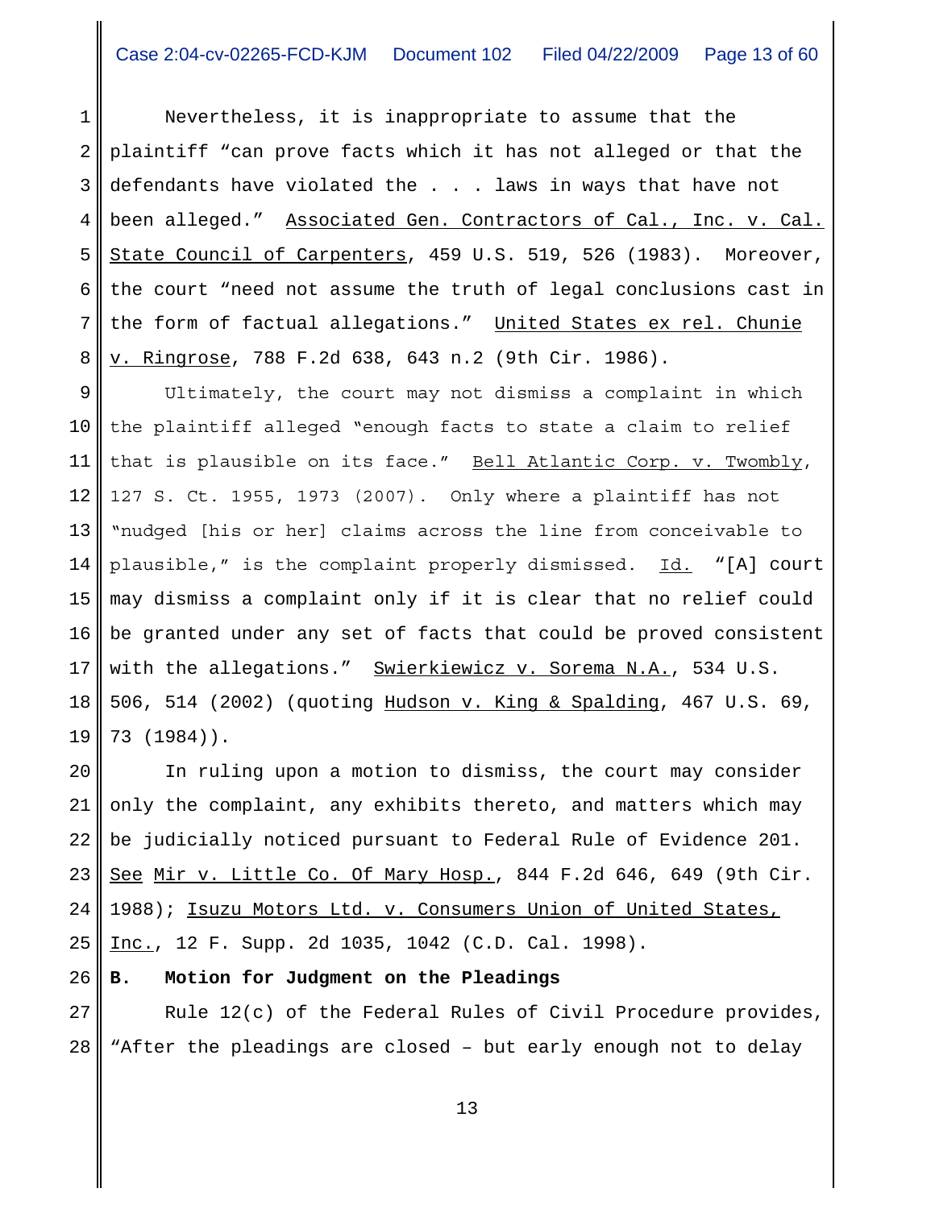Nevertheless, it is inappropriate to assume that the plaintiff "can prove facts which it has not alleged or that the defendants have violated the . . . laws in ways that have not been alleged." Associated Gen. Contractors of Cal., Inc. v. Cal. State Council of Carpenters, 459 U.S. 519, 526 (1983). Moreover, the court "need not assume the truth of legal conclusions cast in the form of factual allegations." United States ex rel. Chunie v. Ringrose, 788 F.2d 638, 643 n.2 (9th Cir. 1986).

Ultimately, the court may not dismiss a complaint in which the plaintiff alleged "enough facts to state a claim to relief that is plausible on its face." Bell Atlantic Corp. v. Twombly, 127 S. Ct. 1955, 1973 (2007). Only where a plaintiff has not "nudged [his or her] claims across the line from conceivable to plausible," is the complaint properly dismissed. Id. "[A] court may dismiss a complaint only if it is clear that no relief could be granted under any set of facts that could be proved consistent with the allegations." Swierkiewicz v. Sorema N.A., 534 U.S. 506, 514 (2002) (quoting Hudson v. King & Spalding, 467 U.S. 69, 73 (1984)).

In ruling upon a motion to dismiss, the court may consider only the complaint, any exhibits thereto, and matters which may be judicially noticed pursuant to Federal Rule of Evidence 201. See Mir v. Little Co. Of Mary Hosp., 844 F.2d 646, 649 (9th Cir. 1988); Isuzu Motors Ltd. v. Consumers Union of United States, Inc., 12 F. Supp. 2d 1035, 1042 (C.D. Cal. 1998).

**B. Motion for Judgment on the Pleadings**

Rule 12(c) of the Federal Rules of Civil Procedure provides, "After the pleadings are closed – but early enough not to delay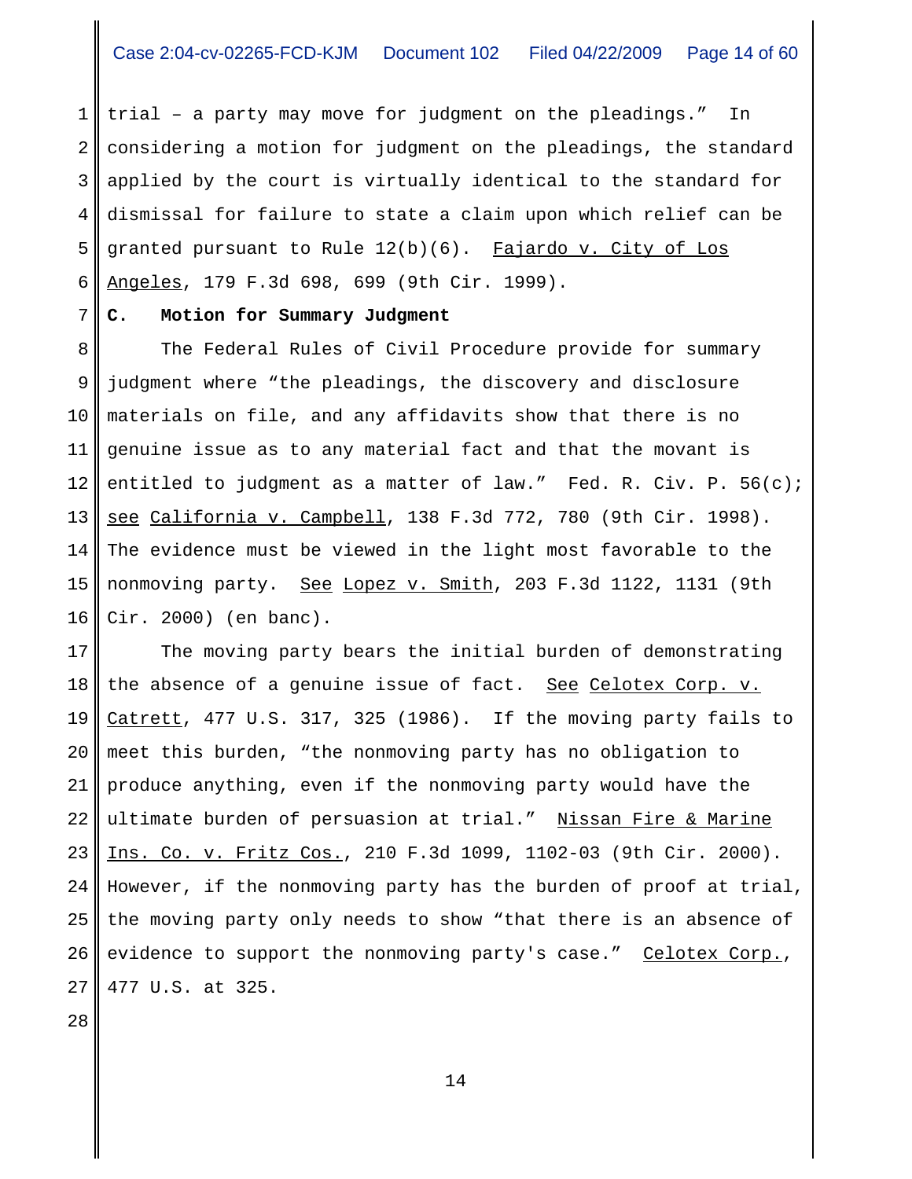trial – a party may move for judgment on the pleadings." In considering a motion for judgment on the pleadings, the standard applied by the court is virtually identical to the standard for dismissal for failure to state a claim upon which relief can be granted pursuant to Rule 12(b)(6). Fajardo v. City of Los Angeles, 179 F.3d 698, 699 (9th Cir. 1999).

**C. Motion for Summary Judgment**

The Federal Rules of Civil Procedure provide for summary judgment where "the pleadings, the discovery and disclosure materials on file, and any affidavits show that there is no genuine issue as to any material fact and that the movant is entitled to judgment as a matter of law." Fed. R. Civ. P. 56(c); see California v. Campbell, 138 F.3d 772, 780 (9th Cir. 1998). The evidence must be viewed in the light most favorable to the nonmoving party. See Lopez v. Smith, 203 F.3d 1122, 1131 (9th Cir. 2000) (en banc).

The moving party bears the initial burden of demonstrating the absence of a genuine issue of fact. See Celotex Corp. v. Catrett, 477 U.S. 317, 325 (1986). If the moving party fails to meet this burden, "the nonmoving party has no obligation to produce anything, even if the nonmoving party would have the ultimate burden of persuasion at trial." Nissan Fire & Marine Ins. Co. v. Fritz Cos., 210 F.3d 1099, 1102-03 (9th Cir. 2000). However, if the nonmoving party has the burden of proof at trial, the moving party only needs to show "that there is an absence of evidence to support the nonmoving party's case." Celotex Corp., 477 U.S. at 325.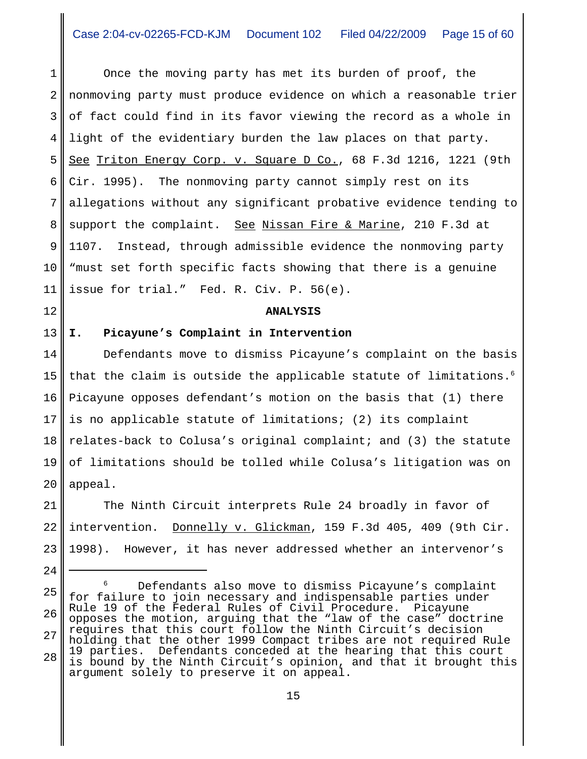Once the moving party has met its burden of proof, the nonmoving party must produce evidence on which a reasonable trier of fact could find in its favor viewing the record as a whole in light of the evidentiary burden the law places on that party. See Triton Energy Corp. v. Square D Co., 68 F.3d 1216, 1221 (9th Cir. 1995). The nonmoving party cannot simply rest on its allegations without any significant probative evidence tending to support the complaint. See Nissan Fire & Marine, 210 F.3d at 1107. Instead, through admissible evidence the nonmoving party "must set forth specific facts showing that there is a genuine issue for trial." Fed. R. Civ. P. 56(e).

## ANALYSIS

### I. Picayune's Complaint in Intervention

Defendants move to dismiss Picayune's complaint on the basis that the claim is outside the applicable statute of limitations.[6] Picayune opposes defendant's motion on the basis that (1) there is no applicable statute of limitations; (2) its complaint relates-back to Colusa's original complaint; and (3) the statute of limitations should be tolled while Colusa's litigation was on appeal.

The Ninth Circuit interprets Rule 24 broadly in favor of intervention. Donnelly v. Glickman, 159 F.3d 405, 409 (9th Cir. 1998). However, it has never addressed whether an intervenor's

---

[6] Defendants also move to dismiss Picayune's complaint for failure to join necessary and indispensable parties under Rule 19 of the Federal Rules of Civil Procedure. Picayune opposes the motion, arguing that the "law of the case" doctrine requires that this court follow the Ninth Circuit's decision holding that the other 1999 Compact tribes are not required Rule 19 parties. Defendants conceded at the hearing that this court is bound by the Ninth Circuit's opinion, and that it brought this argument solely to preserve it on appeal.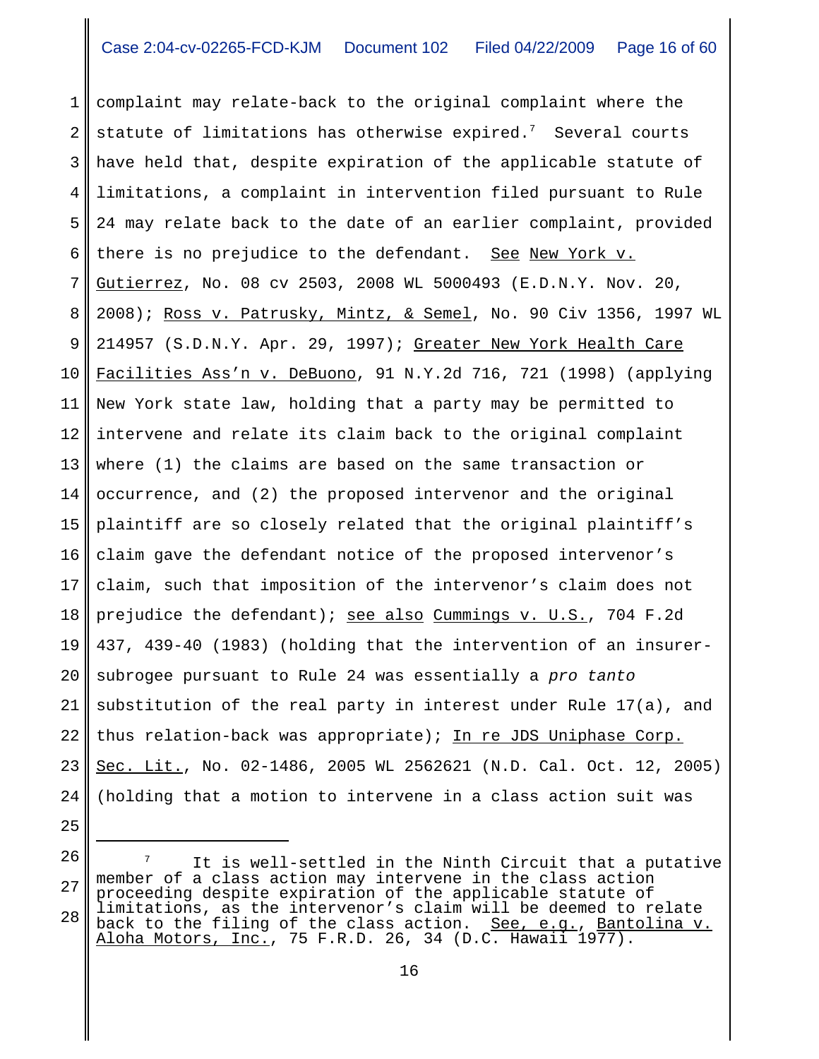complaint may relate-back to the original complaint where the statute of limitations has otherwise expired.[7] Several courts have held that, despite expiration of the applicable statute of limitations, a complaint in intervention filed pursuant to Rule 24 may relate back to the date of an earlier complaint, provided there is no prejudice to the defendant. See New York v. Gutierrez, No. 08 cv 2503, 2008 WL 5000493 (E.D.N.Y. Nov. 20, 2008); Ross v. Patrusky, Mintz, & Semel, No. 90 Civ 1356, 1997 WL 214957 (S.D.N.Y. Apr. 29, 1997); Greater New York Health Care Facilities Ass'n v. DeBuono, 91 N.Y.2d 716, 721 (1998) (applying New York state law, holding that a party may be permitted to intervene and relate its claim back to the original complaint where (1) the claims are based on the same transaction or occurrence, and (2) the proposed intervenor and the original plaintiff are so closely related that the original plaintiff's claim gave the defendant notice of the proposed intervenor's claim, such that imposition of the intervenor's claim does not prejudice the defendant); see also Cummings v. U.S., 704 F.2d 437, 439-40 (1983) (holding that the intervention of an insurer-subrogee pursuant to Rule 24 was essentially a *pro tanto* substitution of the real party in interest under Rule 17(a), and thus relation-back was appropriate); In re JDS Uniphase Corp. Sec. Lit., No. 02-1486, 2005 WL 2562621 (N.D. Cal. Oct. 12, 2005) (holding that a motion to intervene in a class action suit was

---

[7] It is well-settled in the Ninth Circuit that a putative member of a class action may intervene in the class action proceeding despite expiration of the applicable statute of limitations, as the intervenor's claim will be deemed to relate back to the filing of the class action. See, e.g., Bantolina v. Aloha Motors, Inc., 75 F.R.D. 26, 34 (D.C. Hawaii 1977).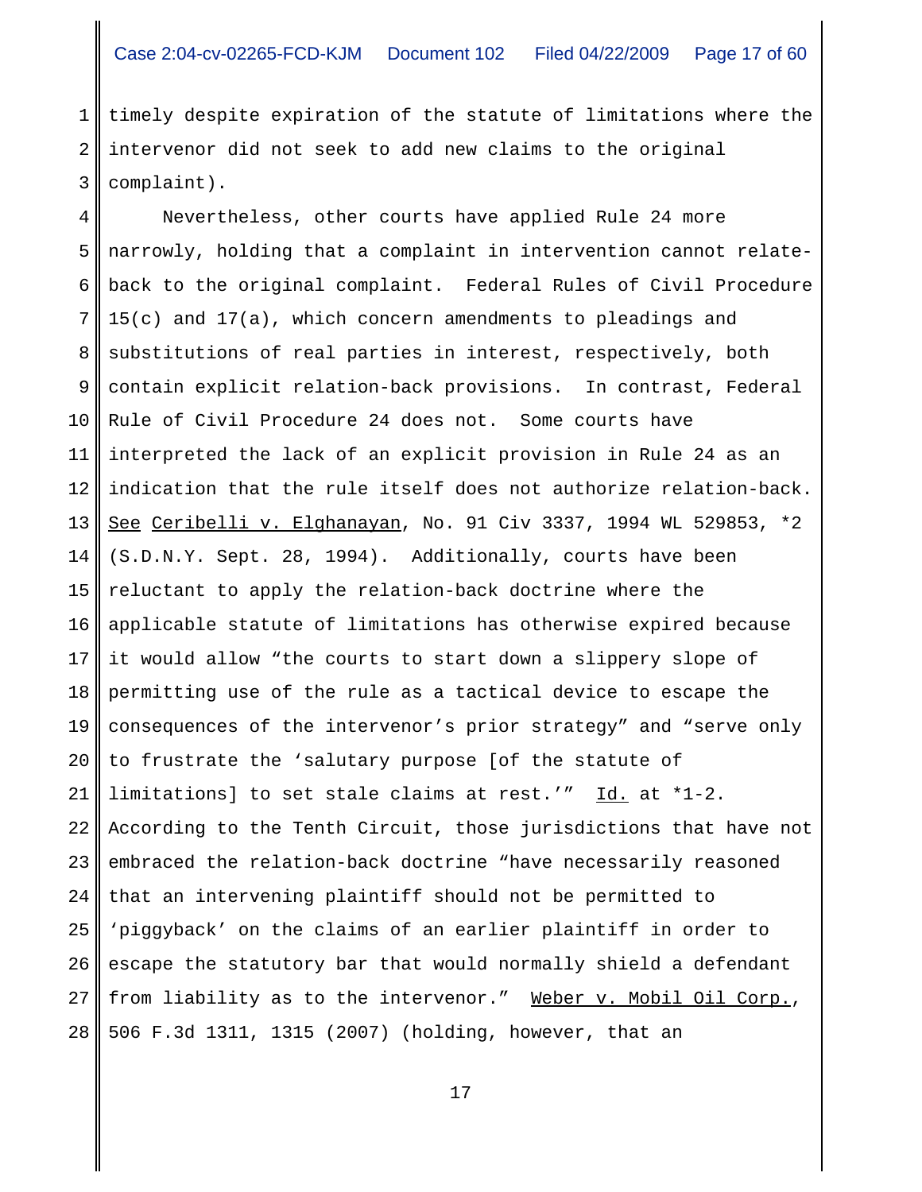timely despite expiration of the statute of limitations where the intervenor did not seek to add new claims to the original complaint).

Nevertheless, other courts have applied Rule 24 more narrowly, holding that a complaint in intervention cannot relate-back to the original complaint. Federal Rules of Civil Procedure 15(c) and 17(a), which concern amendments to pleadings and substitutions of real parties in interest, respectively, both contain explicit relation-back provisions. In contrast, Federal Rule of Civil Procedure 24 does not. Some courts have interpreted the lack of an explicit provision in Rule 24 as an indication that the rule itself does not authorize relation-back. See Ceribelli v. Elghanayan, No. 91 Civ 3337, 1994 WL 529853, *2 (S.D.N.Y. Sept. 28, 1994). Additionally, courts have been reluctant to apply the relation-back doctrine where the applicable statute of limitations has otherwise expired because it would allow "the courts to start down a slippery slope of permitting use of the rule as a tactical device to escape the consequences of the intervenor's prior strategy" and "serve only to frustrate the 'salutary purpose [of the statute of limitations] to set stale claims at rest.'" Id. at *1-2. According to the Tenth Circuit, those jurisdictions that have not embraced the relation-back doctrine "have necessarily reasoned that an intervening plaintiff should not be permitted to 'piggyback' on the claims of an earlier plaintiff in order to escape the statutory bar that would normally shield a defendant from liability as to the intervenor." Weber v. Mobil Oil Corp., 506 F.3d 1311, 1315 (2007) (holding, however, that an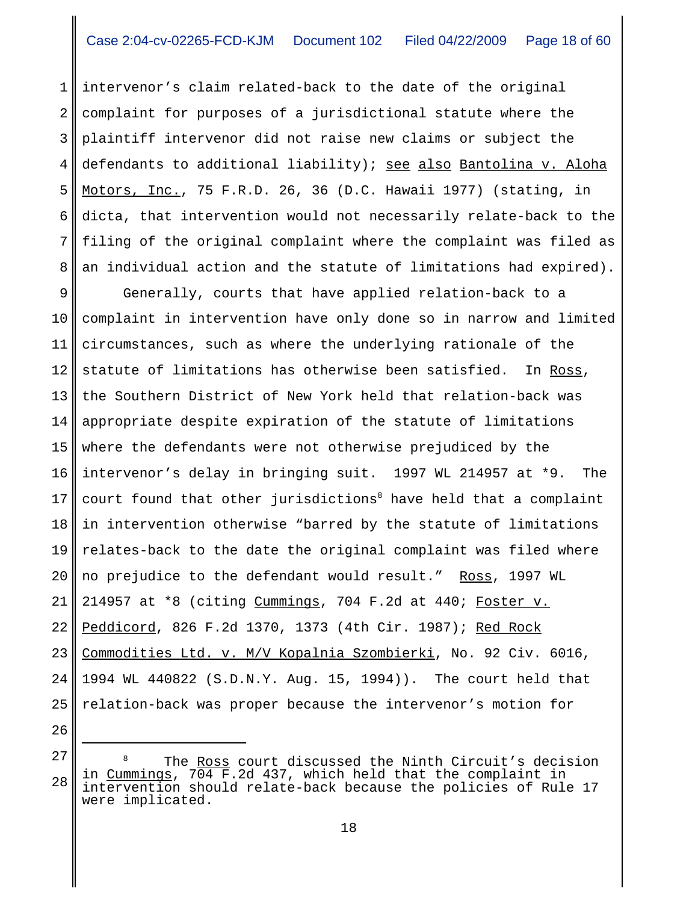intervenor's claim related-back to the date of the original complaint for purposes of a jurisdictional statute where the plaintiff intervenor did not raise new claims or subject the defendants to additional liability); see also Bantolina v. Aloha Motors, Inc., 75 F.R.D. 26, 36 (D.C. Hawaii 1977) (stating, in dicta, that intervention would not necessarily relate-back to the filing of the original complaint where the complaint was filed as an individual action and the statute of limitations had expired).

Generally, courts that have applied relation-back to a complaint in intervention have only done so in narrow and limited circumstances, such as where the underlying rationale of the statute of limitations has otherwise been satisfied. In Ross, the Southern District of New York held that relation-back was appropriate despite expiration of the statute of limitations where the defendants were not otherwise prejudiced by the intervenor's delay in bringing suit. 1997 WL 214957 at *9. The court found that other jurisdictions[8] have held that a complaint in intervention otherwise "barred by the statute of limitations relates-back to the date the original complaint was filed where no prejudice to the defendant would result." Ross, 1997 WL 214957 at *8 (citing Cummings, 704 F.2d at 440; Foster v. Peddicord, 826 F.2d 1370, 1373 (4th Cir. 1987); Red Rock Commodities Ltd. v. M/V Kopalnia Szombierki, No. 92 Civ. 6016, 1994 WL 440822 (S.D.N.Y. Aug. 15, 1994)). The court held that relation-back was proper because the intervenor's motion for

---

[8] The Ross court discussed the Ninth Circuit's decision in Cummings, 704 F.2d 437, which held that the complaint in intervention should relate-back because the policies of Rule 17 were implicated.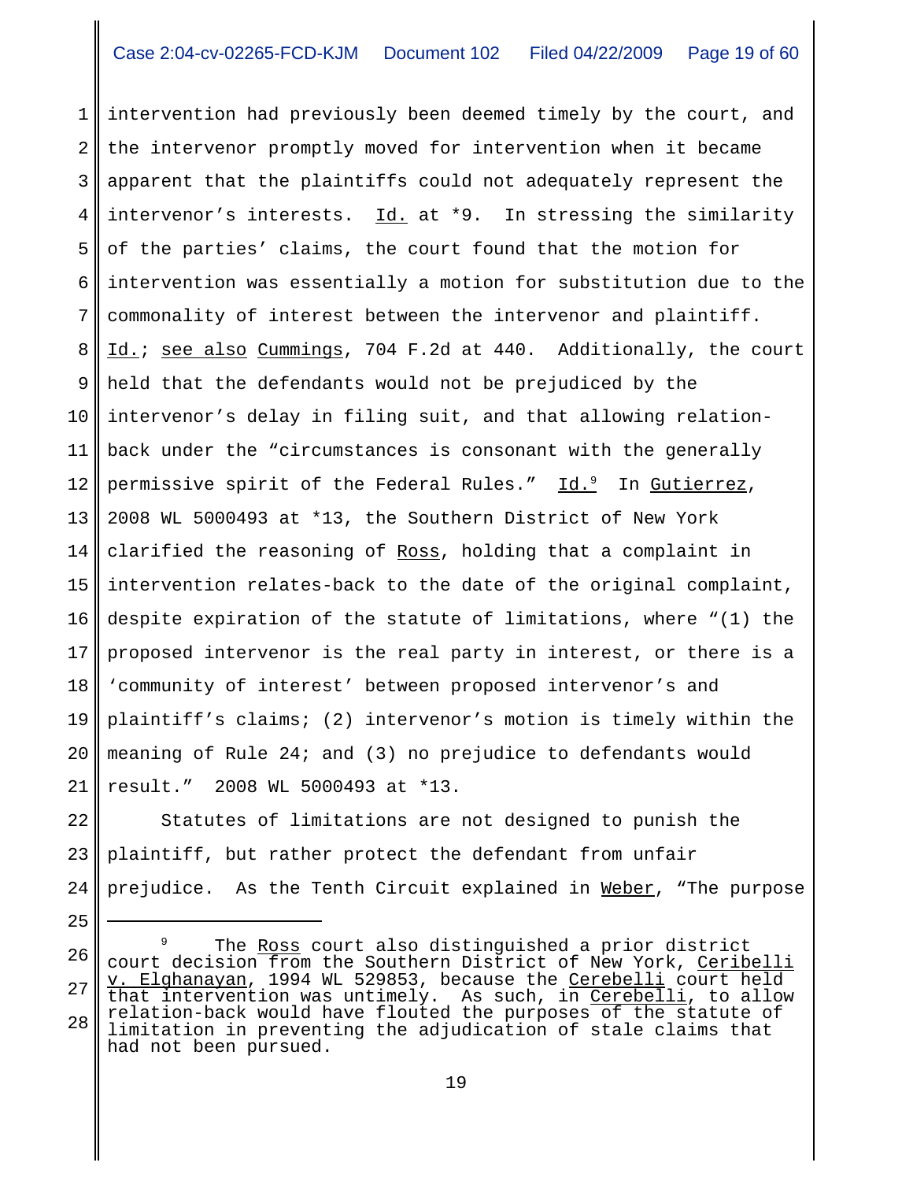intervention had previously been deemed timely by the court, and the intervenor promptly moved for intervention when it became apparent that the plaintiffs could not adequately represent the intervenor's interests. Id. at *9. In stressing the similarity of the parties' claims, the court found that the motion for intervention was essentially a motion for substitution due to the commonality of interest between the intervenor and plaintiff. Id.; see also Cummings, 704 F.2d at 440. Additionally, the court held that the defendants would not be prejudiced by the intervenor's delay in filing suit, and that allowing relation-back under the "circumstances is consonant with the generally permissive spirit of the Federal Rules." Id.[9] In Gutierrez, 2008 WL 5000493 at *13, the Southern District of New York clarified the reasoning of Ross, holding that a complaint in intervention relates-back to the date of the original complaint, despite expiration of the statute of limitations, where "(1) the proposed intervenor is the real party in interest, or there is a 'community of interest' between proposed intervenor's and plaintiff's claims; (2) intervenor's motion is timely within the meaning of Rule 24; and (3) no prejudice to defendants would result." 2008 WL 5000493 at *13.

Statutes of limitations are not designed to punish the plaintiff, but rather protect the defendant from unfair prejudice. As the Tenth Circuit explained in Weber, "The purpose

---

[9] The Ross court also distinguished a prior district court decision from the Southern District of New York, Ceribelli v. Elghanayan, 1994 WL 529853, because the Cerebelli court held that intervention was untimely. As such, in Cerebelli, to allow relation-back would have flouted the purposes of the statute of limitation in preventing the adjudication of stale claims that had not been pursued.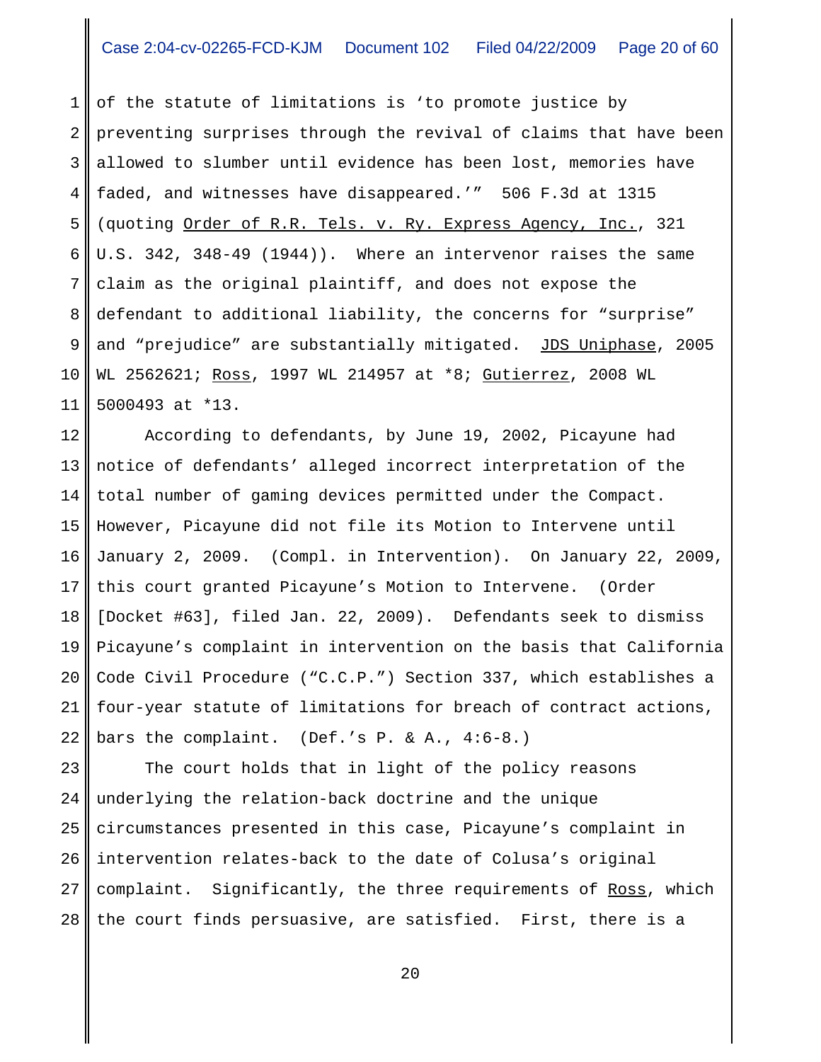of the statute of limitations is 'to promote justice by preventing surprises through the revival of claims that have been allowed to slumber until evidence has been lost, memories have faded, and witnesses have disappeared.'" 506 F.3d at 1315 (quoting Order of R.R. Tels. v. Ry. Express Agency, Inc., 321 U.S. 342, 348-49 (1944)). Where an intervenor raises the same claim as the original plaintiff, and does not expose the defendant to additional liability, the concerns for "surprise" and "prejudice" are substantially mitigated. JDS Uniphase, 2005 WL 2562621; Ross, 1997 WL 214957 at *8; Gutierrez, 2008 WL 5000493 at *13.

According to defendants, by June 19, 2002, Picayune had notice of defendants' alleged incorrect interpretation of the total number of gaming devices permitted under the Compact. However, Picayune did not file its Motion to Intervene until January 2, 2009. (Compl. in Intervention). On January 22, 2009, this court granted Picayune's Motion to Intervene. (Order [Docket #63], filed Jan. 22, 2009). Defendants seek to dismiss Picayune's complaint in intervention on the basis that California Code Civil Procedure ("C.C.P.") Section 337, which establishes a four-year statute of limitations for breach of contract actions, bars the complaint. (Def.'s P. & A., 4:6-8.)

The court holds that in light of the policy reasons underlying the relation-back doctrine and the unique circumstances presented in this case, Picayune's complaint in intervention relates-back to the date of Colusa's original complaint. Significantly, the three requirements of Ross, which the court finds persuasive, are satisfied. First, there is a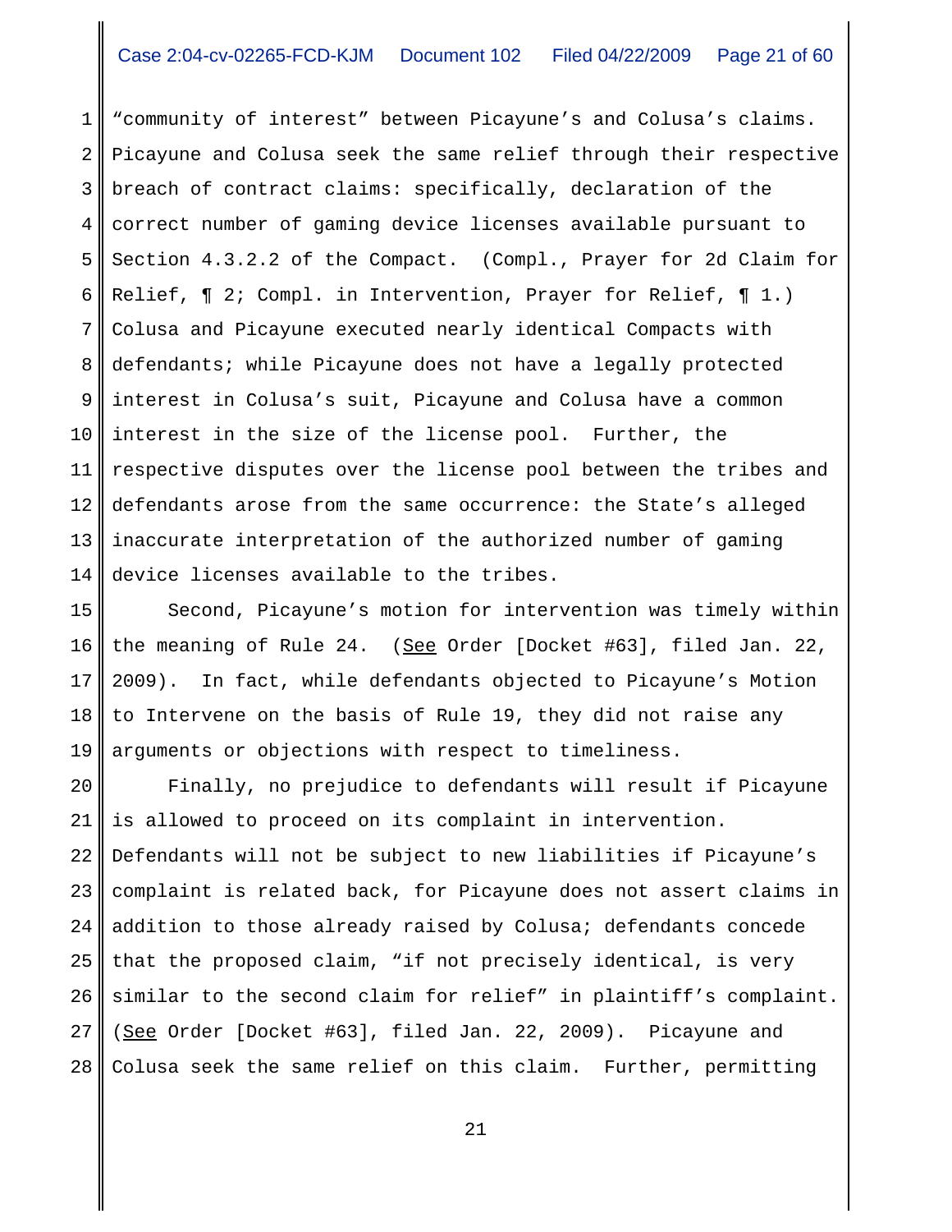"community of interest" between Picayune's and Colusa's claims. Picayune and Colusa seek the same relief through their respective breach of contract claims: specifically, declaration of the correct number of gaming device licenses available pursuant to Section 4.3.2.2 of the Compact. (Compl., Prayer for 2d Claim for Relief, ¶ 2; Compl. in Intervention, Prayer for Relief, ¶ 1.) Colusa and Picayune executed nearly identical Compacts with defendants; while Picayune does not have a legally protected interest in Colusa's suit, Picayune and Colusa have a common interest in the size of the license pool. Further, the respective disputes over the license pool between the tribes and defendants arose from the same occurrence: the State's alleged inaccurate interpretation of the authorized number of gaming device licenses available to the tribes.

Second, Picayune's motion for intervention was timely within the meaning of Rule 24. (See Order [Docket #63], filed Jan. 22, 2009). In fact, while defendants objected to Picayune's Motion to Intervene on the basis of Rule 19, they did not raise any arguments or objections with respect to timeliness.

Finally, no prejudice to defendants will result if Picayune is allowed to proceed on its complaint in intervention. Defendants will not be subject to new liabilities if Picayune's complaint is related back, for Picayune does not assert claims in addition to those already raised by Colusa; defendants concede that the proposed claim, "if not precisely identical, is very similar to the second claim for relief" in plaintiff's complaint. (See Order [Docket #63], filed Jan. 22, 2009). Picayune and Colusa seek the same relief on this claim. Further, permitting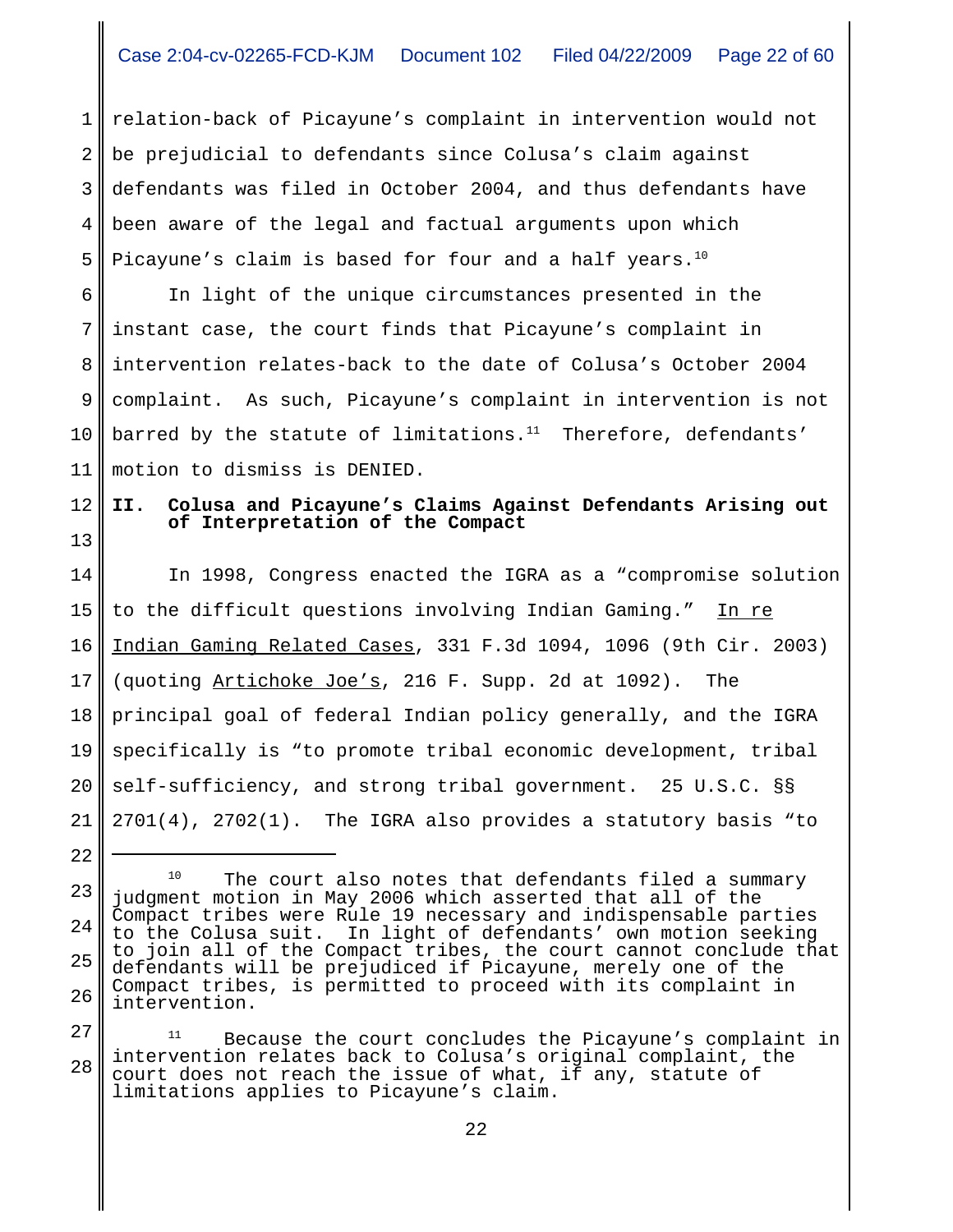relation-back of Picayune's complaint in intervention would not be prejudicial to defendants since Colusa's claim against defendants was filed in October 2004, and thus defendants have been aware of the legal and factual arguments upon which Picayune's claim is based for four and a half years.[10]

In light of the unique circumstances presented in the instant case, the court finds that Picayune's complaint in intervention relates-back to the date of Colusa's October 2004 complaint. As such, Picayune's complaint in intervention is not barred by the statute of limitations.[11] Therefore, defendants' motion to dismiss is DENIED.

## II. Colusa and Picayune's Claims Against Defendants Arising out of Interpretation of the Compact

In 1998, Congress enacted the IGRA as a "compromise solution to the difficult questions involving Indian Gaming." In re Indian Gaming Related Cases, 331 F.3d 1094, 1096 (9th Cir. 2003) (quoting Artichoke Joe's, 216 F. Supp. 2d at 1092). The principal goal of federal Indian policy generally, and the IGRA specifically is "to promote tribal economic development, tribal self-sufficiency, and strong tribal government. 25 U.S.C. §§ 2701(4), 2702(1). The IGRA also provides a statutory basis "to

---

[10] The court also notes that defendants filed a summary judgment motion in May 2006 which asserted that all of the Compact tribes were Rule 19 necessary and indispensable parties to the Colusa suit. In light of defendants' own motion seeking to join all of the Compact tribes, the court cannot conclude that defendants will be prejudiced if Picayune, merely one of the Compact tribes, is permitted to proceed with its complaint in intervention.

[11] Because the court concludes the Picayune's complaint in intervention relates back to Colusa's original complaint, the court does not reach the issue of what, if any, statute of limitations applies to Picayune's claim.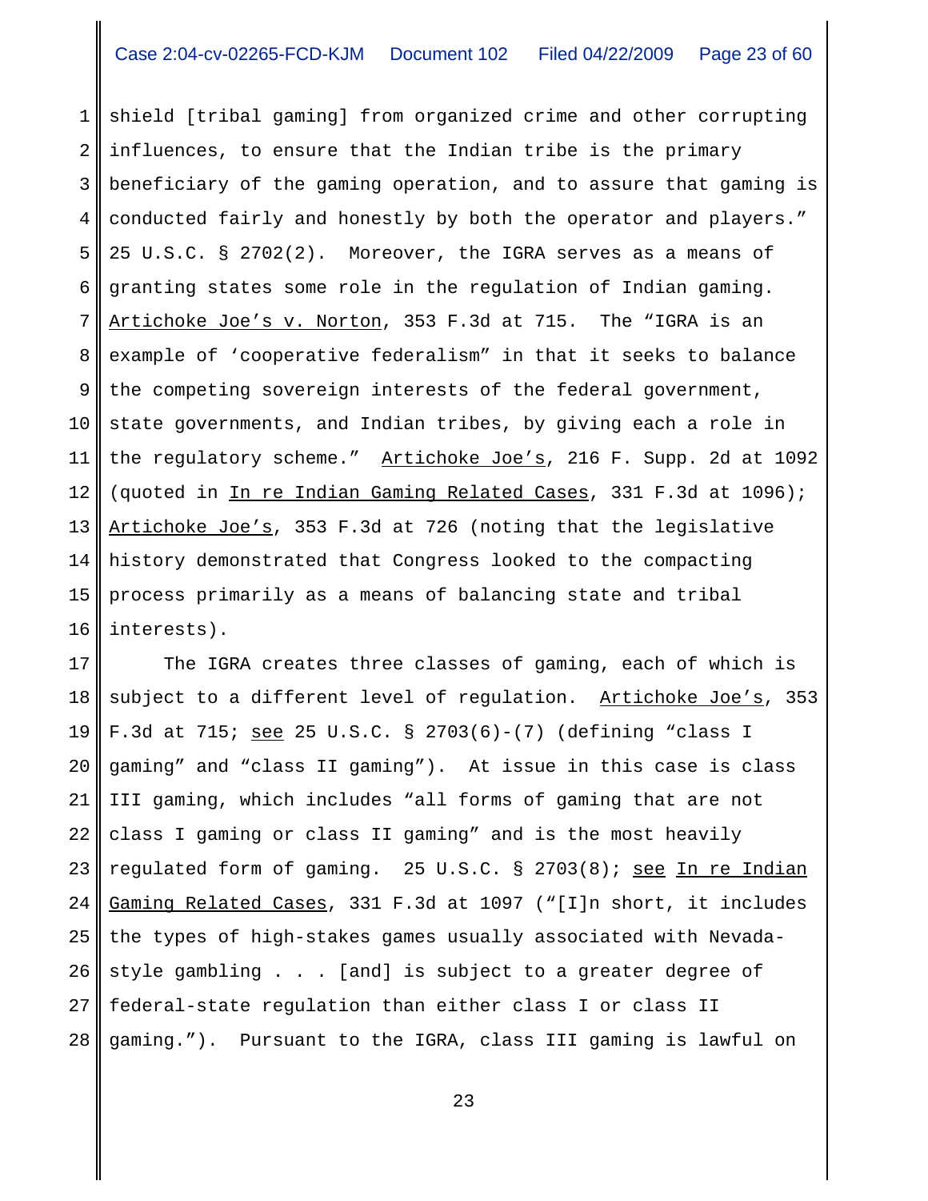shield [tribal gaming] from organized crime and other corrupting influences, to ensure that the Indian tribe is the primary beneficiary of the gaming operation, and to assure that gaming is conducted fairly and honestly by both the operator and players." 25 U.S.C. § 2702(2). Moreover, the IGRA serves as a means of granting states some role in the regulation of Indian gaming. Artichoke Joe's v. Norton, 353 F.3d at 715. The "IGRA is an example of 'cooperative federalism" in that it seeks to balance the competing sovereign interests of the federal government, state governments, and Indian tribes, by giving each a role in the regulatory scheme." Artichoke Joe's, 216 F. Supp. 2d at 1092 (quoted in In re Indian Gaming Related Cases, 331 F.3d at 1096); Artichoke Joe's, 353 F.3d at 726 (noting that the legislative history demonstrated that Congress looked to the compacting process primarily as a means of balancing state and tribal interests).

The IGRA creates three classes of gaming, each of which is subject to a different level of regulation. Artichoke Joe's, 353 F.3d at 715; see 25 U.S.C. § 2703(6)-(7) (defining "class I gaming" and "class II gaming"). At issue in this case is class III gaming, which includes "all forms of gaming that are not class I gaming or class II gaming" and is the most heavily regulated form of gaming. 25 U.S.C. § 2703(8); see In re Indian Gaming Related Cases, 331 F.3d at 1097 ("[I]n short, it includes the types of high-stakes games usually associated with Nevada-style gambling . . . [and] is subject to a greater degree of federal-state regulation than either class I or class II gaming."). Pursuant to the IGRA, class III gaming is lawful on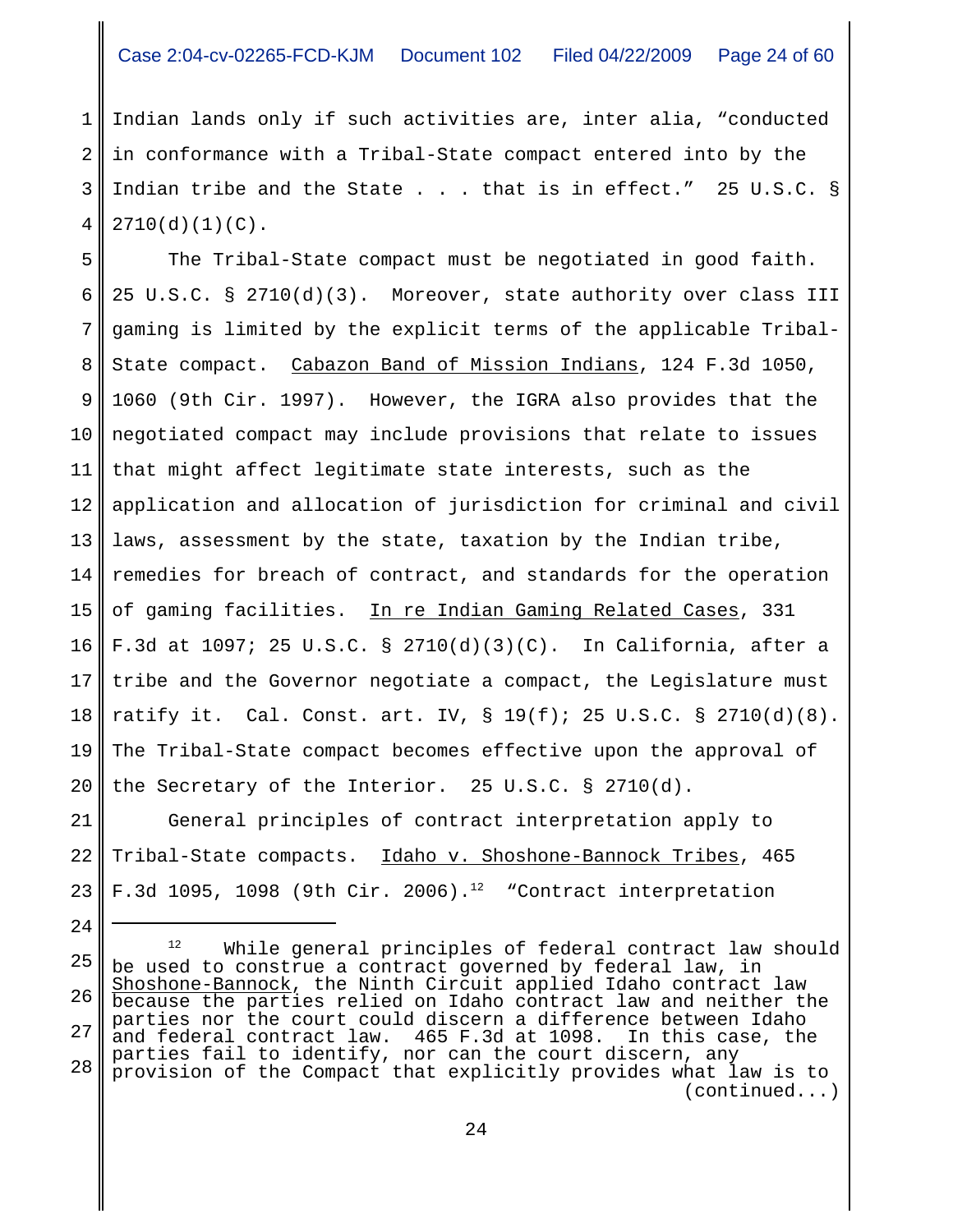Indian lands only if such activities are, inter alia, "conducted in conformance with a Tribal-State compact entered into by the Indian tribe and the State . . . that is in effect." 25 U.S.C. § 2710(d)(1)(C).

The Tribal-State compact must be negotiated in good faith. 25 U.S.C. § 2710(d)(3). Moreover, state authority over class III gaming is limited by the explicit terms of the applicable Tribal-State compact. Cabazon Band of Mission Indians, 124 F.3d 1050, 1060 (9th Cir. 1997). However, the IGRA also provides that the negotiated compact may include provisions that relate to issues that might affect legitimate state interests, such as the application and allocation of jurisdiction for criminal and civil laws, assessment by the state, taxation by the Indian tribe, remedies for breach of contract, and standards for the operation of gaming facilities. In re Indian Gaming Related Cases, 331 F.3d at 1097; 25 U.S.C. § 2710(d)(3)(C). In California, after a tribe and the Governor negotiate a compact, the Legislature must ratify it. Cal. Const. art. IV, § 19(f); 25 U.S.C. § 2710(d)(8). The Tribal-State compact becomes effective upon the approval of the Secretary of the Interior. 25 U.S.C. § 2710(d).

General principles of contract interpretation apply to Tribal-State compacts. Idaho v. Shoshone-Bannock Tribes, 465 F.3d 1095, 1098 (9th Cir. 2006).[12] "Contract interpretation

---

[12] While general principles of federal contract law should be used to construe a contract governed by federal law, in Shoshone-Bannock, the Ninth Circuit applied Idaho contract law because the parties relied on Idaho contract law and neither the parties nor the court could discern a difference between Idaho and federal contract law. 465 F.3d at 1098. In this case, the parties fail to identify, nor can the court discern, any provision of the Compact that explicitly provides what law is to (continued...)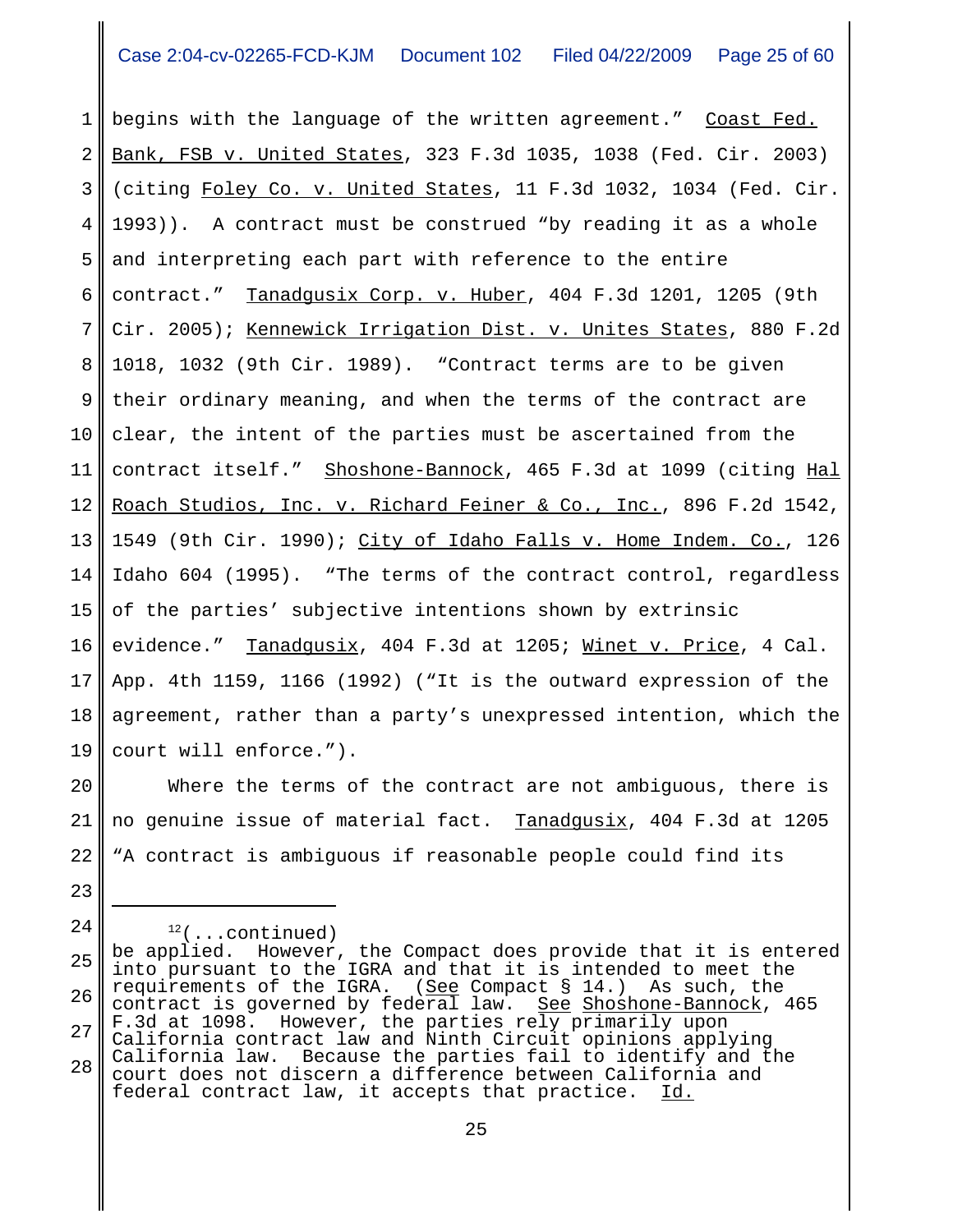begins with the language of the written agreement." Coast Fed. Bank, FSB v. United States, 323 F.3d 1035, 1038 (Fed. Cir. 2003) (citing Foley Co. v. United States, 11 F.3d 1032, 1034 (Fed. Cir. 1993)). A contract must be construed "by reading it as a whole and interpreting each part with reference to the entire contract." Tanadgusix Corp. v. Huber, 404 F.3d 1201, 1205 (9th Cir. 2005); Kennewick Irrigation Dist. v. Unites States, 880 F.2d 1018, 1032 (9th Cir. 1989). "Contract terms are to be given their ordinary meaning, and when the terms of the contract are clear, the intent of the parties must be ascertained from the contract itself." Shoshone-Bannock, 465 F.3d at 1099 (citing Hal Roach Studios, Inc. v. Richard Feiner & Co., Inc., 896 F.2d 1542, 1549 (9th Cir. 1990); City of Idaho Falls v. Home Indem. Co., 126 Idaho 604 (1995). "The terms of the contract control, regardless of the parties' subjective intentions shown by extrinsic evidence." Tanadgusix, 404 F.3d at 1205; Winet v. Price, 4 Cal. App. 4th 1159, 1166 (1992) ("It is the outward expression of the agreement, rather than a party's unexpressed intention, which the court will enforce.").

Where the terms of the contract are not ambiguous, there is no genuine issue of material fact. Tanadgusix, 404 F.3d at 1205 "A contract is ambiguous if reasonable people could find its

---

[12](...continued) be applied. However, the Compact does provide that it is entered into pursuant to the IGRA and that it is intended to meet the requirements of the IGRA. (See Compact § 14.) As such, the contract is governed by federal law. See Shoshone-Bannock, 465 F.3d at 1098. However, the parties rely primarily upon California contract law and Ninth Circuit opinions applying California law. Because the parties fail to identify and the court does not discern a difference between California and federal contract law, it accepts that practice. Id.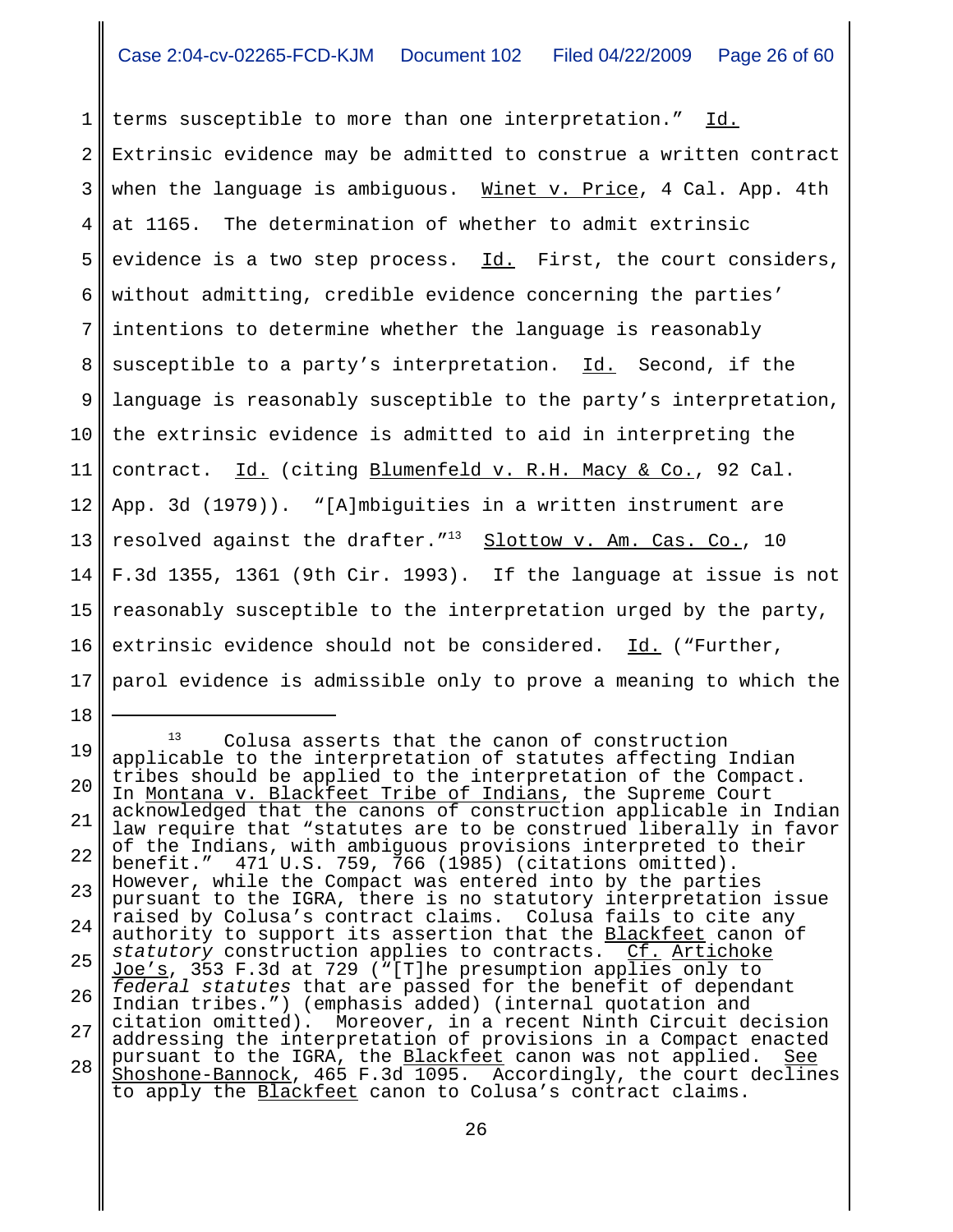terms susceptible to more than one interpretation." Id. Extrinsic evidence may be admitted to construe a written contract when the language is ambiguous. Winet v. Price, 4 Cal. App. 4th at 1165. The determination of whether to admit extrinsic evidence is a two step process. Id. First, the court considers, without admitting, credible evidence concerning the parties' intentions to determine whether the language is reasonably susceptible to a party's interpretation. Id. Second, if the language is reasonably susceptible to the party's interpretation, the extrinsic evidence is admitted to aid in interpreting the contract. Id. (citing Blumenfeld v. R.H. Macy & Co., 92 Cal. App. 3d (1979)). "[A]mbiguities in a written instrument are resolved against the drafter."[13] Slottow v. Am. Cas. Co., 10 F.3d 1355, 1361 (9th Cir. 1993). If the language at issue is not reasonably susceptible to the interpretation urged by the party, extrinsic evidence should not be considered. Id. ("Further, parol evidence is admissible only to prove a meaning to which the

---

[13] Colusa asserts that the canon of construction applicable to the interpretation of statutes affecting Indian tribes should be applied to the interpretation of the Compact. In Montana v. Blackfeet Tribe of Indians, the Supreme Court acknowledged that the canons of construction applicable in Indian law require that "statutes are to be construed liberally in favor of the Indians, with ambiguous provisions interpreted to their benefit." 471 U.S. 759, 766 (1985) (citations omitted). However, while the Compact was entered into by the parties pursuant to the IGRA, there is no statutory interpretation issue raised by Colusa's contract claims. Colusa fails to cite any authority to support its assertion that the Blackfeet canon of *statutory* construction applies to contracts. Cf. Artichoke Joe's, 353 F.3d at 729 ("[T]he presumption applies only to *federal statutes* that are passed for the benefit of dependant Indian tribes.") (emphasis added) (internal quotation and citation omitted). Moreover, in a recent Ninth Circuit decision addressing the interpretation of provisions in a Compact enacted pursuant to the IGRA, the Blackfeet canon was not applied. See Shoshone-Bannock, 465 F.3d 1095. Accordingly, the court declines to apply the Blackfeet canon to Colusa's contract claims.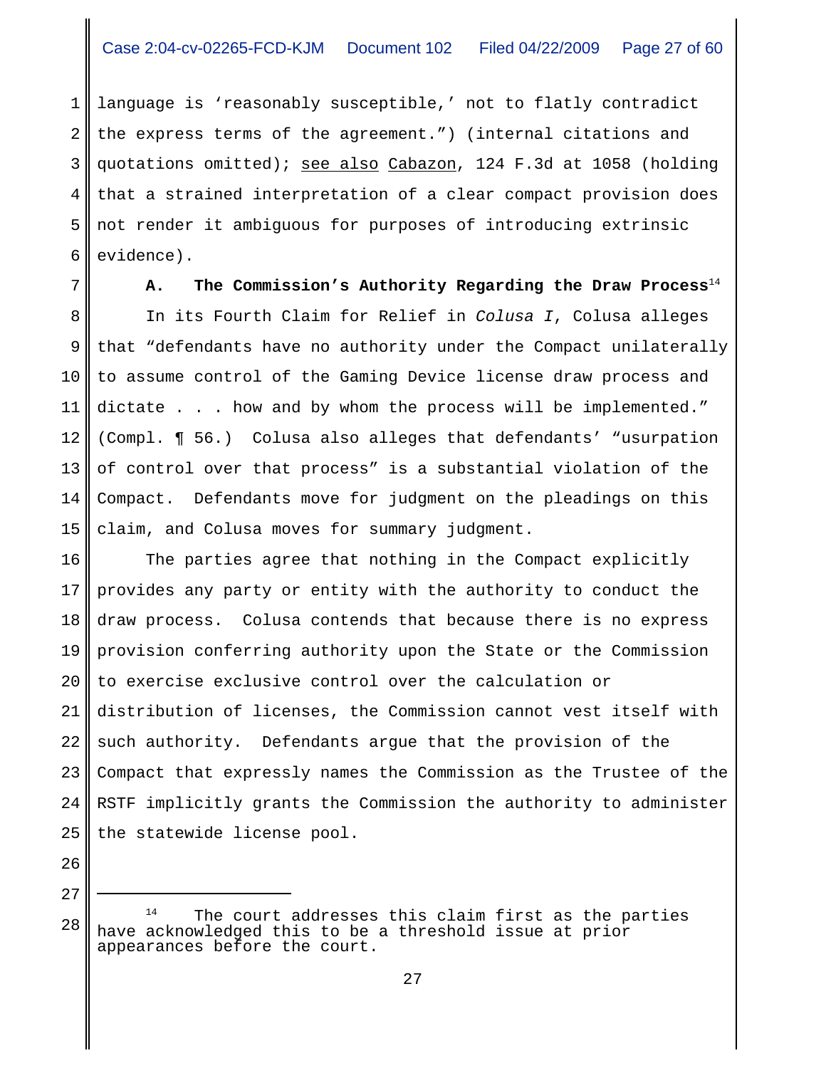language is 'reasonably susceptible,' not to flatly contradict the express terms of the agreement.") (internal citations and quotations omitted); see also Cabazon, 124 F.3d at 1058 (holding that a strained interpretation of a clear compact provision does not render it ambiguous for purposes of introducing extrinsic evidence).

### A. The Commission's Authority Regarding the Draw Process[14]

In its Fourth Claim for Relief in *Colusa I*, Colusa alleges that "defendants have no authority under the Compact unilaterally to assume control of the Gaming Device license draw process and dictate . . . how and by whom the process will be implemented." (Compl. ¶ 56.) Colusa also alleges that defendants' "usurpation of control over that process" is a substantial violation of the Compact. Defendants move for judgment on the pleadings on this claim, and Colusa moves for summary judgment.

The parties agree that nothing in the Compact explicitly provides any party or entity with the authority to conduct the draw process. Colusa contends that because there is no express provision conferring authority upon the State or the Commission to exercise exclusive control over the calculation or distribution of licenses, the Commission cannot vest itself with such authority. Defendants argue that the provision of the Compact that expressly names the Commission as the Trustee of the RSTF implicitly grants the Commission the authority to administer the statewide license pool.

---

[14] The court addresses this claim first as the parties have acknowledged this to be a threshold issue at prior appearances before the court.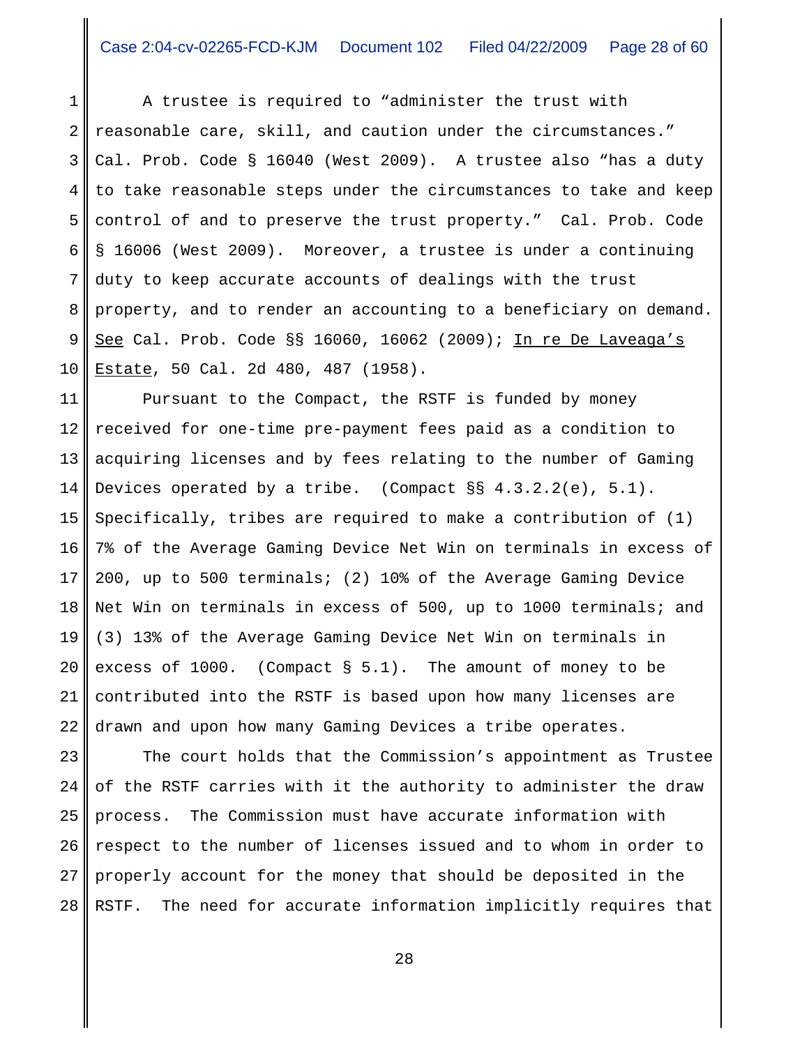A trustee is required to "administer the trust with reasonable care, skill, and caution under the circumstances." Cal. Prob. Code § 16040 (West 2009). A trustee also "has a duty to take reasonable steps under the circumstances to take and keep control of and to preserve the trust property." Cal. Prob. Code § 16006 (West 2009). Moreover, a trustee is under a continuing duty to keep accurate accounts of dealings with the trust property, and to render an accounting to a beneficiary on demand. See Cal. Prob. Code §§ 16060, 16062 (2009); In re De Laveaga's Estate, 50 Cal. 2d 480, 487 (1958).

Pursuant to the Compact, the RSTF is funded by money received for one-time pre-payment fees paid as a condition to acquiring licenses and by fees relating to the number of Gaming Devices operated by a tribe. (Compact §§ 4.3.2.2(e), 5.1). Specifically, tribes are required to make a contribution of (1) 7% of the Average Gaming Device Net Win on terminals in excess of 200, up to 500 terminals; (2) 10% of the Average Gaming Device Net Win on terminals in excess of 500, up to 1000 terminals; and (3) 13% of the Average Gaming Device Net Win on terminals in excess of 1000. (Compact § 5.1). The amount of money to be contributed into the RSTF is based upon how many licenses are drawn and upon how many Gaming Devices a tribe operates.

The court holds that the Commission's appointment as Trustee of the RSTF carries with it the authority to administer the draw process. The Commission must have accurate information with respect to the number of licenses issued and to whom in order to properly account for the money that should be deposited in the RSTF. The need for accurate information implicitly requires that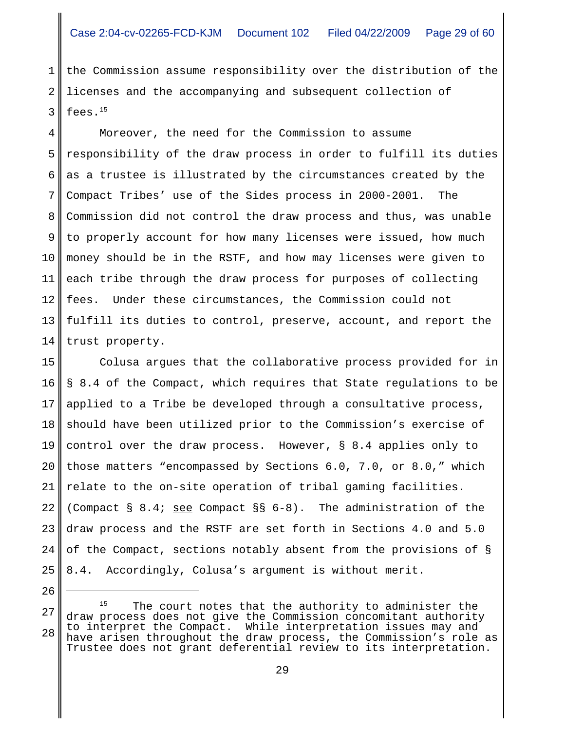the Commission assume responsibility over the distribution of the licenses and the accompanying and subsequent collection of fees.[15]

Moreover, the need for the Commission to assume responsibility of the draw process in order to fulfill its duties as a trustee is illustrated by the circumstances created by the Compact Tribes' use of the Sides process in 2000-2001. The Commission did not control the draw process and thus, was unable to properly account for how many licenses were issued, how much money should be in the RSTF, and how may licenses were given to each tribe through the draw process for purposes of collecting fees. Under these circumstances, the Commission could not fulfill its duties to control, preserve, account, and report the trust property.

Colusa argues that the collaborative process provided for in § 8.4 of the Compact, which requires that State regulations to be applied to a Tribe be developed through a consultative process, should have been utilized prior to the Commission's exercise of control over the draw process. However, § 8.4 applies only to those matters "encompassed by Sections 6.0, 7.0, or 8.0," which relate to the on-site operation of tribal gaming facilities. (Compact § 8.4; see Compact §§ 6-8). The administration of the draw process and the RSTF are set forth in Sections 4.0 and 5.0 of the Compact, sections notably absent from the provisions of § 8.4. Accordingly, Colusa's argument is without merit.

---

[15] The court notes that the authority to administer the draw process does not give the Commission concomitant authority to interpret the Compact. While interpretation issues may and have arisen throughout the draw process, the Commission's role as Trustee does not grant deferential review to its interpretation.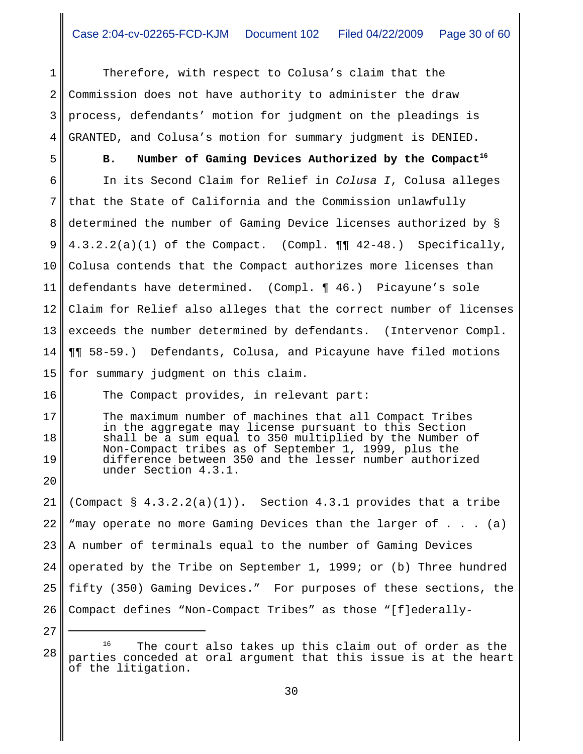Therefore, with respect to Colusa's claim that the Commission does not have authority to administer the draw process, defendants' motion for judgment on the pleadings is GRANTED, and Colusa's motion for summary judgment is DENIED.

**B. Number of Gaming Devices Authorized by the Compact**[16]

In its Second Claim for Relief in *Colusa I*, Colusa alleges that the State of California and the Commission unlawfully determined the number of Gaming Device licenses authorized by § 4.3.2.2(a)(1) of the Compact. (Compl. ¶¶ 42-48.) Specifically, Colusa contends that the Compact authorizes more licenses than defendants have determined. (Compl. ¶ 46.) Picayune's sole Claim for Relief also alleges that the correct number of licenses exceeds the number determined by defendants. (Intervenor Compl. ¶¶ 58-59.) Defendants, Colusa, and Picayune have filed motions for summary judgment on this claim.

The Compact provides, in relevant part:

> The maximum number of machines that all Compact Tribes in the aggregate may license pursuant to this Section shall be a sum equal to 350 multiplied by the Number of Non-Compact tribes as of September 1, 1999, plus the difference between 350 and the lesser number authorized under Section 4.3.1.

(Compact § 4.3.2.2(a)(1)). Section 4.3.1 provides that a tribe "may operate no more Gaming Devices than the larger of . . . (a) A number of terminals equal to the number of Gaming Devices operated by the Tribe on September 1, 1999; or (b) Three hundred fifty (350) Gaming Devices." For purposes of these sections, the Compact defines "Non-Compact Tribes" as those "[f]ederally-

---

[16] The court also takes up this claim out of order as the parties conceded at oral argument that this issue is at the heart of the litigation.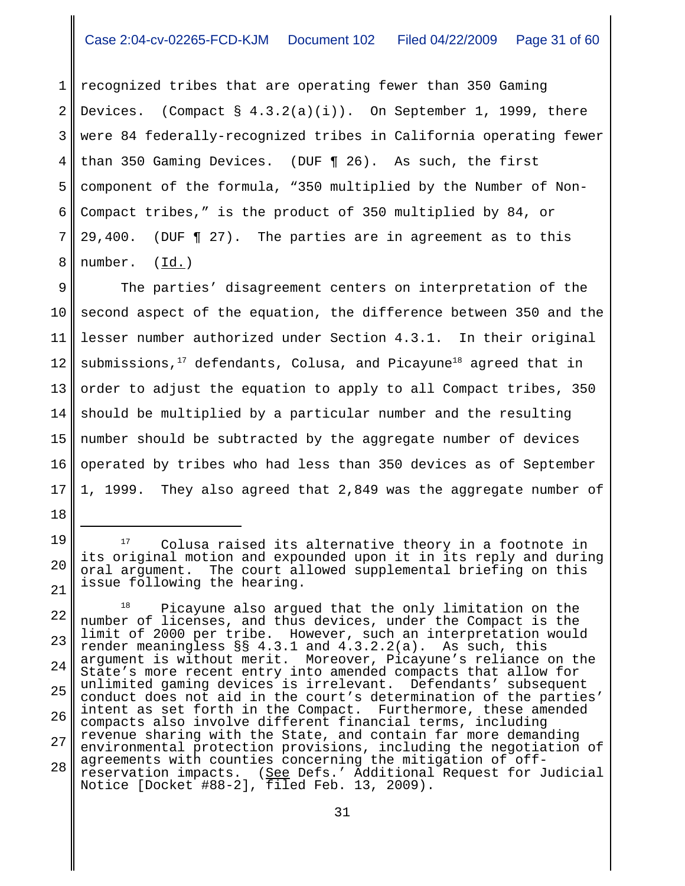recognized tribes that are operating fewer than 350 Gaming Devices. (Compact § 4.3.2(a)(i)). On September 1, 1999, there were 84 federally-recognized tribes in California operating fewer than 350 Gaming Devices. (DUF ¶ 26). As such, the first component of the formula, "350 multiplied by the Number of Non-Compact tribes," is the product of 350 multiplied by 84, or 29,400. (DUF ¶ 27). The parties are in agreement as to this number. (Id.)

The parties' disagreement centers on interpretation of the second aspect of the equation, the difference between 350 and the lesser number authorized under Section 4.3.1. In their original submissions,[17] defendants, Colusa, and Picayune[18] agreed that in order to adjust the equation to apply to all Compact tribes, 350 should be multiplied by a particular number and the resulting number should be subtracted by the aggregate number of devices operated by tribes who had less than 350 devices as of September 1, 1999. They also agreed that 2,849 was the aggregate number of

---

[17] Colusa raised its alternative theory in a footnote in its original motion and expounded upon it in its reply and during oral argument. The court allowed supplemental briefing on this issue following the hearing.

[18] Picayune also argued that the only limitation on the number of licenses, and thus devices, under the Compact is the limit of 2000 per tribe. However, such an interpretation would render meaningless §§ 4.3.1 and 4.3.2.2(a). As such, this argument is without merit. Moreover, Picayune's reliance on the State's more recent entry into amended compacts that allow for unlimited gaming devices is irrelevant. Defendants' subsequent conduct does not aid in the court's determination of the parties' intent as set forth in the Compact. Furthermore, these amended compacts also involve different financial terms, including revenue sharing with the State, and contain far more demanding environmental protection provisions, including the negotiation of agreements with counties concerning the mitigation of off-reservation impacts. (See Defs.' Additional Request for Judicial Notice [Docket #88-2], filed Feb. 13, 2009).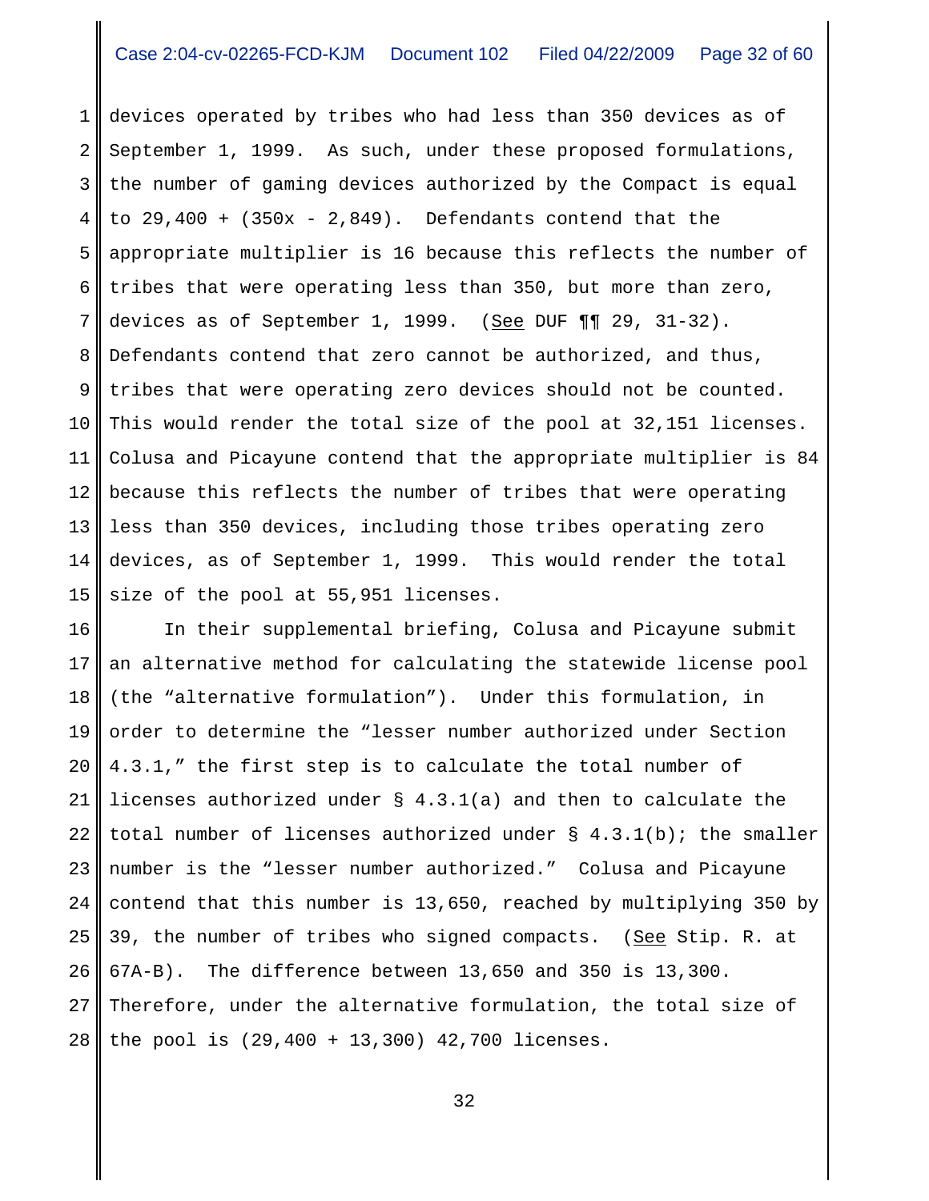devices operated by tribes who had less than 350 devices as of September 1, 1999. As such, under these proposed formulations, the number of gaming devices authorized by the Compact is equal to 29,400 + (350x - 2,849). Defendants contend that the appropriate multiplier is 16 because this reflects the number of tribes that were operating less than 350, but more than zero, devices as of September 1, 1999. (See DUF ¶¶ 29, 31-32). Defendants contend that zero cannot be authorized, and thus, tribes that were operating zero devices should not be counted. This would render the total size of the pool at 32,151 licenses. Colusa and Picayune contend that the appropriate multiplier is 84 because this reflects the number of tribes that were operating less than 350 devices, including those tribes operating zero devices, as of September 1, 1999. This would render the total size of the pool at 55,951 licenses.

In their supplemental briefing, Colusa and Picayune submit an alternative method for calculating the statewide license pool (the "alternative formulation"). Under this formulation, in order to determine the "lesser number authorized under Section 4.3.1," the first step is to calculate the total number of licenses authorized under § 4.3.1(a) and then to calculate the total number of licenses authorized under § 4.3.1(b); the smaller number is the "lesser number authorized." Colusa and Picayune contend that this number is 13,650, reached by multiplying 350 by 39, the number of tribes who signed compacts. (See Stip. R. at 67A-B). The difference between 13,650 and 350 is 13,300. Therefore, under the alternative formulation, the total size of the pool is (29,400 + 13,300) 42,700 licenses.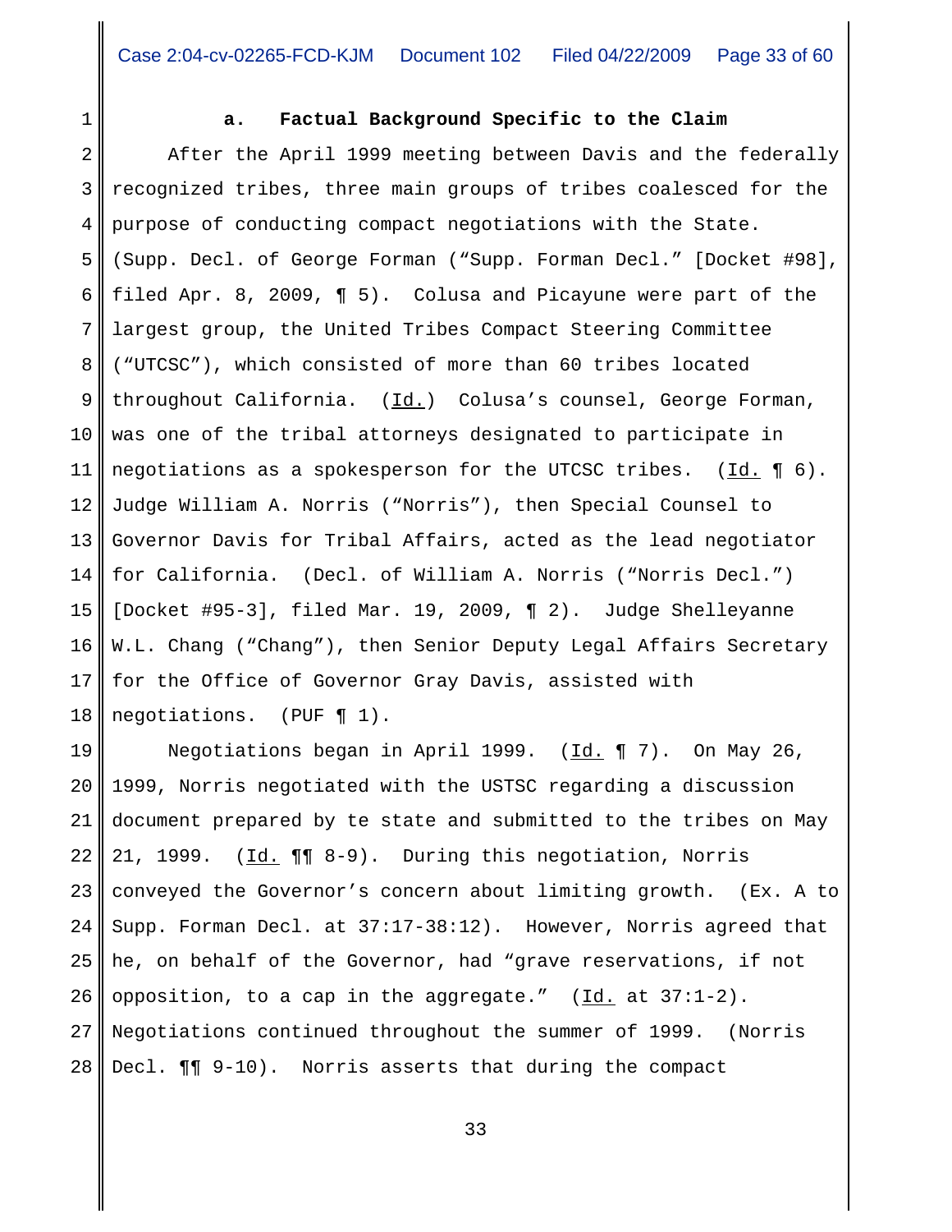**a. Factual Background Specific to the Claim**

After the April 1999 meeting between Davis and the federally recognized tribes, three main groups of tribes coalesced for the purpose of conducting compact negotiations with the State. (Supp. Decl. of George Forman ("Supp. Forman Decl." [Docket #98], filed Apr. 8, 2009, ¶ 5). Colusa and Picayune were part of the largest group, the United Tribes Compact Steering Committee ("UTCSC"), which consisted of more than 60 tribes located throughout California. (Id.) Colusa's counsel, George Forman, was one of the tribal attorneys designated to participate in negotiations as a spokesperson for the UTCSC tribes. (Id. ¶ 6). Judge William A. Norris ("Norris"), then Special Counsel to Governor Davis for Tribal Affairs, acted as the lead negotiator for California. (Decl. of William A. Norris ("Norris Decl.") [Docket #95-3], filed Mar. 19, 2009, ¶ 2). Judge Shelleyanne W.L. Chang ("Chang"), then Senior Deputy Legal Affairs Secretary for the Office of Governor Gray Davis, assisted with negotiations. (PUF ¶ 1).

Negotiations began in April 1999. (Id. ¶ 7). On May 26, 1999, Norris negotiated with the USTSC regarding a discussion document prepared by te state and submitted to the tribes on May 21, 1999. (Id. ¶¶ 8-9). During this negotiation, Norris conveyed the Governor's concern about limiting growth. (Ex. A to Supp. Forman Decl. at 37:17-38:12). However, Norris agreed that he, on behalf of the Governor, had "grave reservations, if not opposition, to a cap in the aggregate." (Id. at 37:1-2). Negotiations continued throughout the summer of 1999. (Norris Decl. ¶¶ 9-10). Norris asserts that during the compact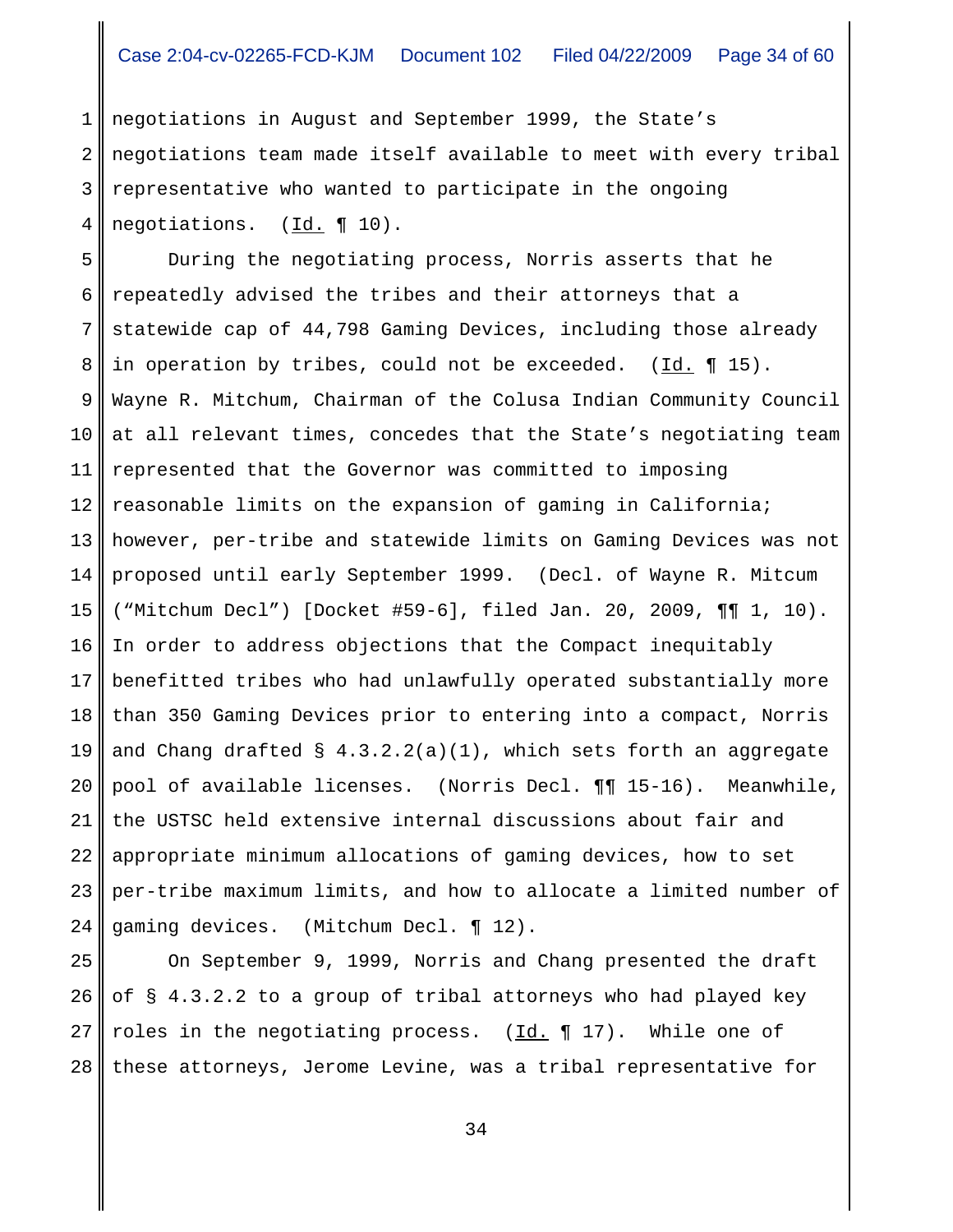negotiations in August and September 1999, the State's negotiations team made itself available to meet with every tribal representative who wanted to participate in the ongoing negotiations. (Id. ¶ 10).

During the negotiating process, Norris asserts that he repeatedly advised the tribes and their attorneys that a statewide cap of 44,798 Gaming Devices, including those already in operation by tribes, could not be exceeded. (Id. ¶ 15). Wayne R. Mitchum, Chairman of the Colusa Indian Community Council at all relevant times, concedes that the State's negotiating team represented that the Governor was committed to imposing reasonable limits on the expansion of gaming in California; however, per-tribe and statewide limits on Gaming Devices was not proposed until early September 1999. (Decl. of Wayne R. Mitcum ("Mitchum Decl") [Docket #59-6], filed Jan. 20, 2009, ¶¶ 1, 10). In order to address objections that the Compact inequitably benefitted tribes who had unlawfully operated substantially more than 350 Gaming Devices prior to entering into a compact, Norris and Chang drafted § 4.3.2.2(a)(1), which sets forth an aggregate pool of available licenses. (Norris Decl. ¶¶ 15-16). Meanwhile, the USTSC held extensive internal discussions about fair and appropriate minimum allocations of gaming devices, how to set per-tribe maximum limits, and how to allocate a limited number of gaming devices. (Mitchum Decl. ¶ 12).

On September 9, 1999, Norris and Chang presented the draft of § 4.3.2.2 to a group of tribal attorneys who had played key roles in the negotiating process. (Id. ¶ 17). While one of these attorneys, Jerome Levine, was a tribal representative for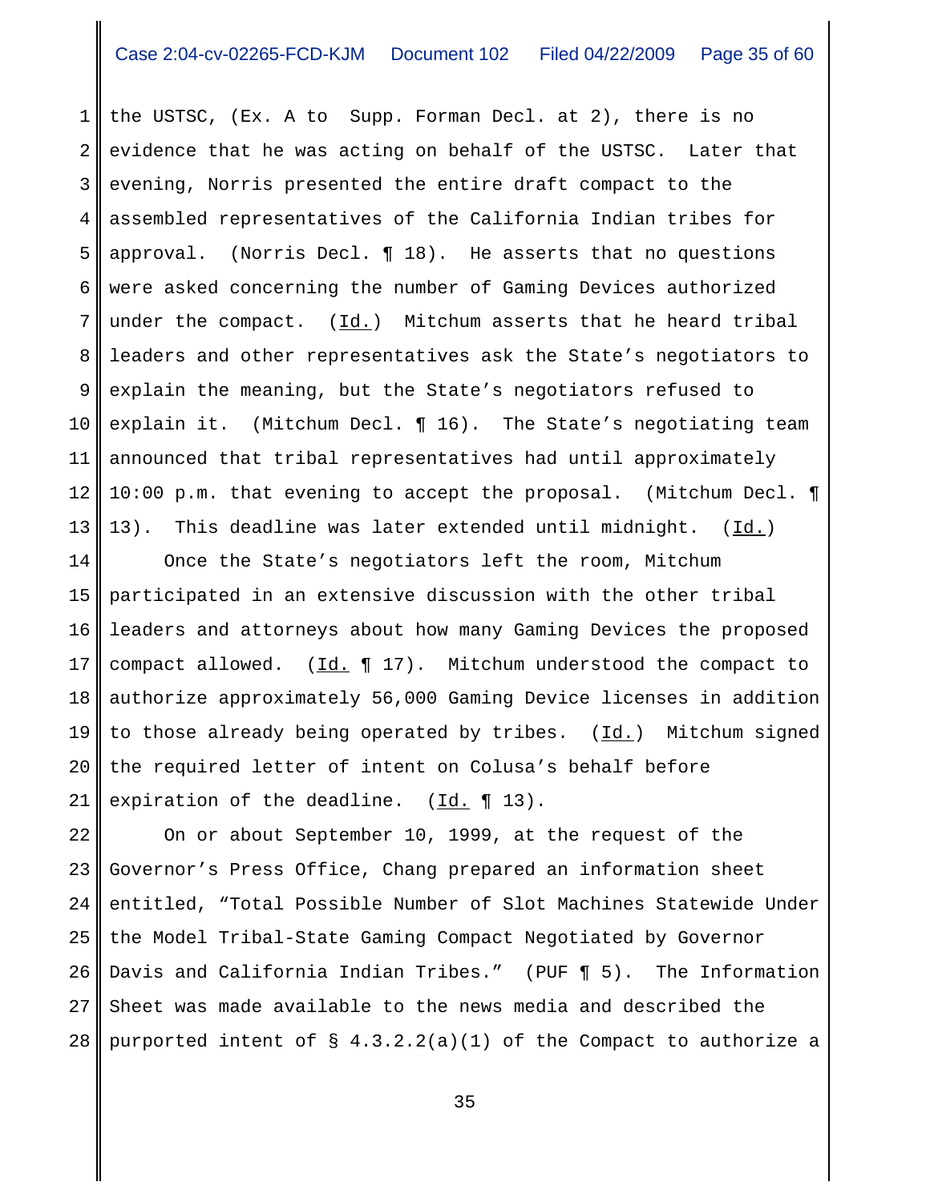the USTSC, (Ex. A to Supp. Forman Decl. at 2), there is no evidence that he was acting on behalf of the USTSC. Later that evening, Norris presented the entire draft compact to the assembled representatives of the California Indian tribes for approval. (Norris Decl. ¶ 18). He asserts that no questions were asked concerning the number of Gaming Devices authorized under the compact. (Id.) Mitchum asserts that he heard tribal leaders and other representatives ask the State's negotiators to explain the meaning, but the State's negotiators refused to explain it. (Mitchum Decl. ¶ 16). The State's negotiating team announced that tribal representatives had until approximately 10:00 p.m. that evening to accept the proposal. (Mitchum Decl. ¶ 13). This deadline was later extended until midnight. (Id.)

Once the State's negotiators left the room, Mitchum participated in an extensive discussion with the other tribal leaders and attorneys about how many Gaming Devices the proposed compact allowed. (Id. ¶ 17). Mitchum understood the compact to authorize approximately 56,000 Gaming Device licenses in addition to those already being operated by tribes. (Id.) Mitchum signed the required letter of intent on Colusa's behalf before expiration of the deadline. (Id. ¶ 13).

On or about September 10, 1999, at the request of the Governor's Press Office, Chang prepared an information sheet entitled, "Total Possible Number of Slot Machines Statewide Under the Model Tribal-State Gaming Compact Negotiated by Governor Davis and California Indian Tribes." (PUF ¶ 5). The Information Sheet was made available to the news media and described the purported intent of § 4.3.2.2(a)(1) of the Compact to authorize a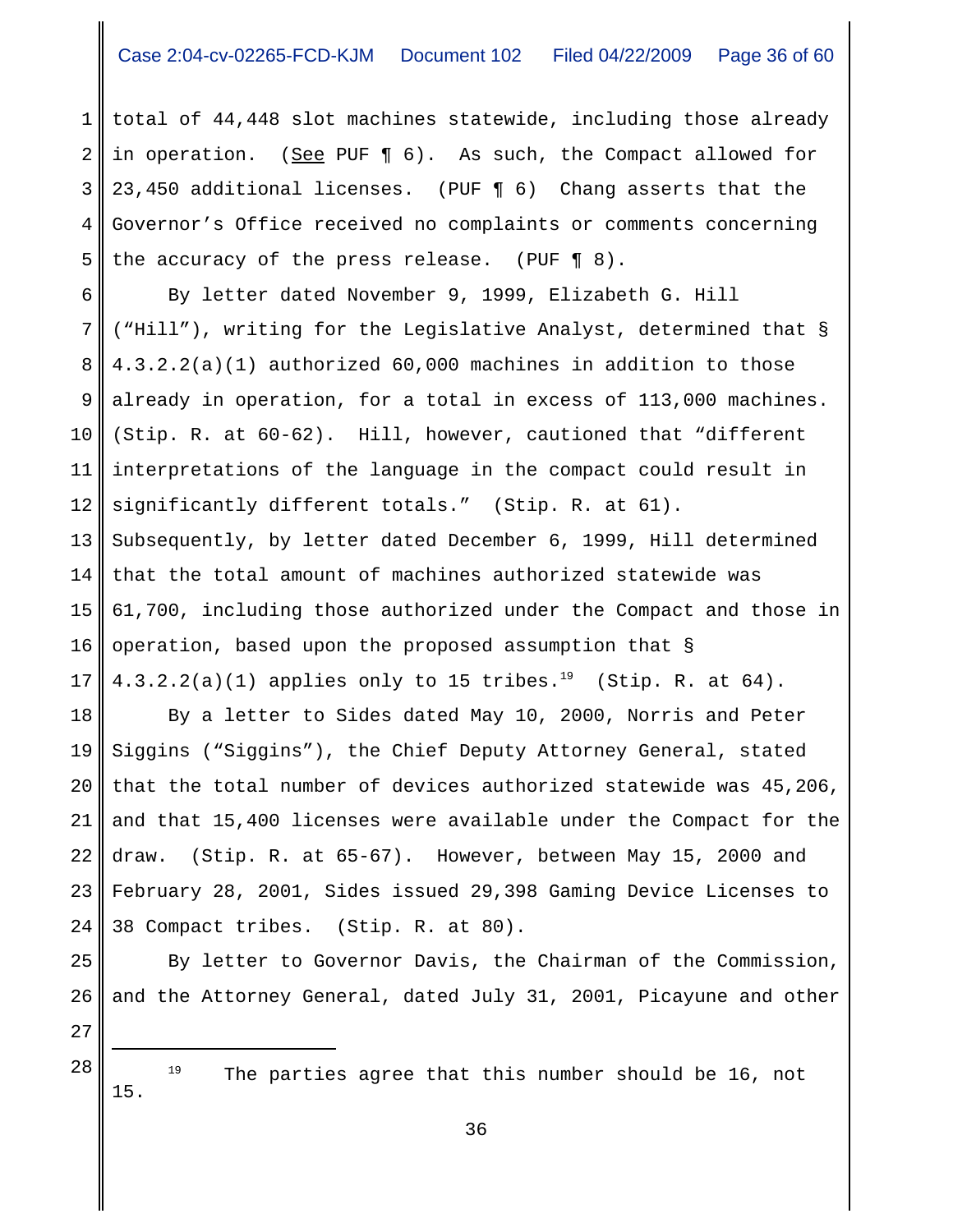total of 44,448 slot machines statewide, including those already in operation. (See PUF ¶ 6). As such, the Compact allowed for 23,450 additional licenses. (PUF ¶ 6) Chang asserts that the Governor's Office received no complaints or comments concerning the accuracy of the press release. (PUF ¶ 8).

By letter dated November 9, 1999, Elizabeth G. Hill ("Hill"), writing for the Legislative Analyst, determined that § 4.3.2.2(a)(1) authorized 60,000 machines in addition to those already in operation, for a total in excess of 113,000 machines. (Stip. R. at 60-62). Hill, however, cautioned that "different interpretations of the language in the compact could result in significantly different totals." (Stip. R. at 61). Subsequently, by letter dated December 6, 1999, Hill determined that the total amount of machines authorized statewide was 61,700, including those authorized under the Compact and those in operation, based upon the proposed assumption that § 4.3.2.2(a)(1) applies only to 15 tribes.[19] (Stip. R. at 64).

By a letter to Sides dated May 10, 2000, Norris and Peter Siggins ("Siggins"), the Chief Deputy Attorney General, stated that the total number of devices authorized statewide was 45,206, and that 15,400 licenses were available under the Compact for the draw. (Stip. R. at 65-67). However, between May 15, 2000 and February 28, 2001, Sides issued 29,398 Gaming Device Licenses to 38 Compact tribes. (Stip. R. at 80).

By letter to Governor Davis, the Chairman of the Commission, and the Attorney General, dated July 31, 2001, Picayune and other

---

[19] The parties agree that this number should be 16, not 15.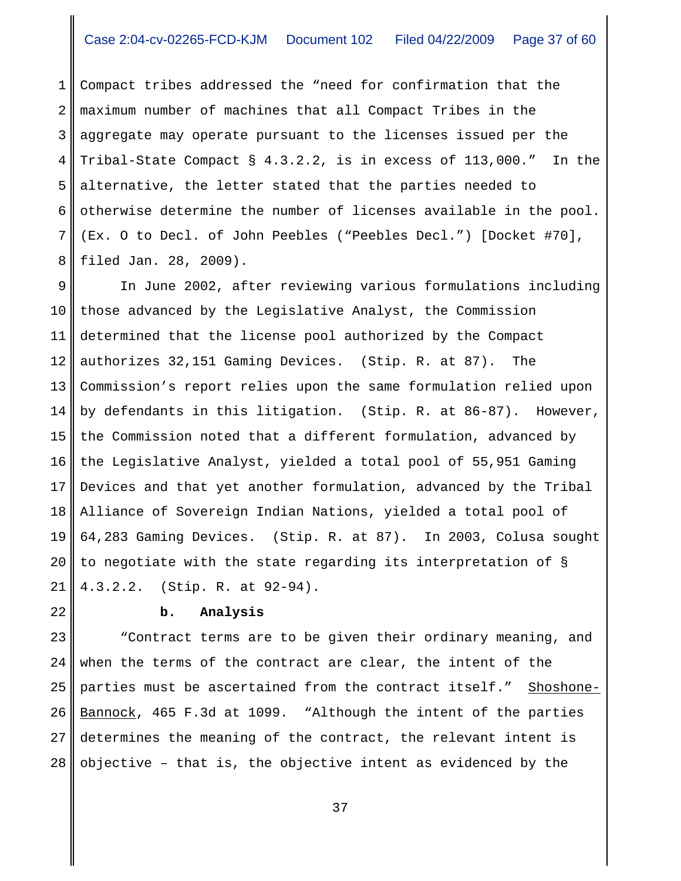Compact tribes addressed the "need for confirmation that the maximum number of machines that all Compact Tribes in the aggregate may operate pursuant to the licenses issued per the Tribal-State Compact § 4.3.2.2, is in excess of 113,000." In the alternative, the letter stated that the parties needed to otherwise determine the number of licenses available in the pool. (Ex. O to Decl. of John Peebles ("Peebles Decl.") [Docket #70], filed Jan. 28, 2009).

In June 2002, after reviewing various formulations including those advanced by the Legislative Analyst, the Commission determined that the license pool authorized by the Compact authorizes 32,151 Gaming Devices. (Stip. R. at 87). The Commission's report relies upon the same formulation relied upon by defendants in this litigation. (Stip. R. at 86-87). However, the Commission noted that a different formulation, advanced by the Legislative Analyst, yielded a total pool of 55,951 Gaming Devices and that yet another formulation, advanced by the Tribal Alliance of Sovereign Indian Nations, yielded a total pool of 64,283 Gaming Devices. (Stip. R. at 87). In 2003, Colusa sought to negotiate with the state regarding its interpretation of § 4.3.2.2. (Stip. R. at 92-94).

**b. Analysis**

"Contract terms are to be given their ordinary meaning, and when the terms of the contract are clear, the intent of the parties must be ascertained from the contract itself." Shoshone-Bannock, 465 F.3d at 1099. "Although the intent of the parties determines the meaning of the contract, the relevant intent is objective – that is, the objective intent as evidenced by the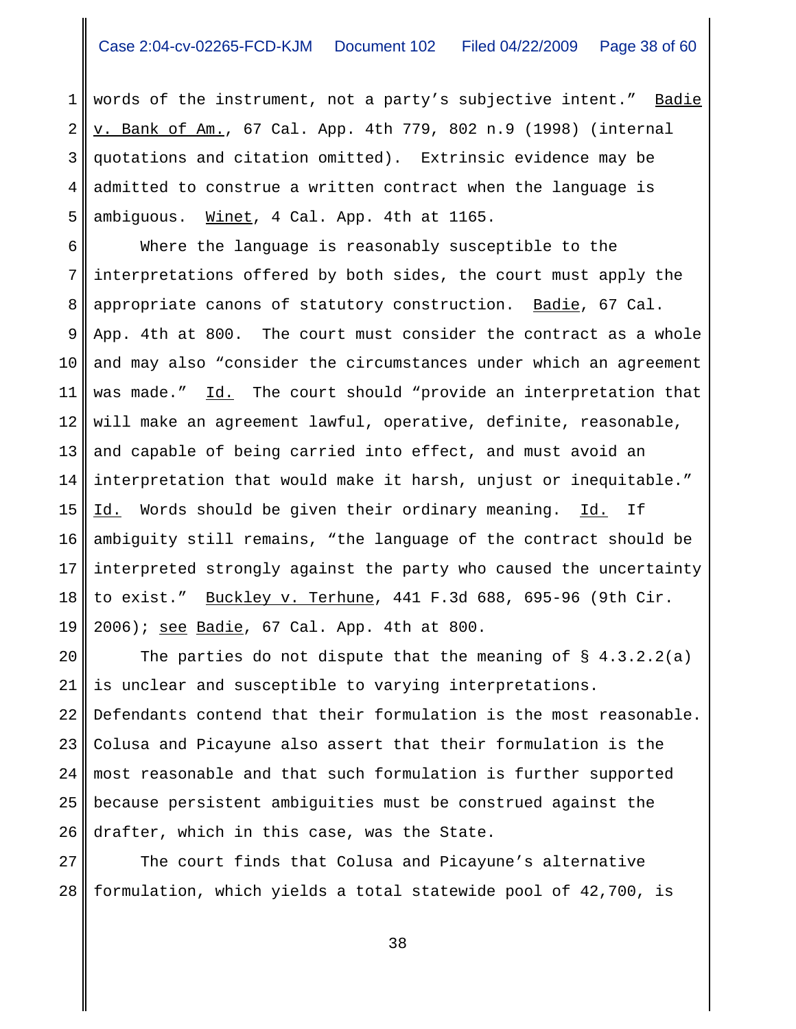words of the instrument, not a party's subjective intent." Badie v. Bank of Am., 67 Cal. App. 4th 779, 802 n.9 (1998) (internal quotations and citation omitted). Extrinsic evidence may be admitted to construe a written contract when the language is ambiguous. Winet, 4 Cal. App. 4th at 1165.

Where the language is reasonably susceptible to the interpretations offered by both sides, the court must apply the appropriate canons of statutory construction. Badie, 67 Cal. App. 4th at 800. The court must consider the contract as a whole and may also "consider the circumstances under which an agreement was made." Id. The court should "provide an interpretation that will make an agreement lawful, operative, definite, reasonable, and capable of being carried into effect, and must avoid an interpretation that would make it harsh, unjust or inequitable." Id. Words should be given their ordinary meaning. Id. If ambiguity still remains, "the language of the contract should be interpreted strongly against the party who caused the uncertainty to exist." Buckley v. Terhune, 441 F.3d 688, 695-96 (9th Cir. 2006); see Badie, 67 Cal. App. 4th at 800.

The parties do not dispute that the meaning of § 4.3.2.2(a) is unclear and susceptible to varying interpretations. Defendants contend that their formulation is the most reasonable. Colusa and Picayune also assert that their formulation is the most reasonable and that such formulation is further supported because persistent ambiguities must be construed against the drafter, which in this case, was the State.

The court finds that Colusa and Picayune's alternative formulation, which yields a total statewide pool of 42,700, is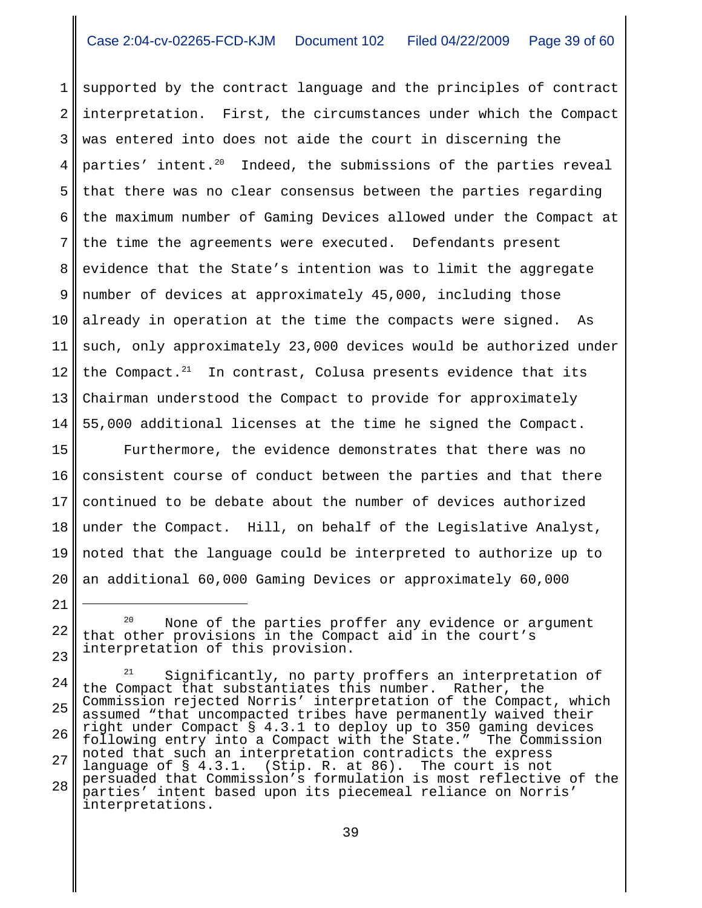supported by the contract language and the principles of contract interpretation. First, the circumstances under which the Compact was entered into does not aide the court in discerning the parties' intent.[20] Indeed, the submissions of the parties reveal that there was no clear consensus between the parties regarding the maximum number of Gaming Devices allowed under the Compact at the time the agreements were executed. Defendants present evidence that the State's intention was to limit the aggregate number of devices at approximately 45,000, including those already in operation at the time the compacts were signed. As such, only approximately 23,000 devices would be authorized under the Compact.[21] In contrast, Colusa presents evidence that its Chairman understood the Compact to provide for approximately 55,000 additional licenses at the time he signed the Compact.

Furthermore, the evidence demonstrates that there was no consistent course of conduct between the parties and that there continued to be debate about the number of devices authorized under the Compact. Hill, on behalf of the Legislative Analyst, noted that the language could be interpreted to authorize up to an additional 60,000 Gaming Devices or approximately 60,000

---

[20] None of the parties proffer any evidence or argument that other provisions in the Compact aid in the court's interpretation of this provision.

[21] Significantly, no party proffers an interpretation of the Compact that substantiates this number. Rather, the Commission rejected Norris' interpretation of the Compact, which assumed "that uncompacted tribes have permanently waived their right under Compact § 4.3.1 to deploy up to 350 gaming devices following entry into a Compact with the State." The Commission noted that such an interpretation contradicts the express language of § 4.3.1. (Stip. R. at 86). The court is not persuaded that Commission's formulation is most reflective of the parties' intent based upon its piecemeal reliance on Norris' interpretations.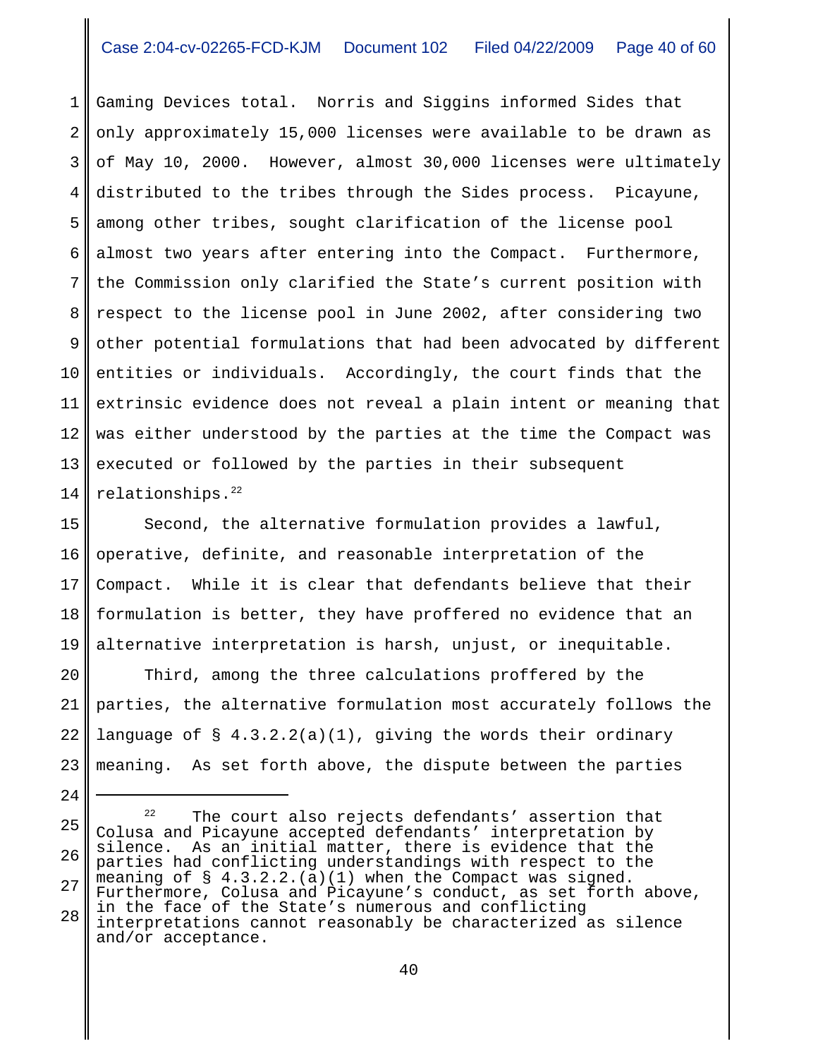Gaming Devices total. Norris and Siggins informed Sides that only approximately 15,000 licenses were available to be drawn as of May 10, 2000. However, almost 30,000 licenses were ultimately distributed to the tribes through the Sides process. Picayune, among other tribes, sought clarification of the license pool almost two years after entering into the Compact. Furthermore, the Commission only clarified the State's current position with respect to the license pool in June 2002, after considering two other potential formulations that had been advocated by different entities or individuals. Accordingly, the court finds that the extrinsic evidence does not reveal a plain intent or meaning that was either understood by the parties at the time the Compact was executed or followed by the parties in their subsequent relationships.[22]

Second, the alternative formulation provides a lawful, operative, definite, and reasonable interpretation of the Compact. While it is clear that defendants believe that their formulation is better, they have proffered no evidence that an alternative interpretation is harsh, unjust, or inequitable.

Third, among the three calculations proffered by the parties, the alternative formulation most accurately follows the language of § 4.3.2.2(a)(1), giving the words their ordinary meaning. As set forth above, the dispute between the parties

---

[22] The court also rejects defendants' assertion that Colusa and Picayune accepted defendants' interpretation by silence. As an initial matter, there is evidence that the parties had conflicting understandings with respect to the meaning of § 4.3.2.2.(a)(1) when the Compact was signed. Furthermore, Colusa and Picayune's conduct, as set forth above, in the face of the State's numerous and conflicting interpretations cannot reasonably be characterized as silence and/or acceptance.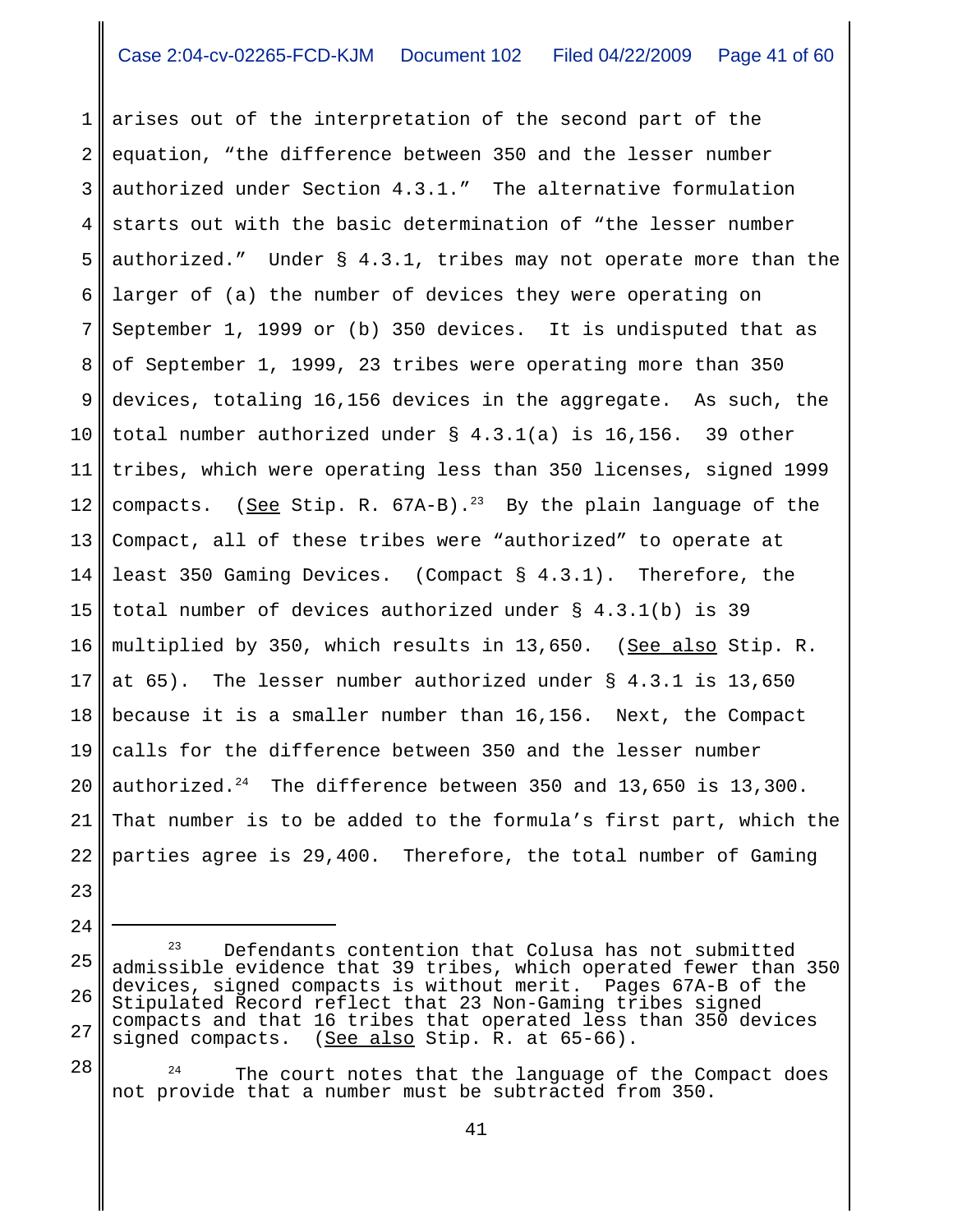arises out of the interpretation of the second part of the equation, "the difference between 350 and the lesser number authorized under Section 4.3.1." The alternative formulation starts out with the basic determination of "the lesser number authorized." Under § 4.3.1, tribes may not operate more than the larger of (a) the number of devices they were operating on September 1, 1999 or (b) 350 devices. It is undisputed that as of September 1, 1999, 23 tribes were operating more than 350 devices, totaling 16,156 devices in the aggregate. As such, the total number authorized under § 4.3.1(a) is 16,156. 39 other tribes, which were operating less than 350 licenses, signed 1999 compacts. (See Stip. R. 67A-B).[23] By the plain language of the Compact, all of these tribes were "authorized" to operate at least 350 Gaming Devices. (Compact § 4.3.1). Therefore, the total number of devices authorized under § 4.3.1(b) is 39 multiplied by 350, which results in 13,650. (See also Stip. R. at 65). The lesser number authorized under § 4.3.1 is 13,650 because it is a smaller number than 16,156. Next, the Compact calls for the difference between 350 and the lesser number authorized.[24] The difference between 350 and 13,650 is 13,300. That number is to be added to the formula's first part, which the parties agree is 29,400. Therefore, the total number of Gaming

---

[23] Defendants contention that Colusa has not submitted admissible evidence that 39 tribes, which operated fewer than 350 devices, signed compacts is without merit. Pages 67A-B of the Stipulated Record reflect that 23 Non-Gaming tribes signed compacts and that 16 tribes that operated less than 350 devices signed compacts. (See also Stip. R. at 65-66).

[24] The court notes that the language of the Compact does not provide that a number must be subtracted from 350.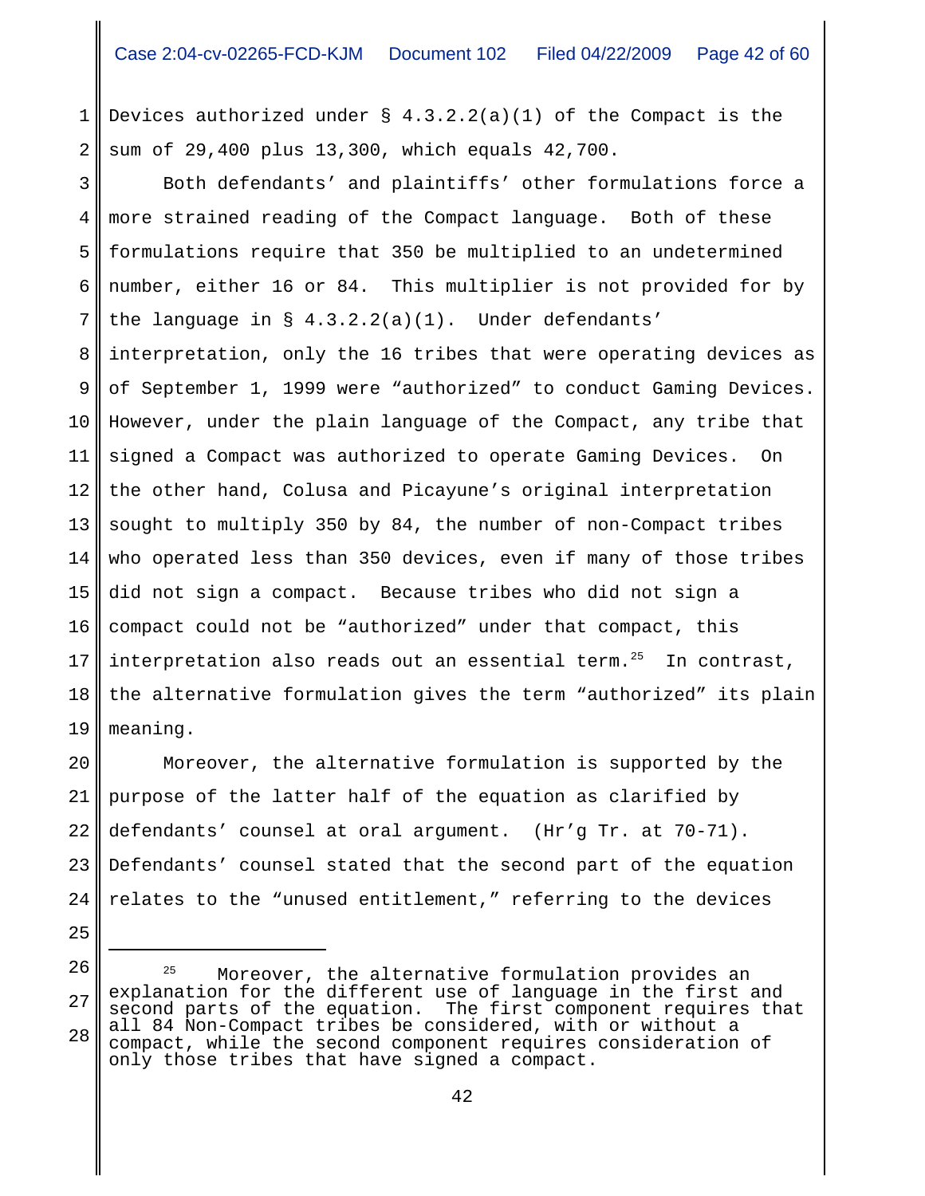Devices authorized under § 4.3.2.2(a)(1) of the Compact is the sum of 29,400 plus 13,300, which equals 42,700.

Both defendants' and plaintiffs' other formulations force a more strained reading of the Compact language. Both of these formulations require that 350 be multiplied to an undetermined number, either 16 or 84. This multiplier is not provided for by the language in § 4.3.2.2(a)(1). Under defendants' interpretation, only the 16 tribes that were operating devices as of September 1, 1999 were "authorized" to conduct Gaming Devices. However, under the plain language of the Compact, any tribe that signed a Compact was authorized to operate Gaming Devices. On the other hand, Colusa and Picayune's original interpretation sought to multiply 350 by 84, the number of non-Compact tribes who operated less than 350 devices, even if many of those tribes did not sign a compact. Because tribes who did not sign a compact could not be "authorized" under that compact, this interpretation also reads out an essential term.[25] In contrast, the alternative formulation gives the term "authorized" its plain meaning.

Moreover, the alternative formulation is supported by the purpose of the latter half of the equation as clarified by defendants' counsel at oral argument. (Hr'g Tr. at 70-71). Defendants' counsel stated that the second part of the equation relates to the "unused entitlement," referring to the devices

---

[25] Moreover, the alternative formulation provides an explanation for the different use of language in the first and second parts of the equation. The first component requires that all 84 Non-Compact tribes be considered, with or without a compact, while the second component requires consideration of only those tribes that have signed a compact.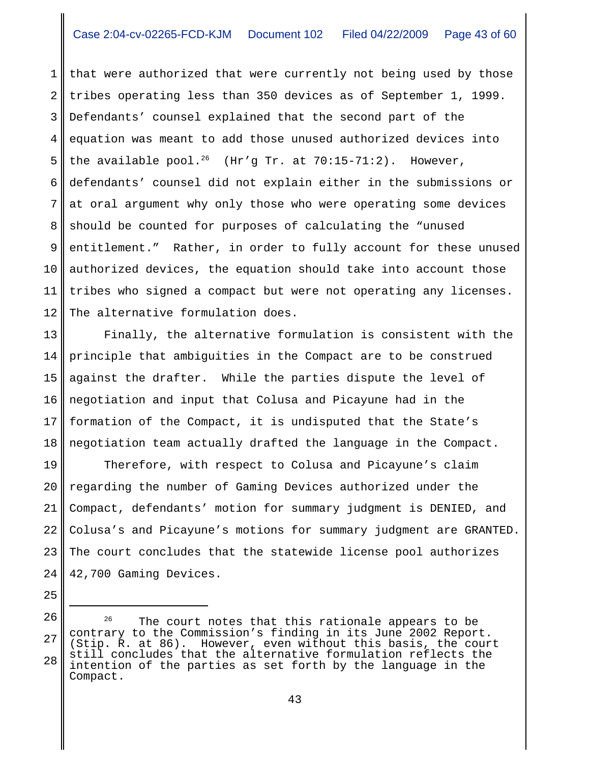that were authorized that were currently not being used by those tribes operating less than 350 devices as of September 1, 1999. Defendants' counsel explained that the second part of the equation was meant to add those unused authorized devices into the available pool.[26] (Hr'g Tr. at 70:15-71:2). However, defendants' counsel did not explain either in the submissions or at oral argument why only those who were operating some devices should be counted for purposes of calculating the "unused entitlement." Rather, in order to fully account for these unused authorized devices, the equation should take into account those tribes who signed a compact but were not operating any licenses. The alternative formulation does.

Finally, the alternative formulation is consistent with the principle that ambiguities in the Compact are to be construed against the drafter. While the parties dispute the level of negotiation and input that Colusa and Picayune had in the formation of the Compact, it is undisputed that the State's negotiation team actually drafted the language in the Compact.

Therefore, with respect to Colusa and Picayune's claim regarding the number of Gaming Devices authorized under the Compact, defendants' motion for summary judgment is DENIED, and Colusa's and Picayune's motions for summary judgment are GRANTED. The court concludes that the statewide license pool authorizes 42,700 Gaming Devices.

---

[26] The court notes that this rationale appears to be contrary to the Commission's finding in its June 2002 Report. (Stip. R. at 86). However, even without this basis, the court still concludes that the alternative formulation reflects the intention of the parties as set forth by the language in the Compact.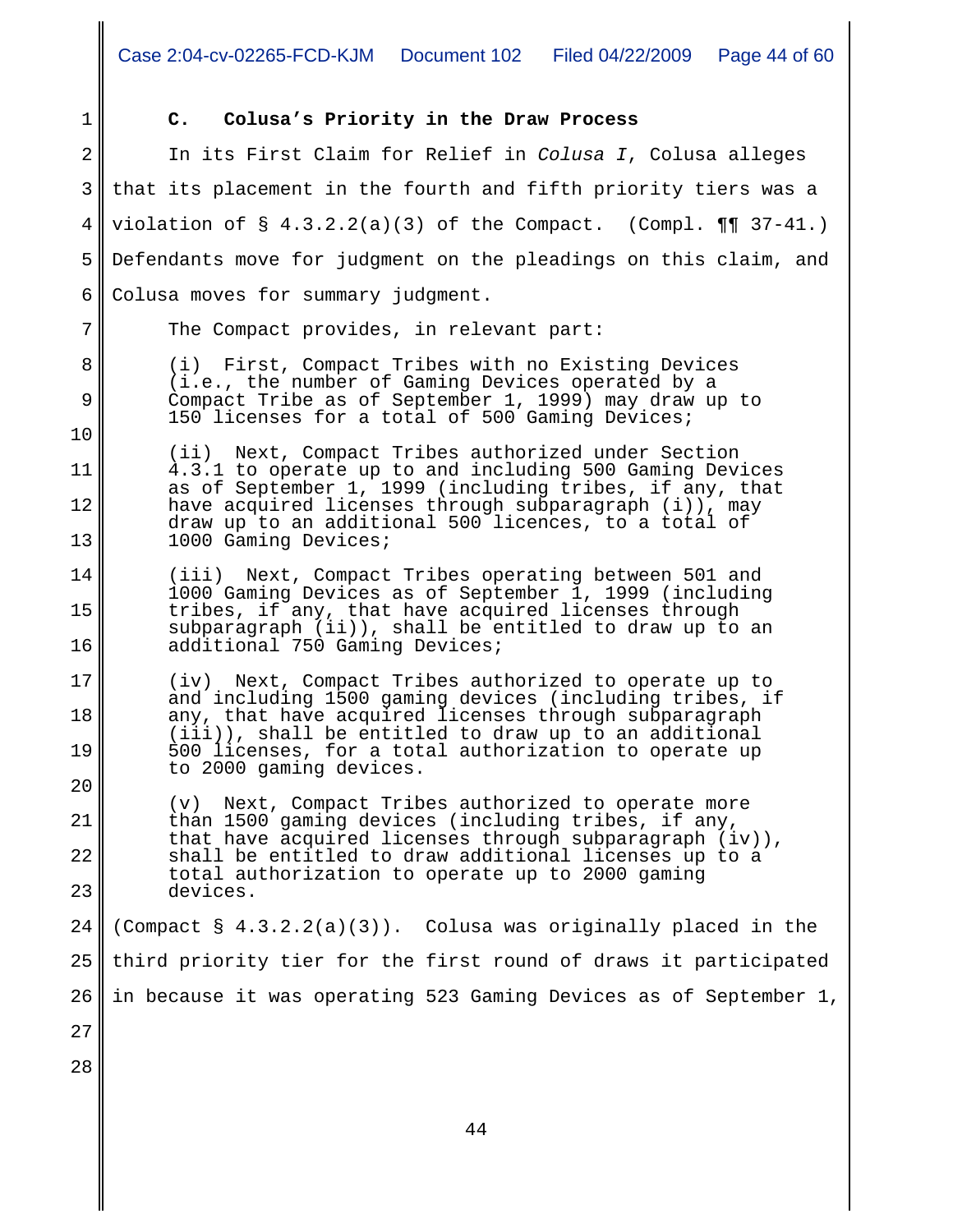### C. Colusa's Priority in the Draw Process

In its First Claim for Relief in *Colusa I*, Colusa alleges that its placement in the fourth and fifth priority tiers was a violation of § 4.3.2.2(a)(3) of the Compact. (Compl. ¶¶ 37-41.) Defendants move for judgment on the pleadings on this claim, and Colusa moves for summary judgment.

The Compact provides, in relevant part:

> (i) First, Compact Tribes with no Existing Devices (i.e., the number of Gaming Devices operated by a Compact Tribe as of September 1, 1999) may draw up to 150 licenses for a total of 500 Gaming Devices;
>
> (ii) Next, Compact Tribes authorized under Section 4.3.1 to operate up to and including 500 Gaming Devices as of September 1, 1999 (including tribes, if any, that have acquired licenses through subparagraph (i)), may draw up to an additional 500 licences, to a total of 1000 Gaming Devices;
>
> (iii) Next, Compact Tribes operating between 501 and 1000 Gaming Devices as of September 1, 1999 (including tribes, if any, that have acquired licenses through subparagraph (ii)), shall be entitled to draw up to an additional 750 Gaming Devices;
>
> (iv) Next, Compact Tribes authorized to operate up to and including 1500 gaming devices (including tribes, if any, that have acquired licenses through subparagraph (iii)), shall be entitled to draw up to an additional 500 licenses, for a total authorization to operate up to 2000 gaming devices.
>
> (v) Next, Compact Tribes authorized to operate more than 1500 gaming devices (including tribes, if any, that have acquired licenses through subparagraph (iv)), shall be entitled to draw additional licenses up to a total authorization to operate up to 2000 gaming devices.

(Compact § 4.3.2.2(a)(3)). Colusa was originally placed in the third priority tier for the first round of draws it participated in because it was operating 523 Gaming Devices as of September 1,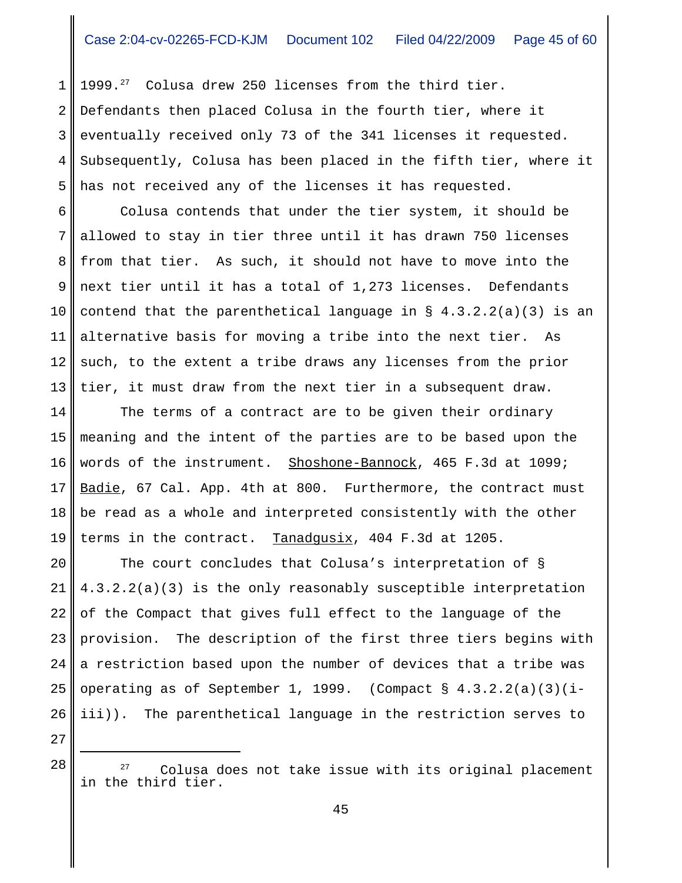1999.[27] Colusa drew 250 licenses from the third tier. Defendants then placed Colusa in the fourth tier, where it eventually received only 73 of the 341 licenses it requested. Subsequently, Colusa has been placed in the fifth tier, where it has not received any of the licenses it has requested.

Colusa contends that under the tier system, it should be allowed to stay in tier three until it has drawn 750 licenses from that tier. As such, it should not have to move into the next tier until it has a total of 1,273 licenses. Defendants contend that the parenthetical language in § 4.3.2.2(a)(3) is an alternative basis for moving a tribe into the next tier. As such, to the extent a tribe draws any licenses from the prior tier, it must draw from the next tier in a subsequent draw.

The terms of a contract are to be given their ordinary meaning and the intent of the parties are to be based upon the words of the instrument. Shoshone-Bannock, 465 F.3d at 1099; Badie, 67 Cal. App. 4th at 800. Furthermore, the contract must be read as a whole and interpreted consistently with the other terms in the contract. Tanadgusix, 404 F.3d at 1205.

The court concludes that Colusa's interpretation of § 4.3.2.2(a)(3) is the only reasonably susceptible interpretation of the Compact that gives full effect to the language of the provision. The description of the first three tiers begins with a restriction based upon the number of devices that a tribe was operating as of September 1, 1999. (Compact § 4.3.2.2(a)(3)(i-iii)). The parenthetical language in the restriction serves to

---

[27] Colusa does not take issue with its original placement in the third tier.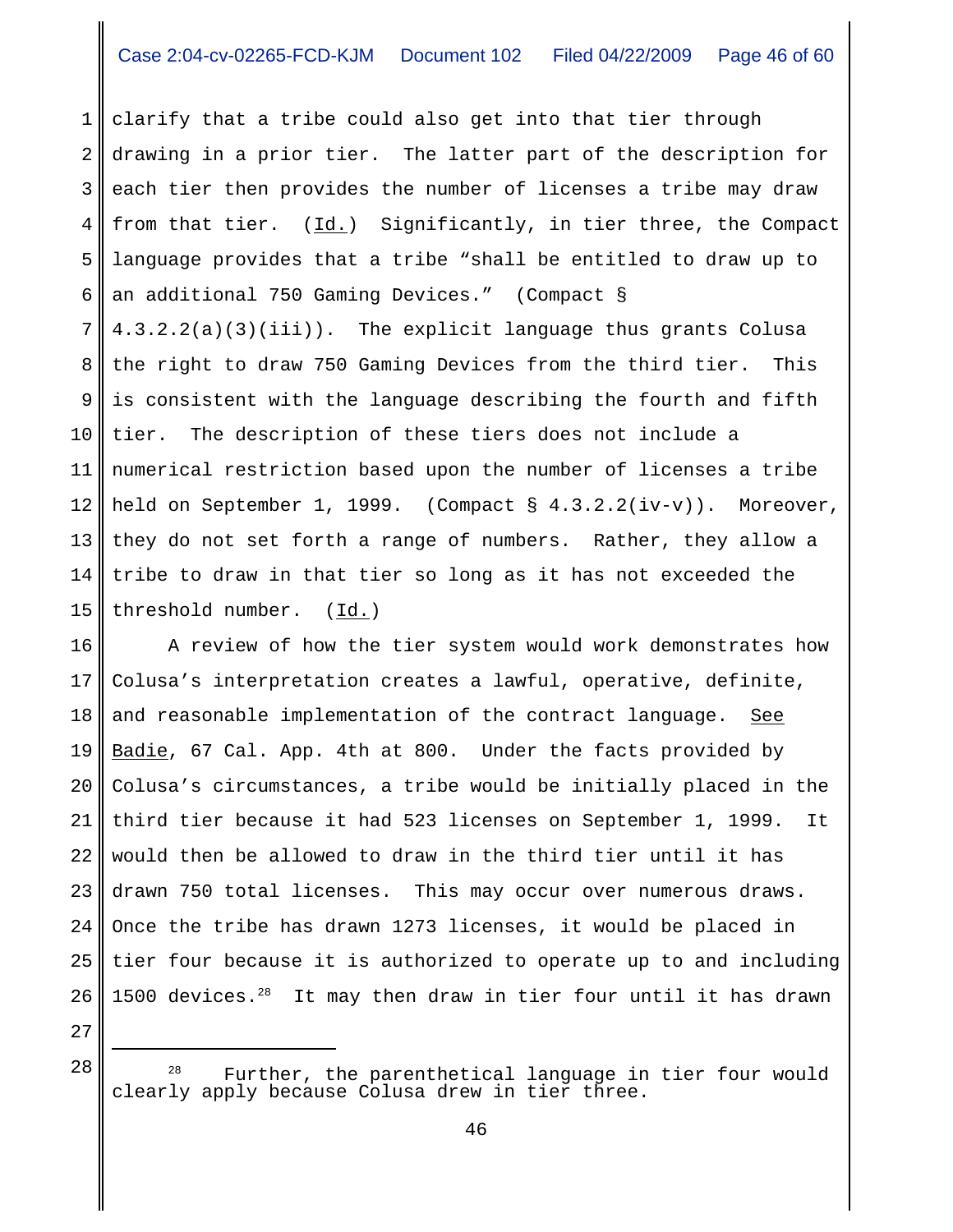clarify that a tribe could also get into that tier through drawing in a prior tier. The latter part of the description for each tier then provides the number of licenses a tribe may draw from that tier. (Id.) Significantly, in tier three, the Compact language provides that a tribe "shall be entitled to draw up to an additional 750 Gaming Devices." (Compact § 4.3.2.2(a)(3)(iii)). The explicit language thus grants Colusa the right to draw 750 Gaming Devices from the third tier. This is consistent with the language describing the fourth and fifth tier. The description of these tiers does not include a numerical restriction based upon the number of licenses a tribe held on September 1, 1999. (Compact § 4.3.2.2(iv-v)). Moreover, they do not set forth a range of numbers. Rather, they allow a tribe to draw in that tier so long as it has not exceeded the threshold number. (Id.)

A review of how the tier system would work demonstrates how Colusa's interpretation creates a lawful, operative, definite, and reasonable implementation of the contract language. See Badie, 67 Cal. App. 4th at 800. Under the facts provided by Colusa's circumstances, a tribe would be initially placed in the third tier because it had 523 licenses on September 1, 1999. It would then be allowed to draw in the third tier until it has drawn 750 total licenses. This may occur over numerous draws. Once the tribe has drawn 1273 licenses, it would be placed in tier four because it is authorized to operate up to and including 1500 devices.[28] It may then draw in tier four until it has drawn

---

[28] Further, the parenthetical language in tier four would clearly apply because Colusa drew in tier three.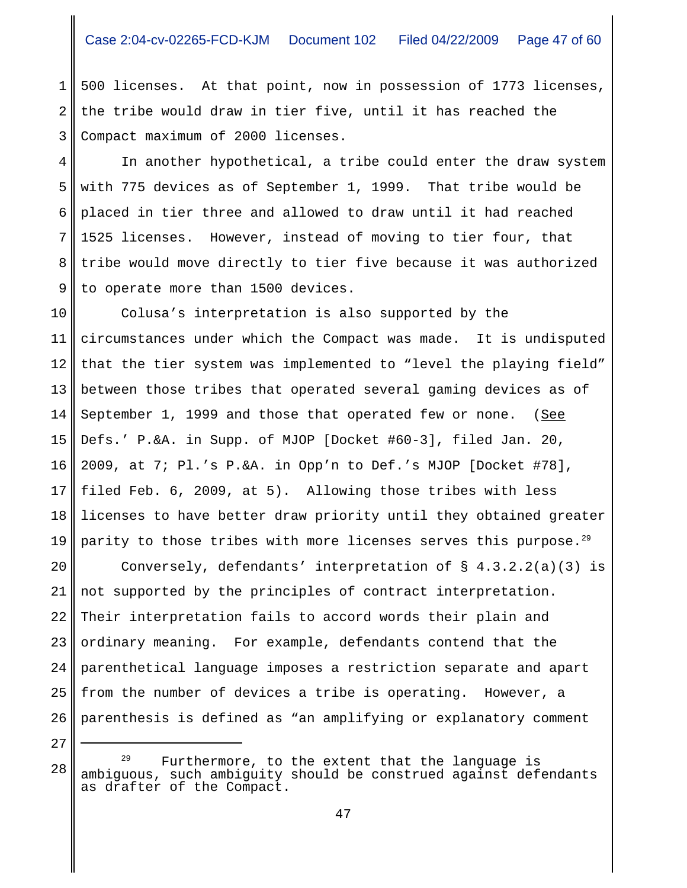500 licenses. At that point, now in possession of 1773 licenses, the tribe would draw in tier five, until it has reached the Compact maximum of 2000 licenses.

In another hypothetical, a tribe could enter the draw system with 775 devices as of September 1, 1999. That tribe would be placed in tier three and allowed to draw until it had reached 1525 licenses. However, instead of moving to tier four, that tribe would move directly to tier five because it was authorized to operate more than 1500 devices.

Colusa's interpretation is also supported by the circumstances under which the Compact was made. It is undisputed that the tier system was implemented to "level the playing field" between those tribes that operated several gaming devices as of September 1, 1999 and those that operated few or none. (See Defs.' P.&A. in Supp. of MJOP [Docket #60-3], filed Jan. 20, 2009, at 7; Pl.'s P.&A. in Opp'n to Def.'s MJOP [Docket #78], filed Feb. 6, 2009, at 5). Allowing those tribes with less licenses to have better draw priority until they obtained greater parity to those tribes with more licenses serves this purpose.[29]

Conversely, defendants' interpretation of § 4.3.2.2(a)(3) is not supported by the principles of contract interpretation. Their interpretation fails to accord words their plain and ordinary meaning. For example, defendants contend that the parenthetical language imposes a restriction separate and apart from the number of devices a tribe is operating. However, a parenthesis is defined as "an amplifying or explanatory comment

---

[29] Furthermore, to the extent that the language is ambiguous, such ambiguity should be construed against defendants as drafter of the Compact.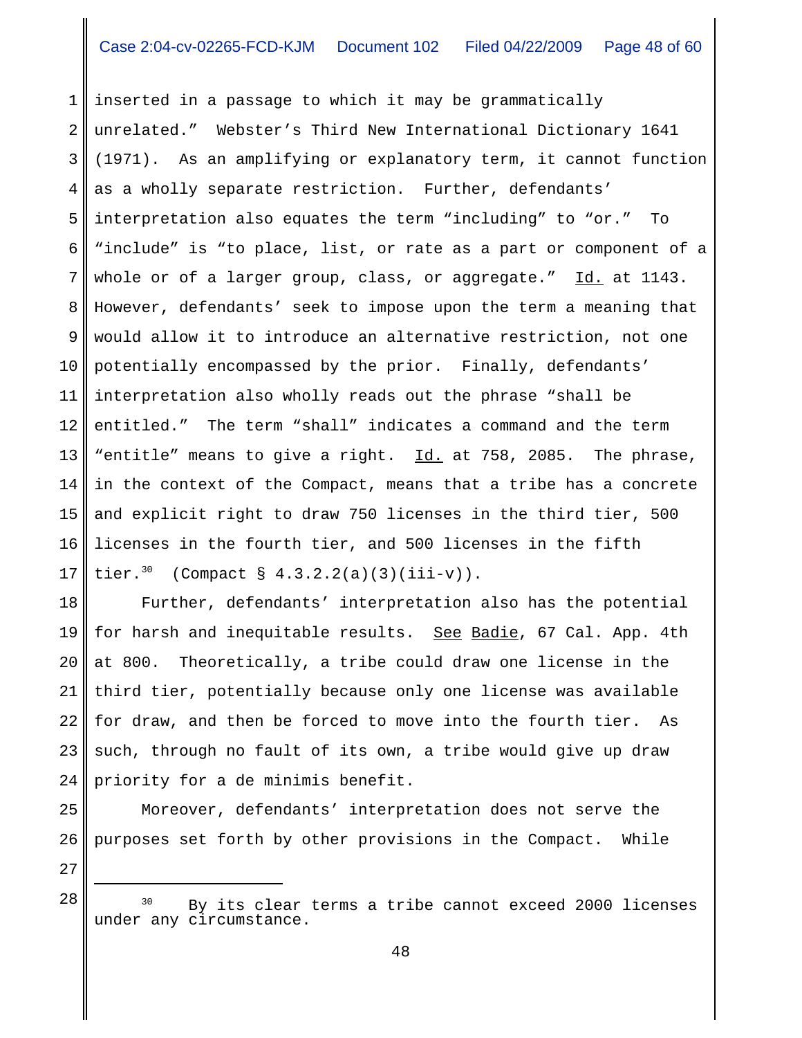inserted in a passage to which it may be grammatically unrelated." Webster's Third New International Dictionary 1641 (1971). As an amplifying or explanatory term, it cannot function as a wholly separate restriction. Further, defendants' interpretation also equates the term "including" to "or." To "include" is "to place, list, or rate as a part or component of a whole or of a larger group, class, or aggregate." Id. at 1143. However, defendants' seek to impose upon the term a meaning that would allow it to introduce an alternative restriction, not one potentially encompassed by the prior. Finally, defendants' interpretation also wholly reads out the phrase "shall be entitled." The term "shall" indicates a command and the term "entitle" means to give a right. Id. at 758, 2085. The phrase, in the context of the Compact, means that a tribe has a concrete and explicit right to draw 750 licenses in the third tier, 500 licenses in the fourth tier, and 500 licenses in the fifth tier.[30] (Compact § 4.3.2.2(a)(3)(iii-v)).

Further, defendants' interpretation also has the potential for harsh and inequitable results. See Badie, 67 Cal. App. 4th at 800. Theoretically, a tribe could draw one license in the third tier, potentially because only one license was available for draw, and then be forced to move into the fourth tier. As such, through no fault of its own, a tribe would give up draw priority for a de minimis benefit.

Moreover, defendants' interpretation does not serve the purposes set forth by other provisions in the Compact. While

---

[30] By its clear terms a tribe cannot exceed 2000 licenses under any circumstance.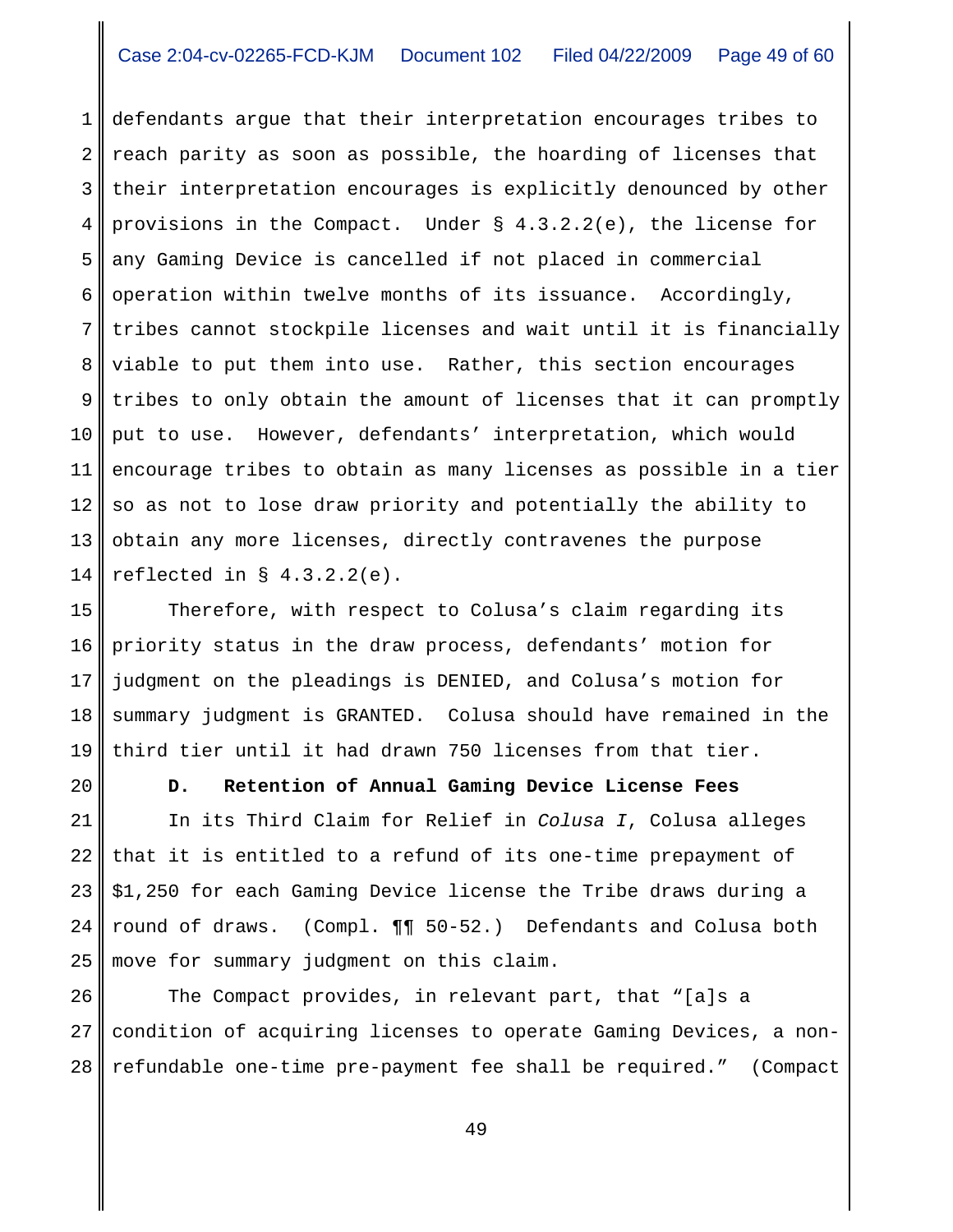defendants argue that their interpretation encourages tribes to reach parity as soon as possible, the hoarding of licenses that their interpretation encourages is explicitly denounced by other provisions in the Compact. Under § 4.3.2.2(e), the license for any Gaming Device is cancelled if not placed in commercial operation within twelve months of its issuance. Accordingly, tribes cannot stockpile licenses and wait until it is financially viable to put them into use. Rather, this section encourages tribes to only obtain the amount of licenses that it can promptly put to use. However, defendants' interpretation, which would encourage tribes to obtain as many licenses as possible in a tier so as not to lose draw priority and potentially the ability to obtain any more licenses, directly contravenes the purpose reflected in § 4.3.2.2(e).

Therefore, with respect to Colusa's claim regarding its priority status in the draw process, defendants' motion for judgment on the pleadings is DENIED, and Colusa's motion for summary judgment is GRANTED. Colusa should have remained in the third tier until it had drawn 750 licenses from that tier.

**D. Retention of Annual Gaming Device License Fees**

In its Third Claim for Relief in *Colusa I*, Colusa alleges that it is entitled to a refund of its one-time prepayment of $1,250 for each Gaming Device license the Tribe draws during a round of draws. (Compl. ¶¶ 50-52.) Defendants and Colusa both move for summary judgment on this claim.

The Compact provides, in relevant part, that "[a]s a condition of acquiring licenses to operate Gaming Devices, a non-refundable one-time pre-payment fee shall be required." (Compact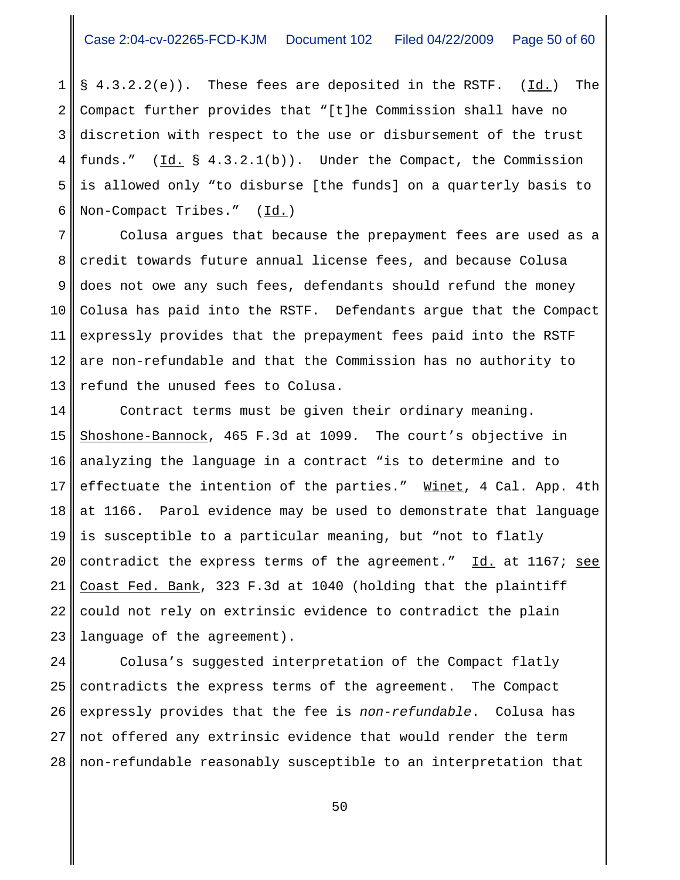§ 4.3.2.2(e)). These fees are deposited in the RSTF. (Id.) The Compact further provides that "[t]he Commission shall have no discretion with respect to the use or disbursement of the trust funds." (Id. § 4.3.2.1(b)). Under the Compact, the Commission is allowed only "to disburse [the funds] on a quarterly basis to Non-Compact Tribes." (Id.)

Colusa argues that because the prepayment fees are used as a credit towards future annual license fees, and because Colusa does not owe any such fees, defendants should refund the money Colusa has paid into the RSTF. Defendants argue that the Compact expressly provides that the prepayment fees paid into the RSTF are non-refundable and that the Commission has no authority to refund the unused fees to Colusa.

Contract terms must be given their ordinary meaning. Shoshone-Bannock, 465 F.3d at 1099. The court's objective in analyzing the language in a contract "is to determine and to effectuate the intention of the parties." Winet, 4 Cal. App. 4th at 1166. Parol evidence may be used to demonstrate that language is susceptible to a particular meaning, but "not to flatly contradict the express terms of the agreement." Id. at 1167; see Coast Fed. Bank, 323 F.3d at 1040 (holding that the plaintiff could not rely on extrinsic evidence to contradict the plain language of the agreement).

Colusa's suggested interpretation of the Compact flatly contradicts the express terms of the agreement. The Compact expressly provides that the fee is *non-refundable*. Colusa has not offered any extrinsic evidence that would render the term non-refundable reasonably susceptible to an interpretation that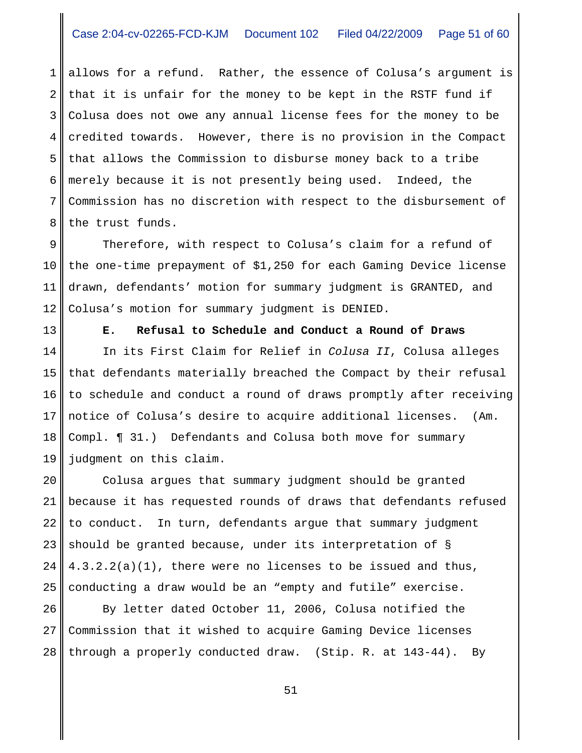allows for a refund. Rather, the essence of Colusa's argument is that it is unfair for the money to be kept in the RSTF fund if Colusa does not owe any annual license fees for the money to be credited towards. However, there is no provision in the Compact that allows the Commission to disburse money back to a tribe merely because it is not presently being used. Indeed, the Commission has no discretion with respect to the disbursement of the trust funds.

Therefore, with respect to Colusa's claim for a refund of the one-time prepayment of $1,250 for each Gaming Device license drawn, defendants' motion for summary judgment is GRANTED, and Colusa's motion for summary judgment is DENIED.

**E. Refusal to Schedule and Conduct a Round of Draws**

In its First Claim for Relief in *Colusa II*, Colusa alleges that defendants materially breached the Compact by their refusal to schedule and conduct a round of draws promptly after receiving notice of Colusa's desire to acquire additional licenses. (Am. Compl. ¶ 31.) Defendants and Colusa both move for summary judgment on this claim.

Colusa argues that summary judgment should be granted because it has requested rounds of draws that defendants refused to conduct. In turn, defendants argue that summary judgment should be granted because, under its interpretation of § 4.3.2.2(a)(1), there were no licenses to be issued and thus, conducting a draw would be an "empty and futile" exercise.

By letter dated October 11, 2006, Colusa notified the Commission that it wished to acquire Gaming Device licenses through a properly conducted draw. (Stip. R. at 143-44). By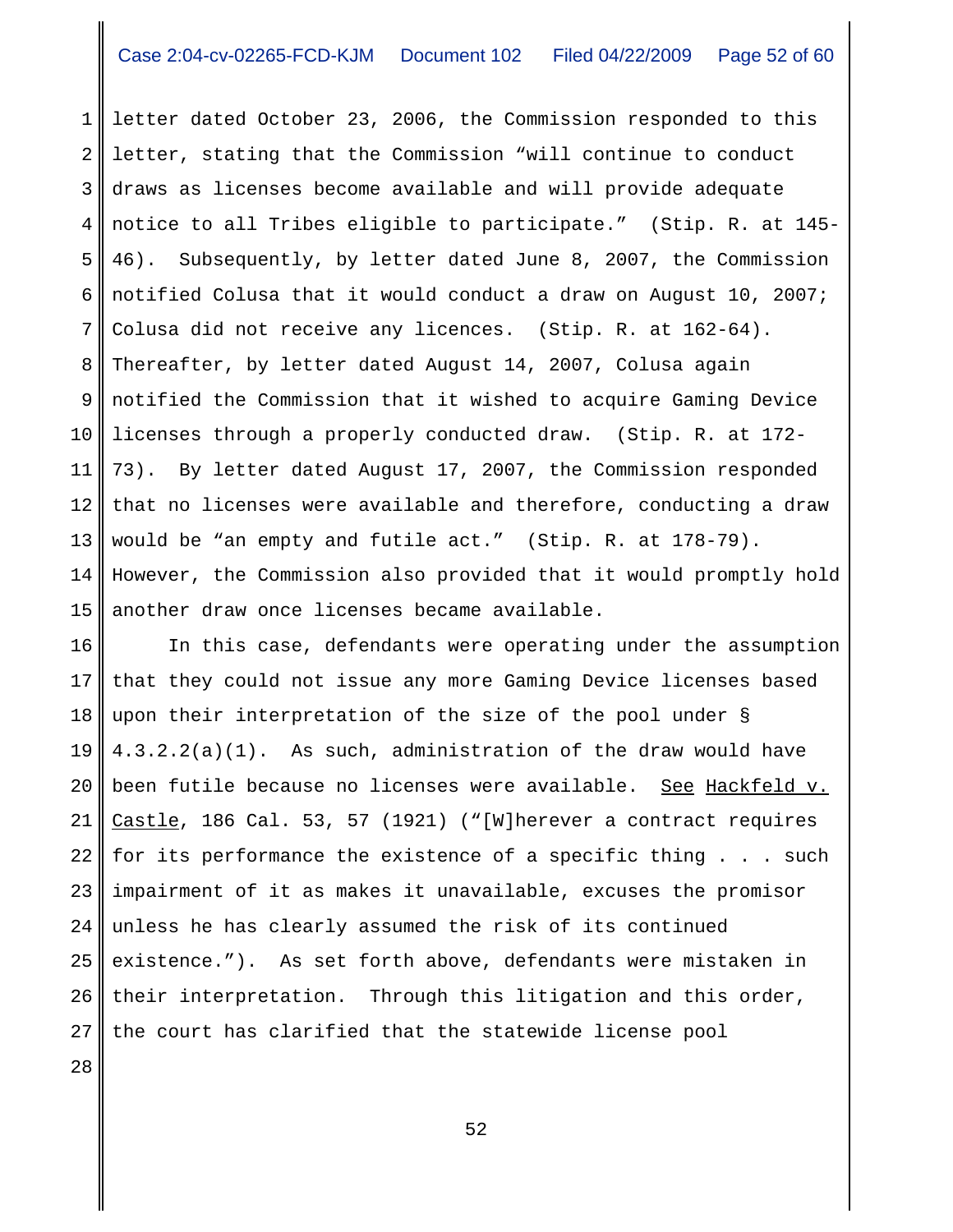letter dated October 23, 2006, the Commission responded to this letter, stating that the Commission "will continue to conduct draws as licenses become available and will provide adequate notice to all Tribes eligible to participate." (Stip. R. at 145-46). Subsequently, by letter dated June 8, 2007, the Commission notified Colusa that it would conduct a draw on August 10, 2007; Colusa did not receive any licences. (Stip. R. at 162-64). Thereafter, by letter dated August 14, 2007, Colusa again notified the Commission that it wished to acquire Gaming Device licenses through a properly conducted draw. (Stip. R. at 172-73). By letter dated August 17, 2007, the Commission responded that no licenses were available and therefore, conducting a draw would be "an empty and futile act." (Stip. R. at 178-79). However, the Commission also provided that it would promptly hold another draw once licenses became available.

In this case, defendants were operating under the assumption that they could not issue any more Gaming Device licenses based upon their interpretation of the size of the pool under § 4.3.2.2(a)(1). As such, administration of the draw would have been futile because no licenses were available. See Hackfeld v. Castle, 186 Cal. 53, 57 (1921) ("[W]herever a contract requires for its performance the existence of a specific thing . . . such impairment of it as makes it unavailable, excuses the promisor unless he has clearly assumed the risk of its continued existence."). As set forth above, defendants were mistaken in their interpretation. Through this litigation and this order, the court has clarified that the statewide license pool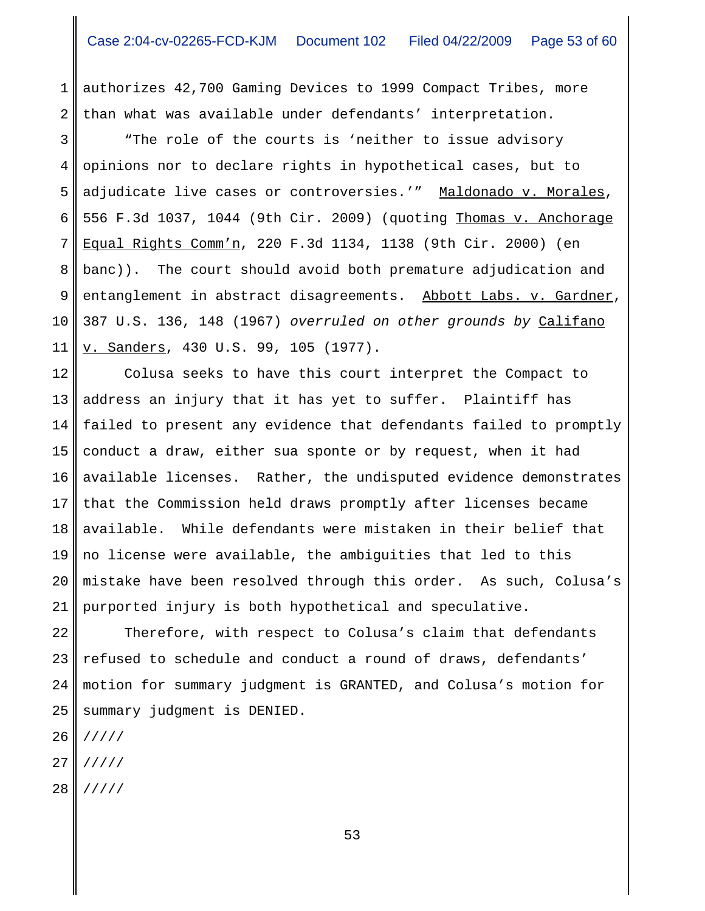authorizes 42,700 Gaming Devices to 1999 Compact Tribes, more than what was available under defendants' interpretation.

"The role of the courts is 'neither to issue advisory opinions nor to declare rights in hypothetical cases, but to adjudicate live cases or controversies.'" Maldonado v. Morales, 556 F.3d 1037, 1044 (9th Cir. 2009) (quoting Thomas v. Anchorage Equal Rights Comm'n, 220 F.3d 1134, 1138 (9th Cir. 2000) (en banc)). The court should avoid both premature adjudication and entanglement in abstract disagreements. Abbott Labs. v. Gardner, 387 U.S. 136, 148 (1967) *overruled on other grounds by* Califano v. Sanders, 430 U.S. 99, 105 (1977).

Colusa seeks to have this court interpret the Compact to address an injury that it has yet to suffer. Plaintiff has failed to present any evidence that defendants failed to promptly conduct a draw, either sua sponte or by request, when it had available licenses. Rather, the undisputed evidence demonstrates that the Commission held draws promptly after licenses became available. While defendants were mistaken in their belief that no license were available, the ambiguities that led to this mistake have been resolved through this order. As such, Colusa's purported injury is both hypothetical and speculative.

Therefore, with respect to Colusa's claim that defendants refused to schedule and conduct a round of draws, defendants' motion for summary judgment is GRANTED, and Colusa's motion for summary judgment is DENIED.

/////

/////

/////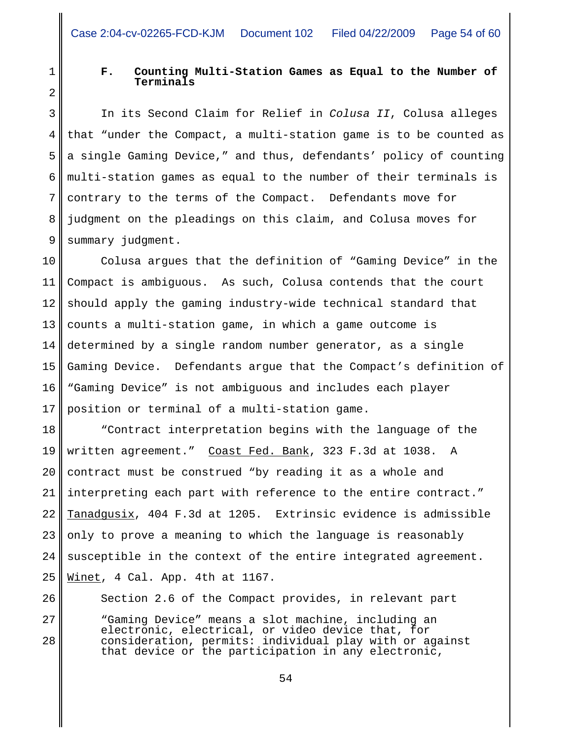### F. Counting Multi-Station Games as Equal to the Number of Terminals

In its Second Claim for Relief in *Colusa II*, Colusa alleges that "under the Compact, a multi-station game is to be counted as a single Gaming Device," and thus, defendants' policy of counting multi-station games as equal to the number of their terminals is contrary to the terms of the Compact. Defendants move for judgment on the pleadings on this claim, and Colusa moves for summary judgment.

Colusa argues that the definition of "Gaming Device" in the Compact is ambiguous. As such, Colusa contends that the court should apply the gaming industry-wide technical standard that counts a multi-station game, in which a game outcome is determined by a single random number generator, as a single Gaming Device. Defendants argue that the Compact's definition of "Gaming Device" is not ambiguous and includes each player position or terminal of a multi-station game.

"Contract interpretation begins with the language of the written agreement." Coast Fed. Bank, 323 F.3d at 1038. A contract must be construed "by reading it as a whole and interpreting each part with reference to the entire contract." Tanadgusix, 404 F.3d at 1205. Extrinsic evidence is admissible only to prove a meaning to which the language is reasonably susceptible in the context of the entire integrated agreement. Winet, 4 Cal. App. 4th at 1167.

Section 2.6 of the Compact provides, in relevant part

> "Gaming Device" means a slot machine, including an electronic, electrical, or video device that, for consideration, permits: individual play with or against that device or the participation in any electronic,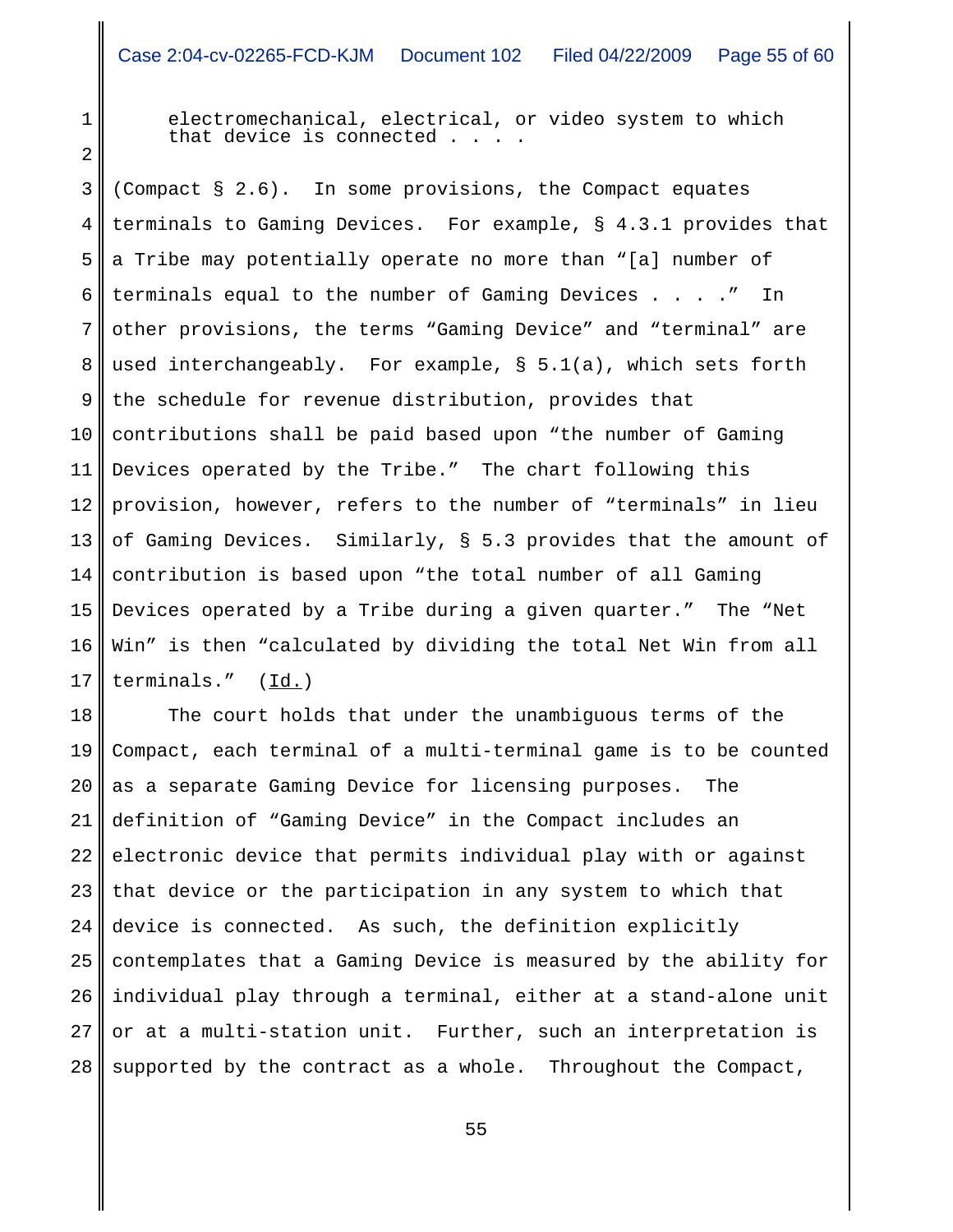> electromechanical, electrical, or video system to which that device is connected . . . .

(Compact § 2.6). In some provisions, the Compact equates terminals to Gaming Devices. For example, § 4.3.1 provides that a Tribe may potentially operate no more than "[a] number of terminals equal to the number of Gaming Devices . . . ." In other provisions, the terms "Gaming Device" and "terminal" are used interchangeably. For example, § 5.1(a), which sets forth the schedule for revenue distribution, provides that contributions shall be paid based upon "the number of Gaming Devices operated by the Tribe." The chart following this provision, however, refers to the number of "terminals" in lieu of Gaming Devices. Similarly, § 5.3 provides that the amount of contribution is based upon "the total number of all Gaming Devices operated by a Tribe during a given quarter." The "Net Win" is then "calculated by dividing the total Net Win from all terminals." (Id.)

The court holds that under the unambiguous terms of the Compact, each terminal of a multi-terminal game is to be counted as a separate Gaming Device for licensing purposes. The definition of "Gaming Device" in the Compact includes an electronic device that permits individual play with or against that device or the participation in any system to which that device is connected. As such, the definition explicitly contemplates that a Gaming Device is measured by the ability for individual play through a terminal, either at a stand-alone unit or at a multi-station unit. Further, such an interpretation is supported by the contract as a whole. Throughout the Compact,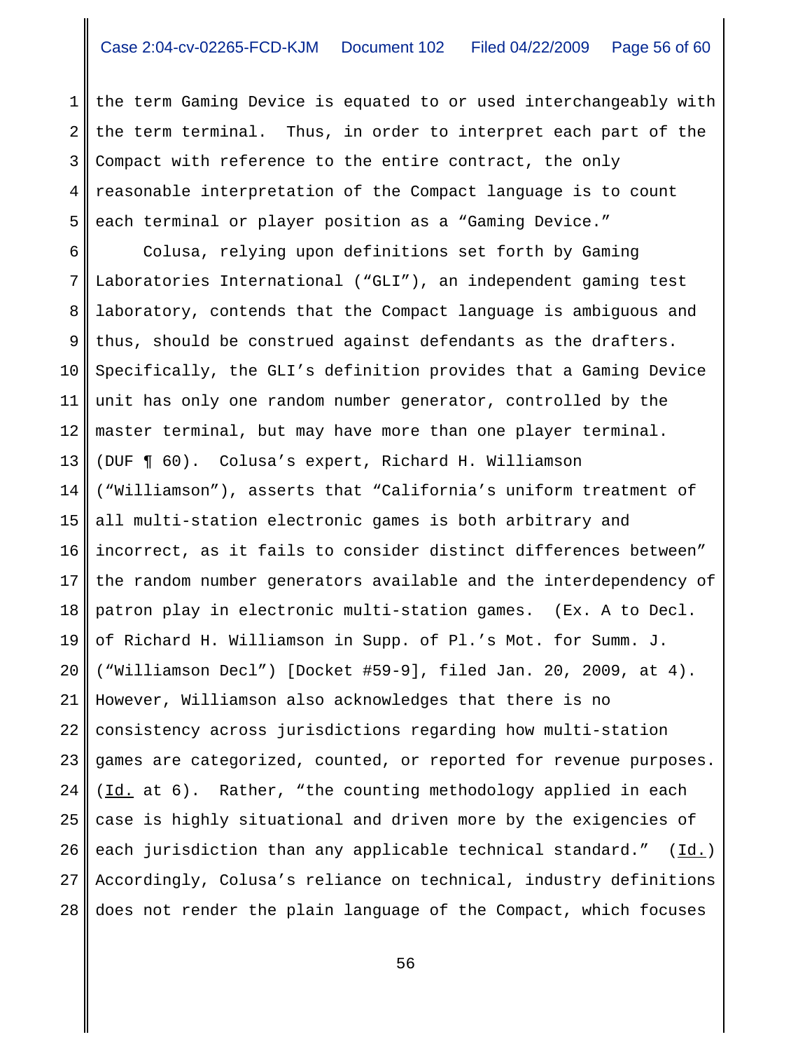the term Gaming Device is equated to or used interchangeably with the term terminal. Thus, in order to interpret each part of the Compact with reference to the entire contract, the only reasonable interpretation of the Compact language is to count each terminal or player position as a "Gaming Device."

Colusa, relying upon definitions set forth by Gaming Laboratories International ("GLI"), an independent gaming test laboratory, contends that the Compact language is ambiguous and thus, should be construed against defendants as the drafters. Specifically, the GLI's definition provides that a Gaming Device unit has only one random number generator, controlled by the master terminal, but may have more than one player terminal. (DUF ¶ 60). Colusa's expert, Richard H. Williamson ("Williamson"), asserts that "California's uniform treatment of all multi-station electronic games is both arbitrary and incorrect, as it fails to consider distinct differences between" the random number generators available and the interdependency of patron play in electronic multi-station games. (Ex. A to Decl. of Richard H. Williamson in Supp. of Pl.'s Mot. for Summ. J. ("Williamson Decl") [Docket #59-9], filed Jan. 20, 2009, at 4). However, Williamson also acknowledges that there is no consistency across jurisdictions regarding how multi-station games are categorized, counted, or reported for revenue purposes. (Id. at 6). Rather, "the counting methodology applied in each case is highly situational and driven more by the exigencies of each jurisdiction than any applicable technical standard." (Id.) Accordingly, Colusa's reliance on technical, industry definitions does not render the plain language of the Compact, which focuses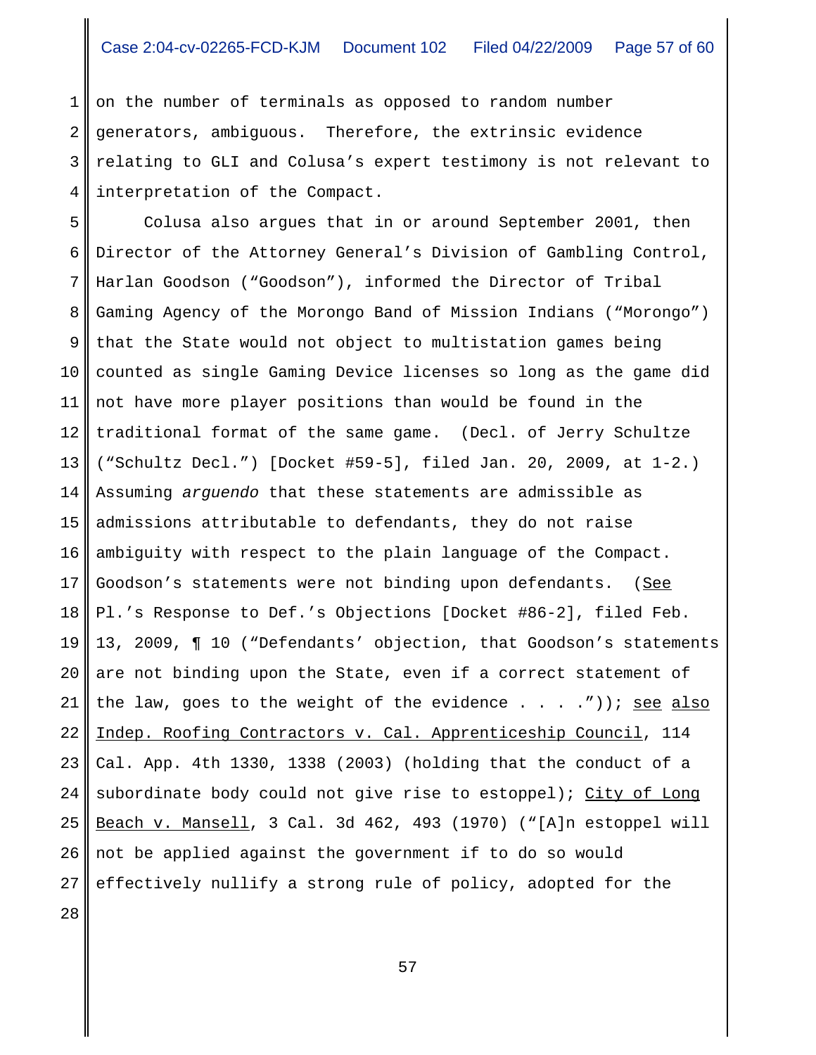on the number of terminals as opposed to random number generators, ambiguous. Therefore, the extrinsic evidence relating to GLI and Colusa's expert testimony is not relevant to interpretation of the Compact.

Colusa also argues that in or around September 2001, then Director of the Attorney General's Division of Gambling Control, Harlan Goodson ("Goodson"), informed the Director of Tribal Gaming Agency of the Morongo Band of Mission Indians ("Morongo") that the State would not object to multistation games being counted as single Gaming Device licenses so long as the game did not have more player positions than would be found in the traditional format of the same game. (Decl. of Jerry Schultze ("Schultz Decl.") [Docket #59-5], filed Jan. 20, 2009, at 1-2.) Assuming *arguendo* that these statements are admissible as admissions attributable to defendants, they do not raise ambiguity with respect to the plain language of the Compact. Goodson's statements were not binding upon defendants. (See Pl.'s Response to Def.'s Objections [Docket #86-2], filed Feb. 13, 2009, ¶ 10 ("Defendants' objection, that Goodson's statements are not binding upon the State, even if a correct statement of the law, goes to the weight of the evidence . . . .")); see also Indep. Roofing Contractors v. Cal. Apprenticeship Council, 114 Cal. App. 4th 1330, 1338 (2003) (holding that the conduct of a subordinate body could not give rise to estoppel); City of Long Beach v. Mansell, 3 Cal. 3d 462, 493 (1970) ("[A]n estoppel will not be applied against the government if to do so would effectively nullify a strong rule of policy, adopted for the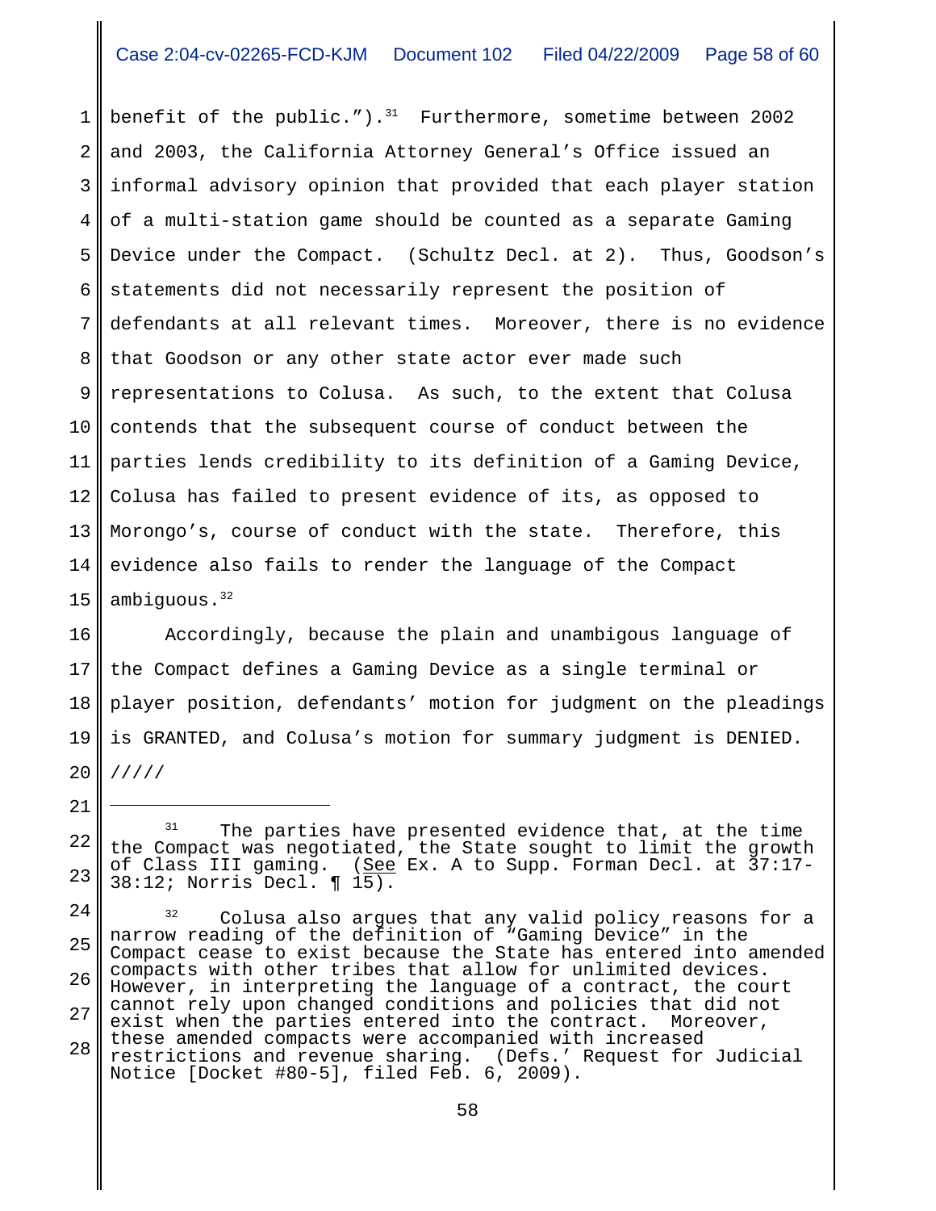benefit of the public.").[31] Furthermore, sometime between 2002 and 2003, the California Attorney General's Office issued an informal advisory opinion that provided that each player station of a multi-station game should be counted as a separate Gaming Device under the Compact. (Schultz Decl. at 2). Thus, Goodson's statements did not necessarily represent the position of defendants at all relevant times. Moreover, there is no evidence that Goodson or any other state actor ever made such representations to Colusa. As such, to the extent that Colusa contends that the subsequent course of conduct between the parties lends credibility to its definition of a Gaming Device, Colusa has failed to present evidence of its, as opposed to Morongo's, course of conduct with the state. Therefore, this evidence also fails to render the language of the Compact ambiguous.[32]

Accordingly, because the plain and unambigous language of the Compact defines a Gaming Device as a single terminal or player position, defendants' motion for judgment on the pleadings is GRANTED, and Colusa's motion for summary judgment is DENIED.

/////

---

[31] The parties have presented evidence that, at the time the Compact was negotiated, the State sought to limit the growth of Class III gaming. (See Ex. A to Supp. Forman Decl. at 37:17-38:12; Norris Decl. ¶ 15).

[32] Colusa also argues that any valid policy reasons for a narrow reading of the definition of "Gaming Device" in the Compact cease to exist because the State has entered into amended compacts with other tribes that allow for unlimited devices. However, in interpreting the language of a contract, the court cannot rely upon changed conditions and policies that did not exist when the parties entered into the contract. Moreover, these amended compacts were accompanied with increased restrictions and revenue sharing. (Defs.' Request for Judicial Notice [Docket #80-5], filed Feb. 6, 2009).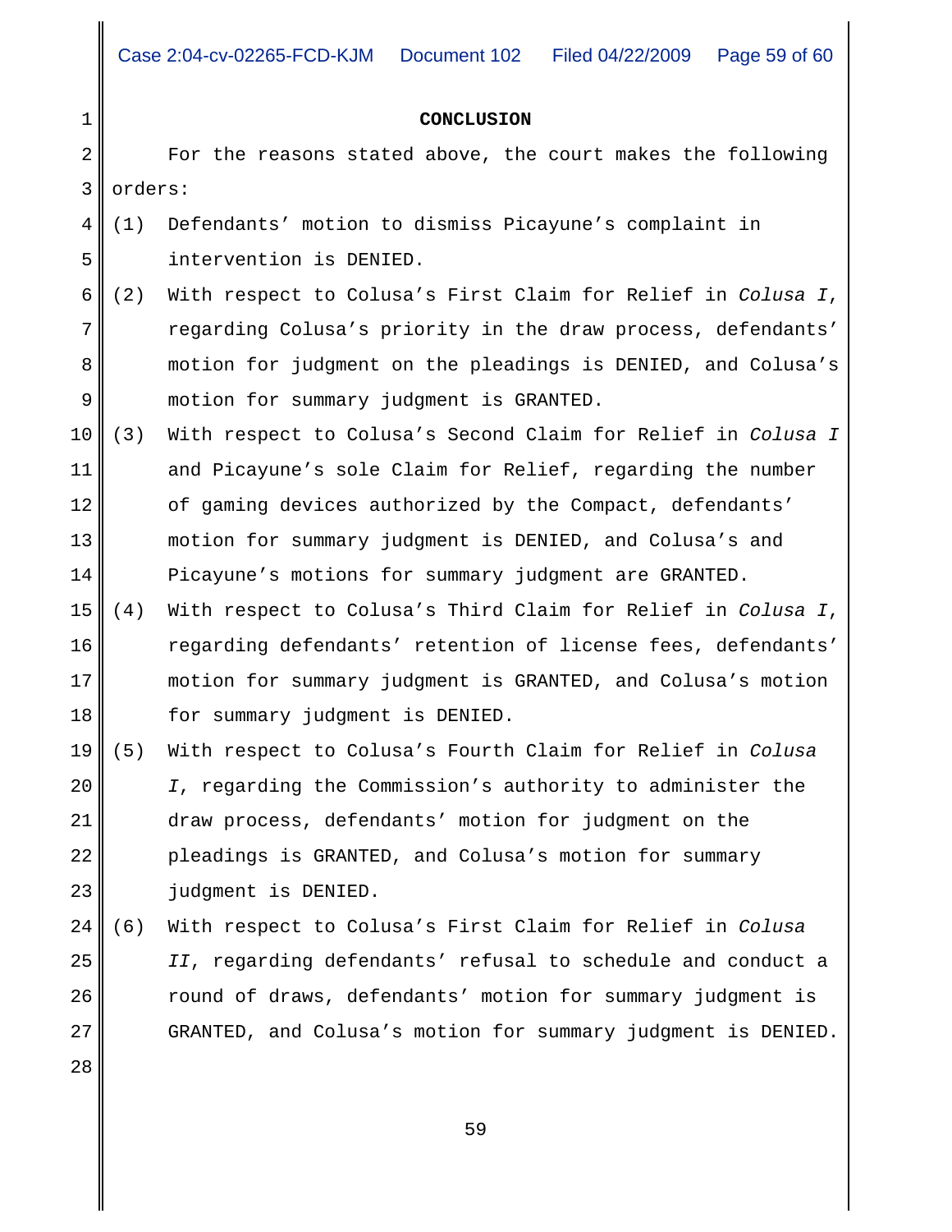## CONCLUSION

For the reasons stated above, the court makes the following orders:

(1) Defendants' motion to dismiss Picayune's complaint in intervention is DENIED.

(2) With respect to Colusa's First Claim for Relief in *Colusa I*, regarding Colusa's priority in the draw process, defendants' motion for judgment on the pleadings is DENIED, and Colusa's motion for summary judgment is GRANTED.

(3) With respect to Colusa's Second Claim for Relief in *Colusa I* and Picayune's sole Claim for Relief, regarding the number of gaming devices authorized by the Compact, defendants' motion for summary judgment is DENIED, and Colusa's and Picayune's motions for summary judgment are GRANTED.

(4) With respect to Colusa's Third Claim for Relief in *Colusa I*, regarding defendants' retention of license fees, defendants' motion for summary judgment is GRANTED, and Colusa's motion for summary judgment is DENIED.

(5) With respect to Colusa's Fourth Claim for Relief in *Colusa I*, regarding the Commission's authority to administer the draw process, defendants' motion for judgment on the pleadings is GRANTED, and Colusa's motion for summary judgment is DENIED.

(6) With respect to Colusa's First Claim for Relief in *Colusa II*, regarding defendants' refusal to schedule and conduct a round of draws, defendants' motion for summary judgment is GRANTED, and Colusa's motion for summary judgment is DENIED.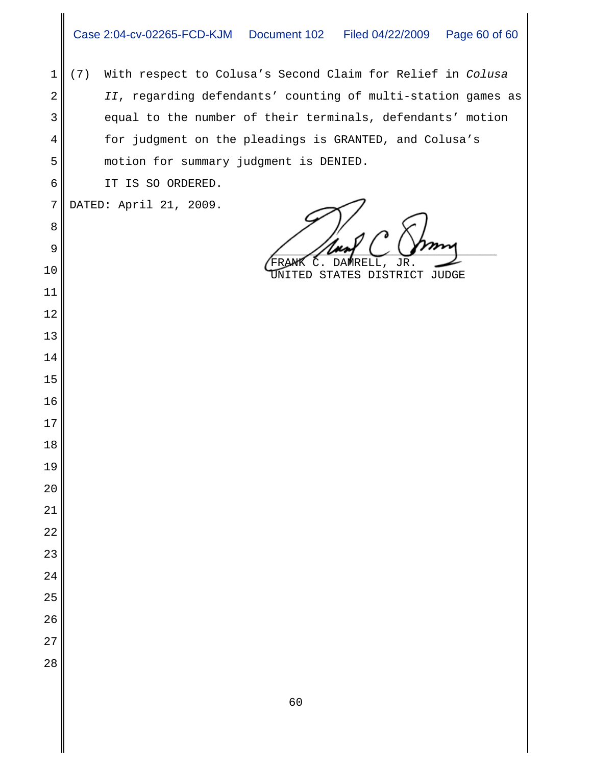(7) With respect to Colusa's Second Claim for Relief in *Colusa II*, regarding defendants' counting of multi-station games as equal to the number of their terminals, defendants' motion for judgment on the pleadings is GRANTED, and Colusa's motion for summary judgment is DENIED.

IT IS SO ORDERED.

DATED: April 21, 2009.

FRANK C. DAMRELL, JR.
UNITED STATES DISTRICT JUDGE